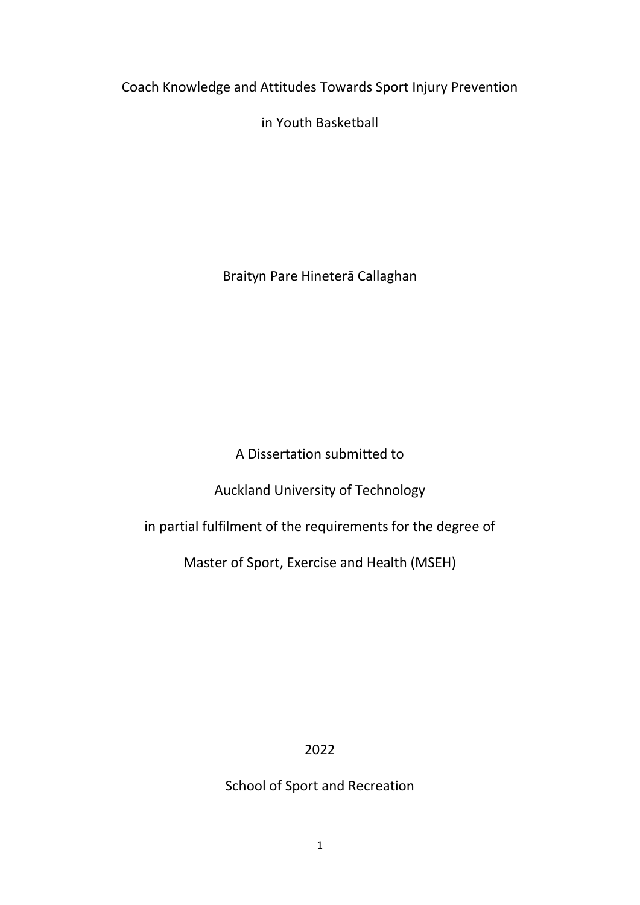# Coach Knowledge and Attitudes Towards Sport Injury Prevention in Youth Basketball

Braityn Pare Hineterā Callaghan

A Dissertation submitted to

Auckland University of Technology

in partial fulfilment of the requirements for the degree of

Master of Sport, Exercise and Health (MSEH)

2022

School of Sport and Recreation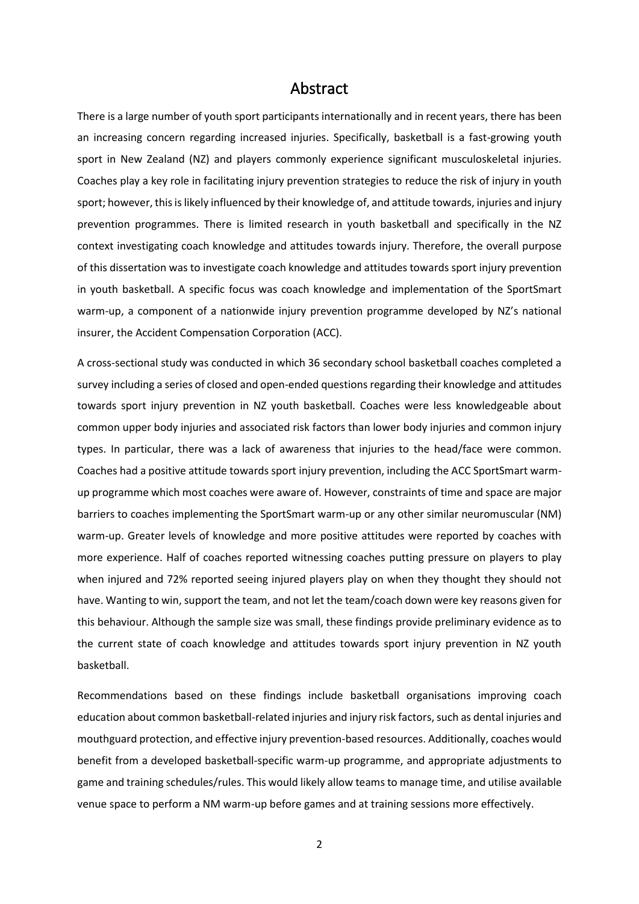# Abstract

There is a large number of youth sport participants internationally and in recent years, there has been an increasing concern regarding increased injuries. Specifically, basketball is a fast-growing youth sport in New Zealand (NZ) and players commonly experience significant musculoskeletal injuries. Coaches play a key role in facilitating injury prevention strategies to reduce the risk of injury in youth sport; however, this is likely influenced by their knowledge of, and attitude towards, injuries and injury prevention programmes. There is limited research in youth basketball and specifically in the NZ context investigating coach knowledge and attitudes towards injury. Therefore, the overall purpose of this dissertation was to investigate coach knowledge and attitudes towards sport injury prevention in youth basketball. A specific focus was coach knowledge and implementation of the SportSmart warm-up, a component of a nationwide injury prevention programme developed by NZ's national insurer, the Accident Compensation Corporation (ACC).

A cross-sectional study was conducted in which 36 secondary school basketball coaches completed a survey including a series of closed and open-ended questions regarding their knowledge and attitudes towards sport injury prevention in NZ youth basketball. Coaches were less knowledgeable about common upper body injuries and associated risk factors than lower body injuries and common injury types. In particular, there was a lack of awareness that injuries to the head/face were common. Coaches had a positive attitude towards sport injury prevention, including the ACC SportSmart warm-up programme which most coaches were aware of. However, constraints of time and space are major barriers to coaches implementing the SportSmart warm-up or any other similar neuromuscular (NM) warm-up. Greater levels of knowledge and more positive attitudes were reported by coaches with more experience. Half of coaches reported witnessing coaches putting pressure on players to play when injured and 72% reported seeing injured players play on when they thought they should not have. Wanting to win, support the team, and not let the team/coach down were key reasons given for this behaviour. Although the sample size was small, these findings provide preliminary evidence as to the current state of coach knowledge and attitudes towards sport injury prevention in NZ youth basketball.

Recommendations based on these findings include basketball organisations improving coach education about common basketball-related injuries and injury risk factors, such as dental injuries and mouthguard protection, and effective injury prevention-based resources. Additionally, coaches would benefit from a developed basketball-specific warm-up programme, and appropriate adjustments to game and training schedules/rules. This would likely allow teams to manage time, and utilise available venue space to perform a NM warm-up before games and at training sessions more effectively.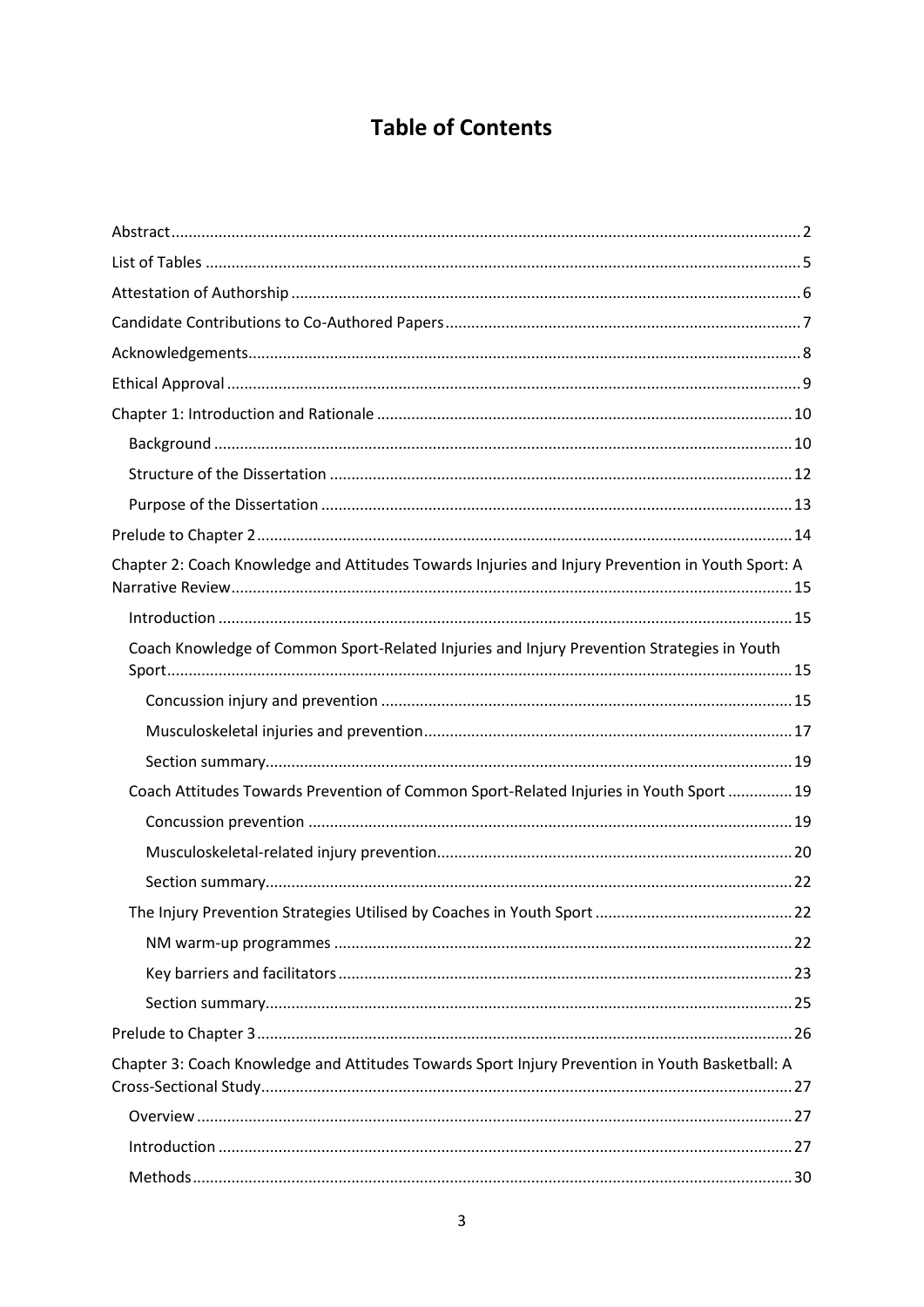# Table of Contents

Abstract ... 2

List of Tables ... 5

Attestation of Authorship ... 6

Candidate Contributions to Co-Authored Papers ... 7

Acknowledgements ... 8

Ethical Approval ... 9

Chapter 1: Introduction and Rationale ... 10

- Background ... 10
- Structure of the Dissertation ... 12
- Purpose of the Dissertation ... 13

Prelude to Chapter 2 ... 14

Chapter 2: Coach Knowledge and Attitudes Towards Injuries and Injury Prevention in Youth Sport: A Narrative Review ... 15

- Introduction ... 15
- Coach Knowledge of Common Sport-Related Injuries and Injury Prevention Strategies in Youth Sport ... 15
  - Concussion injury and prevention ... 15
  - Musculoskeletal injuries and prevention ... 17
  - Section summary ... 19
- Coach Attitudes Towards Prevention of Common Sport-Related Injuries in Youth Sport ... 19
  - Concussion prevention ... 19
  - Musculoskeletal-related injury prevention ... 20
  - Section summary ... 22
- The Injury Prevention Strategies Utilised by Coaches in Youth Sport ... 22
  - NM warm-up programmes ... 22
  - Key barriers and facilitators ... 23
  - Section summary ... 25

Prelude to Chapter 3 ... 26

Chapter 3: Coach Knowledge and Attitudes Towards Sport Injury Prevention in Youth Basketball: A Cross-Sectional Study ... 27

- Overview ... 27
- Introduction ... 27
- Methods ... 30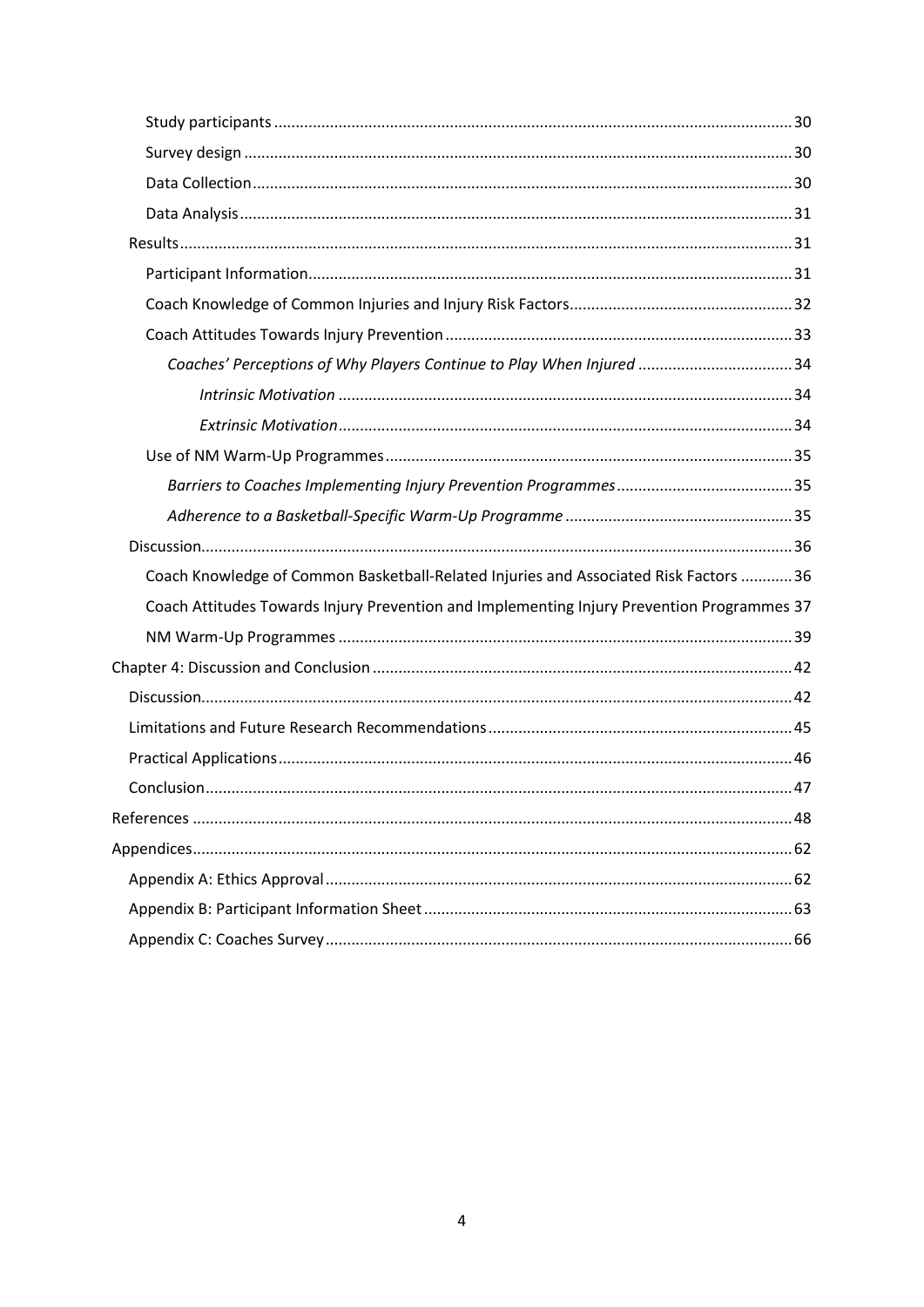Study participants ..... 30

Survey design ..... 30

Data Collection ..... 30

Data Analysis ..... 31

Results ..... 31

Participant Information ..... 31

Coach Knowledge of Common Injuries and Injury Risk Factors ..... 32

Coach Attitudes Towards Injury Prevention ..... 33

*Coaches' Perceptions of Why Players Continue to Play When Injured* ..... 34

*Intrinsic Motivation* ..... 34

*Extrinsic Motivation* ..... 34

Use of NM Warm-Up Programmes ..... 35

*Barriers to Coaches Implementing Injury Prevention Programmes* ..... 35

*Adherence to a Basketball-Specific Warm-Up Programme* ..... 35

Discussion ..... 36

Coach Knowledge of Common Basketball-Related Injuries and Associated Risk Factors ..... 36

Coach Attitudes Towards Injury Prevention and Implementing Injury Prevention Programmes 37

NM Warm-Up Programmes ..... 39

Chapter 4: Discussion and Conclusion ..... 42

Discussion ..... 42

Limitations and Future Research Recommendations ..... 45

Practical Applications ..... 46

Conclusion ..... 47

References ..... 48

Appendices ..... 62

Appendix A: Ethics Approval ..... 62

Appendix B: Participant Information Sheet ..... 63

Appendix C: Coaches Survey ..... 66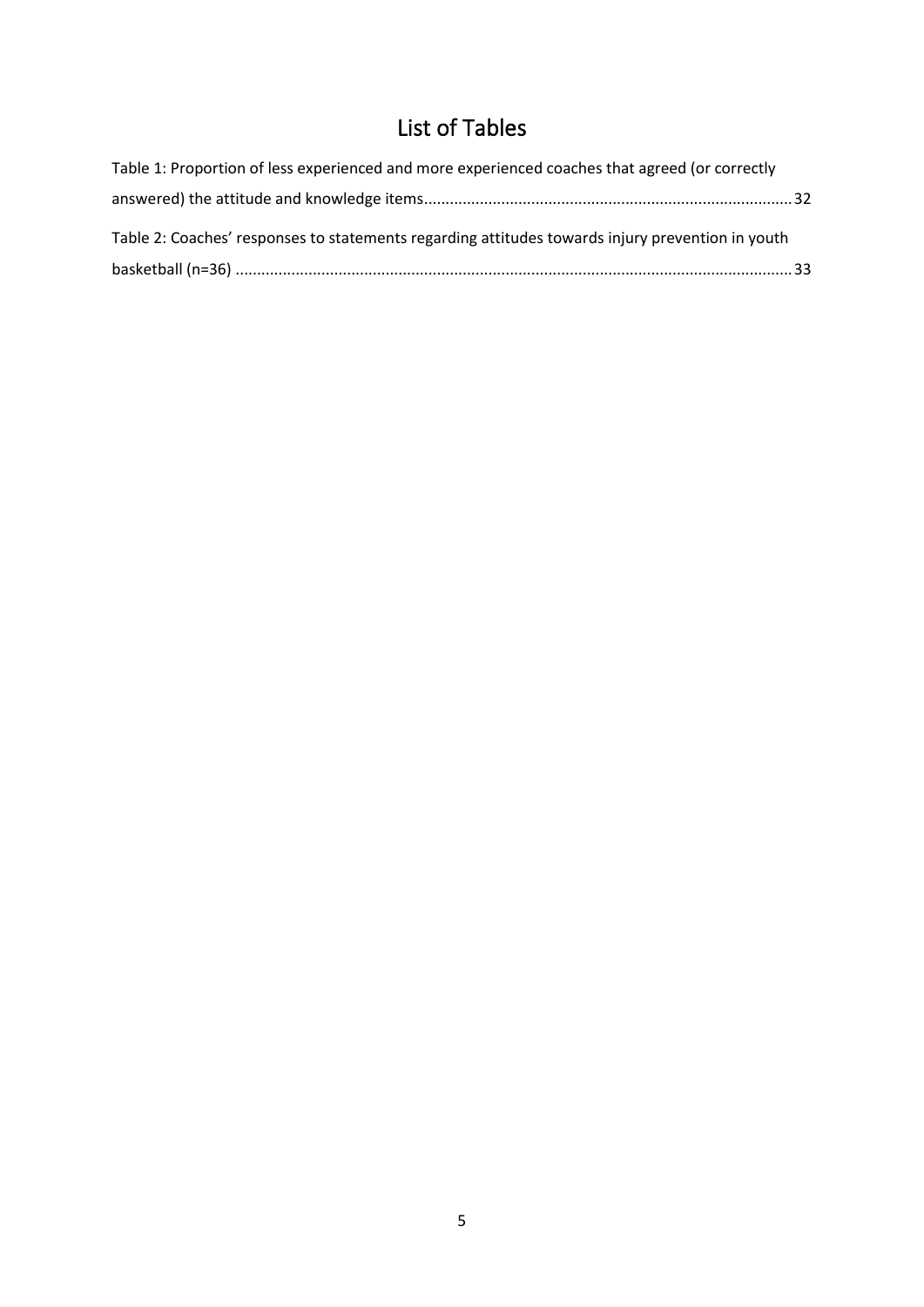# List of Tables

Table 1: Proportion of less experienced and more experienced coaches that agreed (or correctly answered) the attitude and knowledge items......................................................................................32

Table 2: Coaches' responses to statements regarding attitudes towards injury prevention in youth basketball (n=36) ..................................................................................................................................33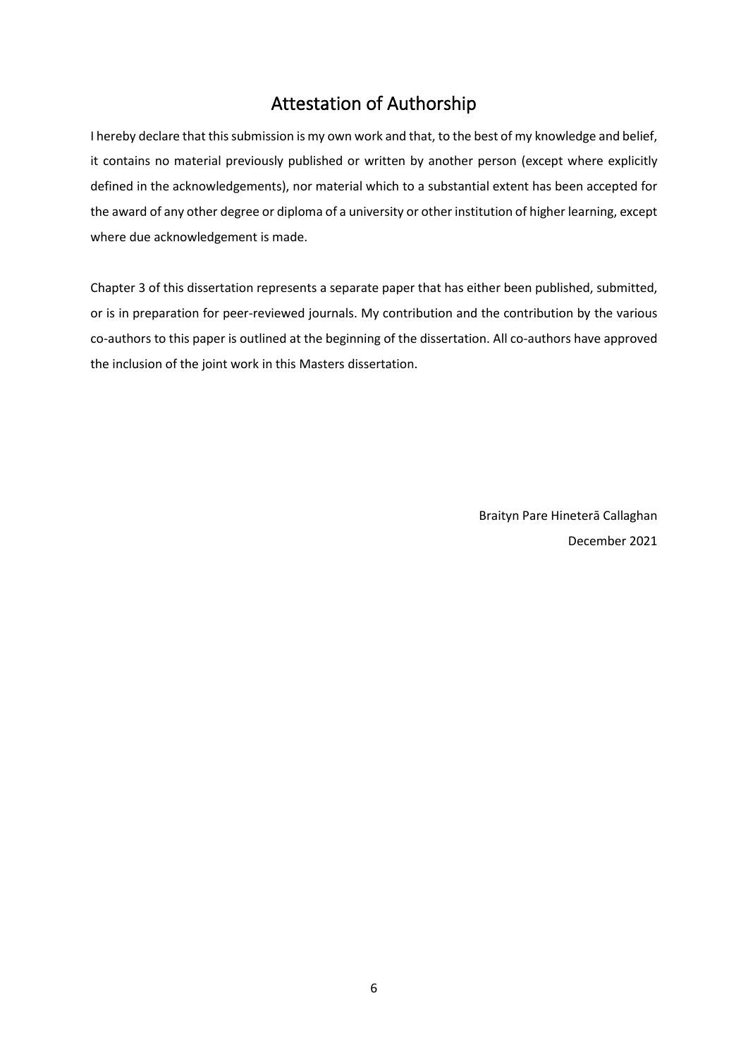# Attestation of Authorship

I hereby declare that this submission is my own work and that, to the best of my knowledge and belief, it contains no material previously published or written by another person (except where explicitly defined in the acknowledgements), nor material which to a substantial extent has been accepted for the award of any other degree or diploma of a university or other institution of higher learning, except where due acknowledgement is made.

Chapter 3 of this dissertation represents a separate paper that has either been published, submitted, or is in preparation for peer-reviewed journals. My contribution and the contribution by the various co-authors to this paper is outlined at the beginning of the dissertation. All co-authors have approved the inclusion of the joint work in this Masters dissertation.

Braityn Pare Hineterā Callaghan

December 2021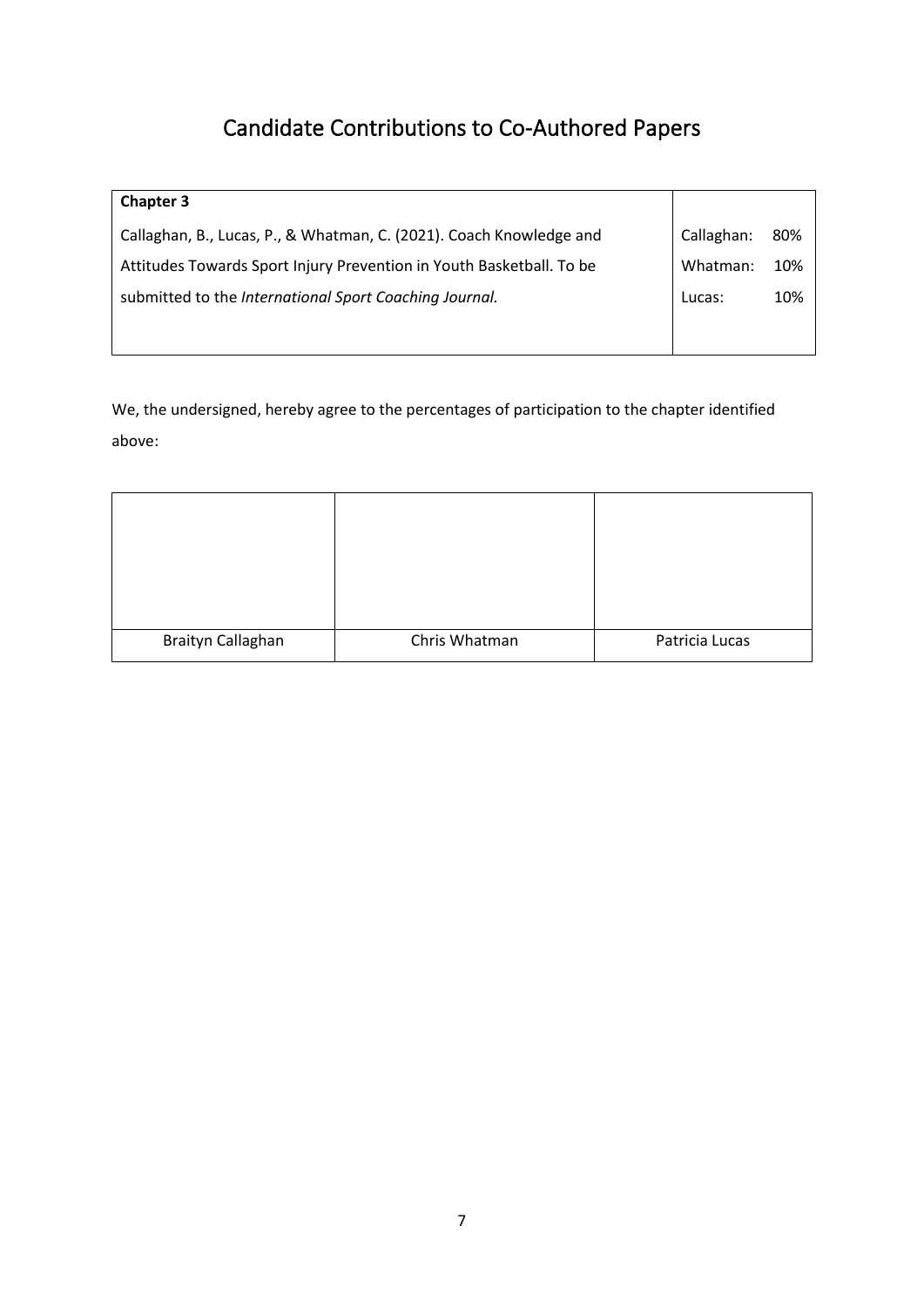# Candidate Contributions to Co-Authored Papers

| **Chapter 3** | |
|---|---|
| Callaghan, B., Lucas, P., & Whatman, C. (2021). Coach Knowledge and Attitudes Towards Sport Injury Prevention in Youth Basketball. To be submitted to the *International Sport Coaching Journal.* | Callaghan: 80%<br>Whatman: 10%<br>Lucas: 10% |

We, the undersigned, hereby agree to the percentages of participation to the chapter identified above:

| | | |
|---|---|---|
| Braityn Callaghan | Chris Whatman | Patricia Lucas |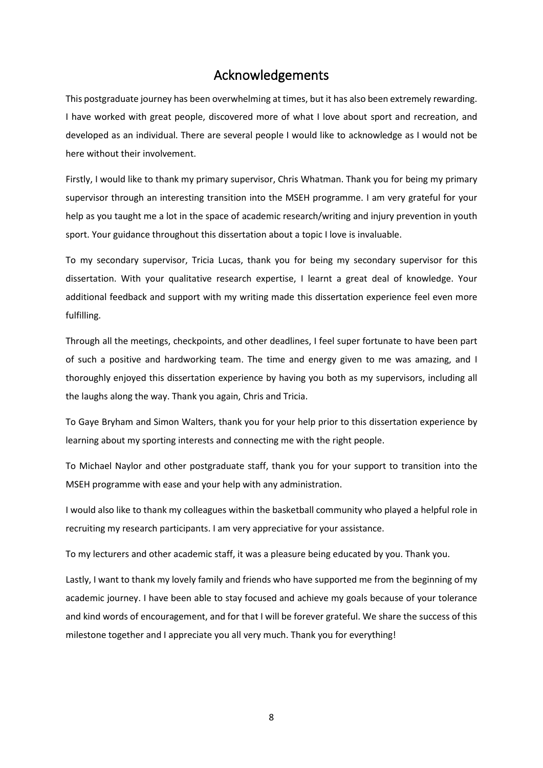# Acknowledgements

This postgraduate journey has been overwhelming at times, but it has also been extremely rewarding. I have worked with great people, discovered more of what I love about sport and recreation, and developed as an individual. There are several people I would like to acknowledge as I would not be here without their involvement.

Firstly, I would like to thank my primary supervisor, Chris Whatman. Thank you for being my primary supervisor through an interesting transition into the MSEH programme. I am very grateful for your help as you taught me a lot in the space of academic research/writing and injury prevention in youth sport. Your guidance throughout this dissertation about a topic I love is invaluable.

To my secondary supervisor, Tricia Lucas, thank you for being my secondary supervisor for this dissertation. With your qualitative research expertise, I learnt a great deal of knowledge. Your additional feedback and support with my writing made this dissertation experience feel even more fulfilling.

Through all the meetings, checkpoints, and other deadlines, I feel super fortunate to have been part of such a positive and hardworking team. The time and energy given to me was amazing, and I thoroughly enjoyed this dissertation experience by having you both as my supervisors, including all the laughs along the way. Thank you again, Chris and Tricia.

To Gaye Bryham and Simon Walters, thank you for your help prior to this dissertation experience by learning about my sporting interests and connecting me with the right people.

To Michael Naylor and other postgraduate staff, thank you for your support to transition into the MSEH programme with ease and your help with any administration.

I would also like to thank my colleagues within the basketball community who played a helpful role in recruiting my research participants. I am very appreciative for your assistance.

To my lecturers and other academic staff, it was a pleasure being educated by you. Thank you.

Lastly, I want to thank my lovely family and friends who have supported me from the beginning of my academic journey. I have been able to stay focused and achieve my goals because of your tolerance and kind words of encouragement, and for that I will be forever grateful. We share the success of this milestone together and I appreciate you all very much. Thank you for everything!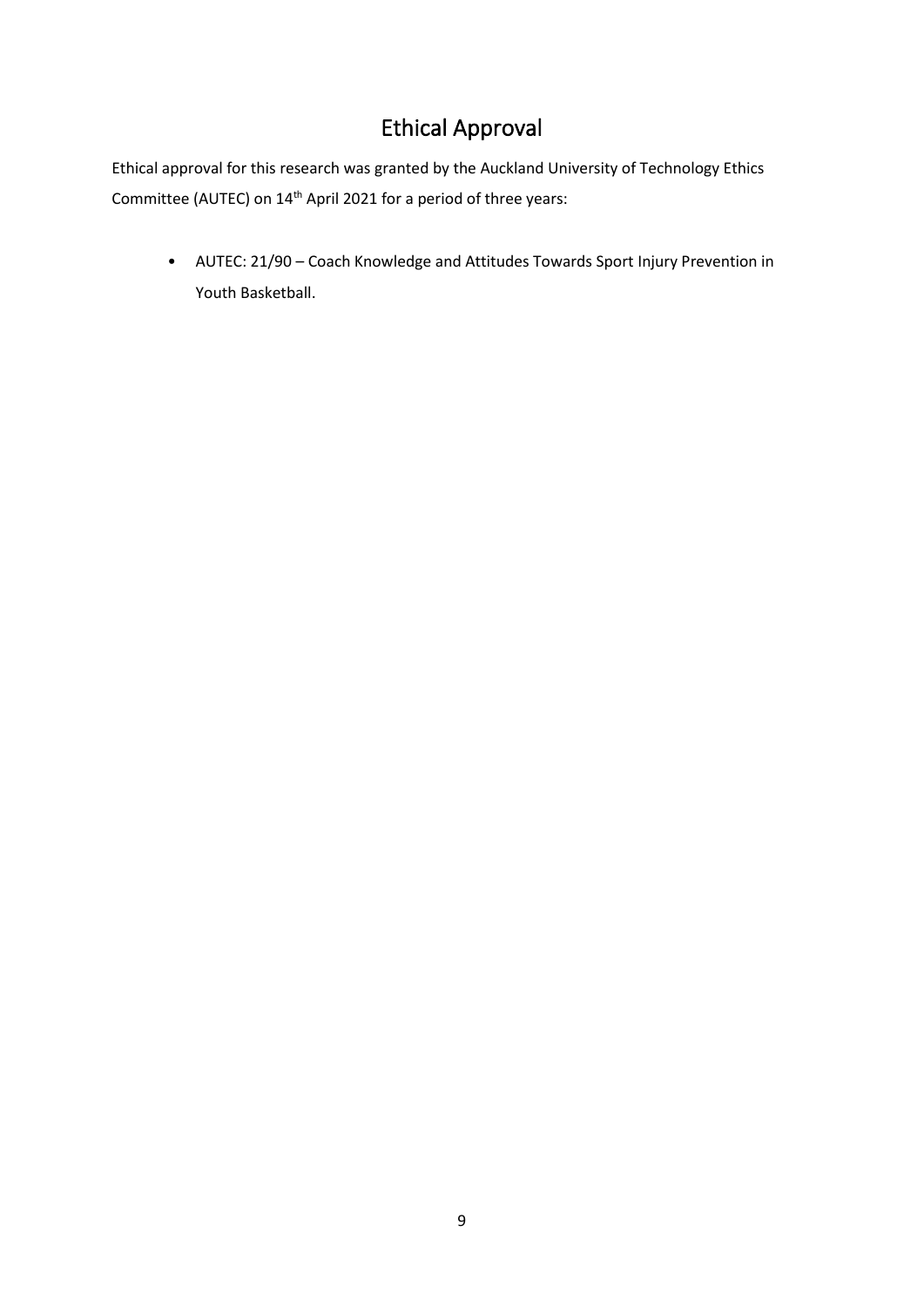# Ethical Approval

Ethical approval for this research was granted by the Auckland University of Technology Ethics Committee (AUTEC) on 14th April 2021 for a period of three years:

- AUTEC: 21/90 – Coach Knowledge and Attitudes Towards Sport Injury Prevention in Youth Basketball.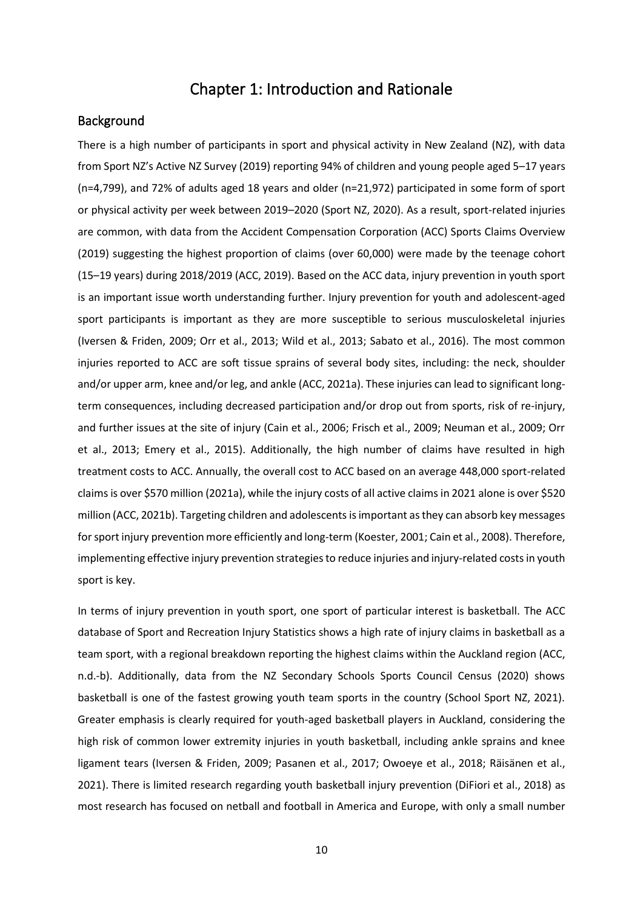# Chapter 1: Introduction and Rationale

## Background

There is a high number of participants in sport and physical activity in New Zealand (NZ), with data from Sport NZ's Active NZ Survey (2019) reporting 94% of children and young people aged 5–17 years (n=4,799), and 72% of adults aged 18 years and older (n=21,972) participated in some form of sport or physical activity per week between 2019–2020 (Sport NZ, 2020). As a result, sport-related injuries are common, with data from the Accident Compensation Corporation (ACC) Sports Claims Overview (2019) suggesting the highest proportion of claims (over 60,000) were made by the teenage cohort (15–19 years) during 2018/2019 (ACC, 2019). Based on the ACC data, injury prevention in youth sport is an important issue worth understanding further. Injury prevention for youth and adolescent-aged sport participants is important as they are more susceptible to serious musculoskeletal injuries (Iversen & Friden, 2009; Orr et al., 2013; Wild et al., 2013; Sabato et al., 2016). The most common injuries reported to ACC are soft tissue sprains of several body sites, including: the neck, shoulder and/or upper arm, knee and/or leg, and ankle (ACC, 2021a). These injuries can lead to significant long-term consequences, including decreased participation and/or drop out from sports, risk of re-injury, and further issues at the site of injury (Cain et al., 2006; Frisch et al., 2009; Neuman et al., 2009; Orr et al., 2013; Emery et al., 2015). Additionally, the high number of claims have resulted in high treatment costs to ACC. Annually, the overall cost to ACC based on an average 448,000 sport-related claims is over $570 million (2021a), while the injury costs of all active claims in 2021 alone is over $520 million (ACC, 2021b). Targeting children and adolescents is important as they can absorb key messages for sport injury prevention more efficiently and long-term (Koester, 2001; Cain et al., 2008). Therefore, implementing effective injury prevention strategies to reduce injuries and injury-related costs in youth sport is key.

In terms of injury prevention in youth sport, one sport of particular interest is basketball. The ACC database of Sport and Recreation Injury Statistics shows a high rate of injury claims in basketball as a team sport, with a regional breakdown reporting the highest claims within the Auckland region (ACC, n.d.-b). Additionally, data from the NZ Secondary Schools Sports Council Census (2020) shows basketball is one of the fastest growing youth team sports in the country (School Sport NZ, 2021). Greater emphasis is clearly required for youth-aged basketball players in Auckland, considering the high risk of common lower extremity injuries in youth basketball, including ankle sprains and knee ligament tears (Iversen & Friden, 2009; Pasanen et al., 2017; Owoeye et al., 2018; Räisänen et al., 2021). There is limited research regarding youth basketball injury prevention (DiFiori et al., 2018) as most research has focused on netball and football in America and Europe, with only a small number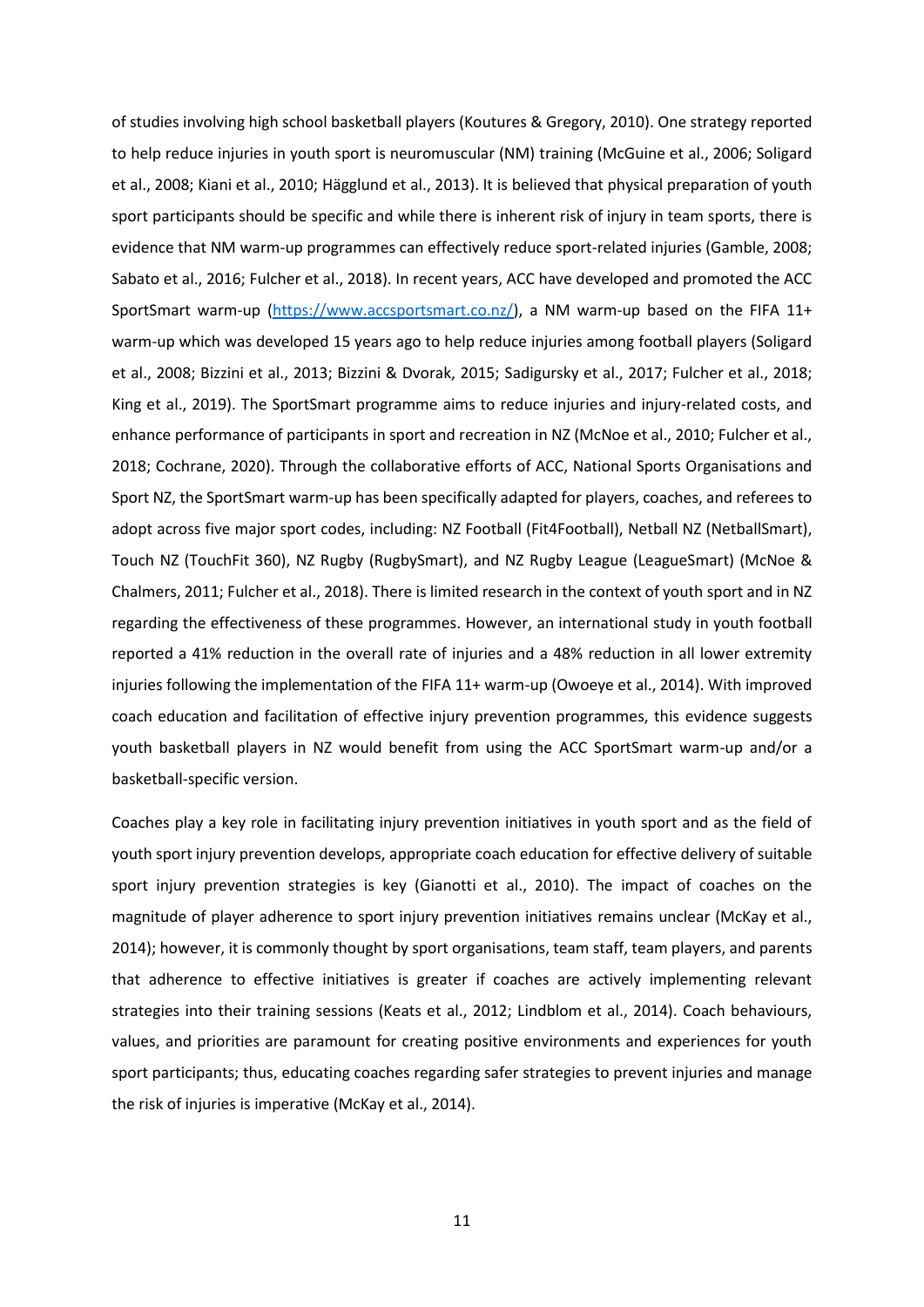of studies involving high school basketball players (Koutures & Gregory, 2010). One strategy reported to help reduce injuries in youth sport is neuromuscular (NM) training (McGuine et al., 2006; Soligard et al., 2008; Kiani et al., 2010; Hägglund et al., 2013). It is believed that physical preparation of youth sport participants should be specific and while there is inherent risk of injury in team sports, there is evidence that NM warm-up programmes can effectively reduce sport-related injuries (Gamble, 2008; Sabato et al., 2016; Fulcher et al., 2018). In recent years, ACC have developed and promoted the ACC SportSmart warm-up (https://www.accsportsmart.co.nz/), a NM warm-up based on the FIFA 11+ warm-up which was developed 15 years ago to help reduce injuries among football players (Soligard et al., 2008; Bizzini et al., 2013; Bizzini & Dvorak, 2015; Sadigursky et al., 2017; Fulcher et al., 2018; King et al., 2019). The SportSmart programme aims to reduce injuries and injury-related costs, and enhance performance of participants in sport and recreation in NZ (McNoe et al., 2010; Fulcher et al., 2018; Cochrane, 2020). Through the collaborative efforts of ACC, National Sports Organisations and Sport NZ, the SportSmart warm-up has been specifically adapted for players, coaches, and referees to adopt across five major sport codes, including: NZ Football (Fit4Football), Netball NZ (NetballSmart), Touch NZ (TouchFit 360), NZ Rugby (RugbySmart), and NZ Rugby League (LeagueSmart) (McNoe & Chalmers, 2011; Fulcher et al., 2018). There is limited research in the context of youth sport and in NZ regarding the effectiveness of these programmes. However, an international study in youth football reported a 41% reduction in the overall rate of injuries and a 48% reduction in all lower extremity injuries following the implementation of the FIFA 11+ warm-up (Owoeye et al., 2014). With improved coach education and facilitation of effective injury prevention programmes, this evidence suggests youth basketball players in NZ would benefit from using the ACC SportSmart warm-up and/or a basketball-specific version.

Coaches play a key role in facilitating injury prevention initiatives in youth sport and as the field of youth sport injury prevention develops, appropriate coach education for effective delivery of suitable sport injury prevention strategies is key (Gianotti et al., 2010). The impact of coaches on the magnitude of player adherence to sport injury prevention initiatives remains unclear (McKay et al., 2014); however, it is commonly thought by sport organisations, team staff, team players, and parents that adherence to effective initiatives is greater if coaches are actively implementing relevant strategies into their training sessions (Keats et al., 2012; Lindblom et al., 2014). Coach behaviours, values, and priorities are paramount for creating positive environments and experiences for youth sport participants; thus, educating coaches regarding safer strategies to prevent injuries and manage the risk of injuries is imperative (McKay et al., 2014).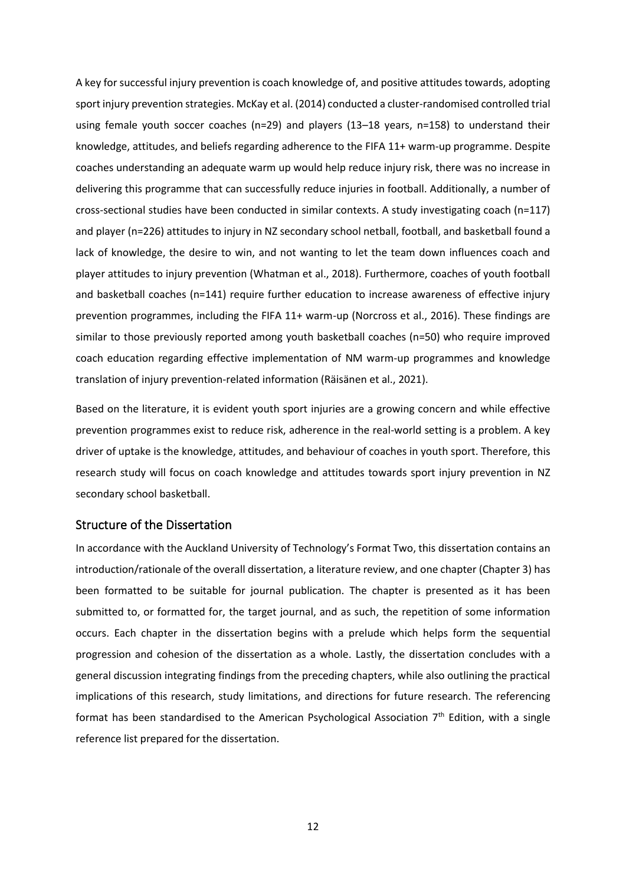A key for successful injury prevention is coach knowledge of, and positive attitudes towards, adopting sport injury prevention strategies. McKay et al. (2014) conducted a cluster-randomised controlled trial using female youth soccer coaches (n=29) and players (13–18 years, n=158) to understand their knowledge, attitudes, and beliefs regarding adherence to the FIFA 11+ warm-up programme. Despite coaches understanding an adequate warm up would help reduce injury risk, there was no increase in delivering this programme that can successfully reduce injuries in football. Additionally, a number of cross-sectional studies have been conducted in similar contexts. A study investigating coach (n=117) and player (n=226) attitudes to injury in NZ secondary school netball, football, and basketball found a lack of knowledge, the desire to win, and not wanting to let the team down influences coach and player attitudes to injury prevention (Whatman et al., 2018). Furthermore, coaches of youth football and basketball coaches (n=141) require further education to increase awareness of effective injury prevention programmes, including the FIFA 11+ warm-up (Norcross et al., 2016). These findings are similar to those previously reported among youth basketball coaches (n=50) who require improved coach education regarding effective implementation of NM warm-up programmes and knowledge translation of injury prevention-related information (Räisänen et al., 2021).

Based on the literature, it is evident youth sport injuries are a growing concern and while effective prevention programmes exist to reduce risk, adherence in the real-world setting is a problem. A key driver of uptake is the knowledge, attitudes, and behaviour of coaches in youth sport. Therefore, this research study will focus on coach knowledge and attitudes towards sport injury prevention in NZ secondary school basketball.

## Structure of the Dissertation

In accordance with the Auckland University of Technology's Format Two, this dissertation contains an introduction/rationale of the overall dissertation, a literature review, and one chapter (Chapter 3) has been formatted to be suitable for journal publication. The chapter is presented as it has been submitted to, or formatted for, the target journal, and as such, the repetition of some information occurs. Each chapter in the dissertation begins with a prelude which helps form the sequential progression and cohesion of the dissertation as a whole. Lastly, the dissertation concludes with a general discussion integrating findings from the preceding chapters, while also outlining the practical implications of this research, study limitations, and directions for future research. The referencing format has been standardised to the American Psychological Association 7th Edition, with a single reference list prepared for the dissertation.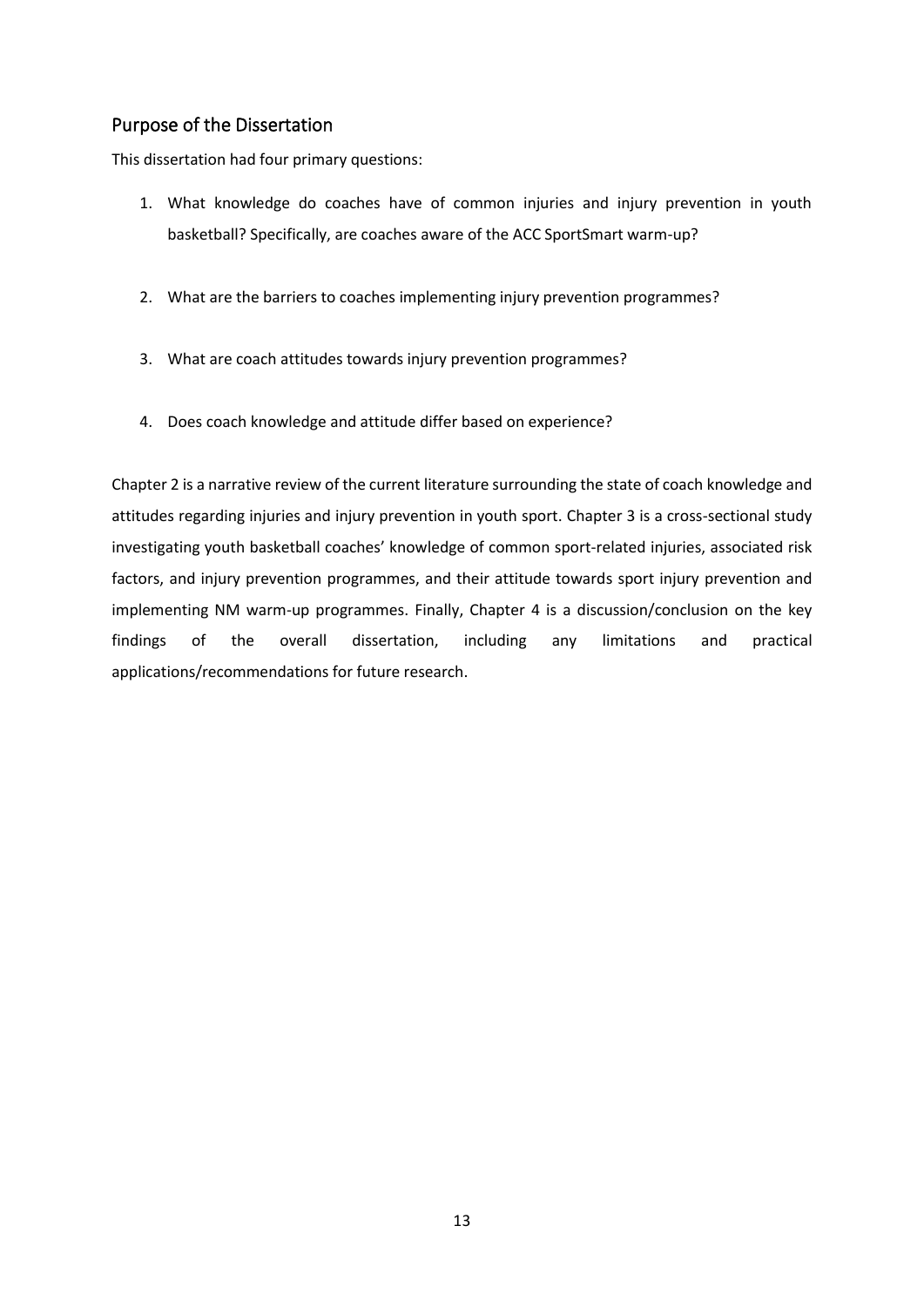## Purpose of the Dissertation

This dissertation had four primary questions:

1. What knowledge do coaches have of common injuries and injury prevention in youth basketball? Specifically, are coaches aware of the ACC SportSmart warm-up?

2. What are the barriers to coaches implementing injury prevention programmes?

3. What are coach attitudes towards injury prevention programmes?

4. Does coach knowledge and attitude differ based on experience?

Chapter 2 is a narrative review of the current literature surrounding the state of coach knowledge and attitudes regarding injuries and injury prevention in youth sport. Chapter 3 is a cross-sectional study investigating youth basketball coaches' knowledge of common sport-related injuries, associated risk factors, and injury prevention programmes, and their attitude towards sport injury prevention and implementing NM warm-up programmes. Finally, Chapter 4 is a discussion/conclusion on the key findings of the overall dissertation, including any limitations and practical applications/recommendations for future research.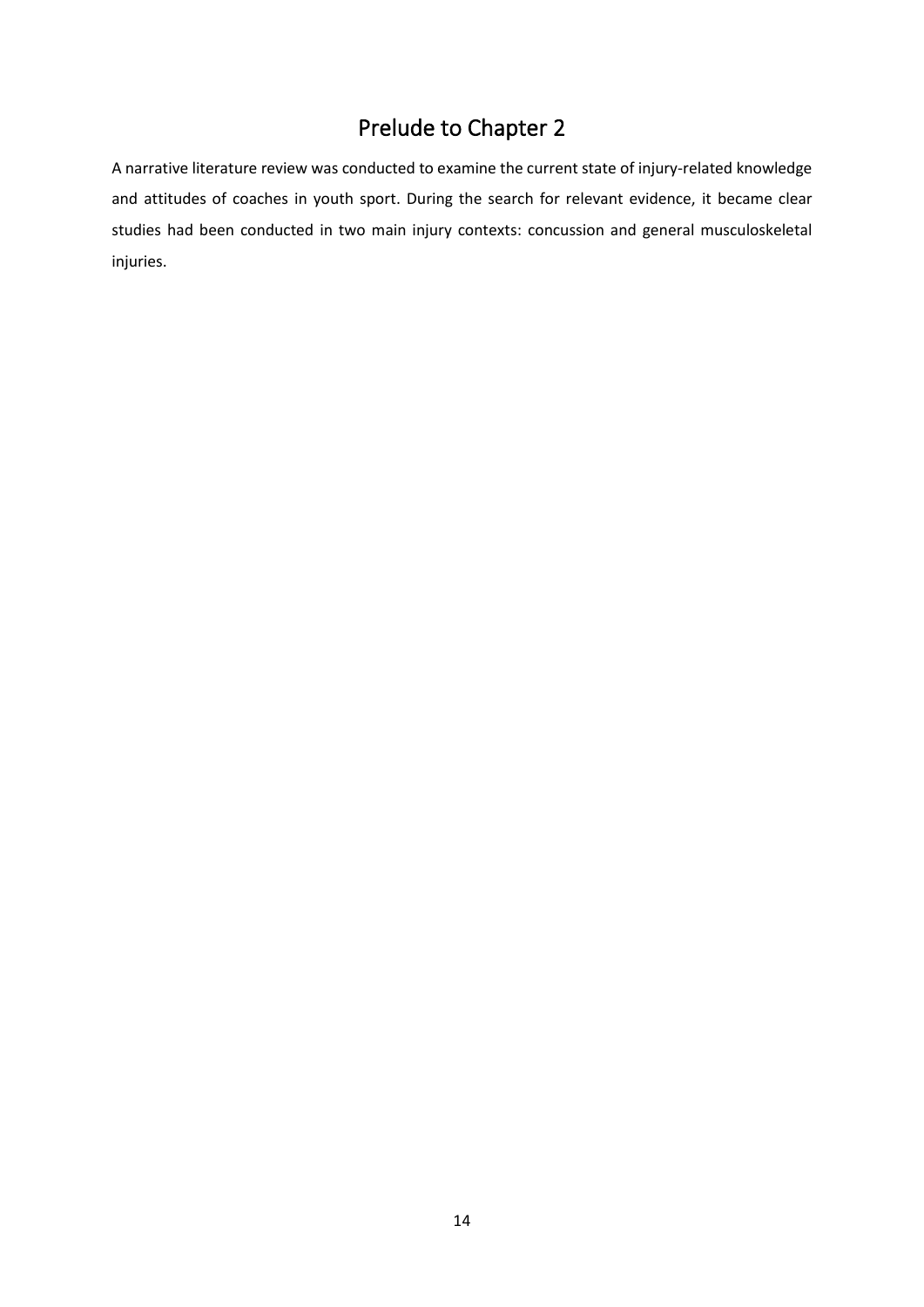# Prelude to Chapter 2

A narrative literature review was conducted to examine the current state of injury-related knowledge and attitudes of coaches in youth sport. During the search for relevant evidence, it became clear studies had been conducted in two main injury contexts: concussion and general musculoskeletal injuries.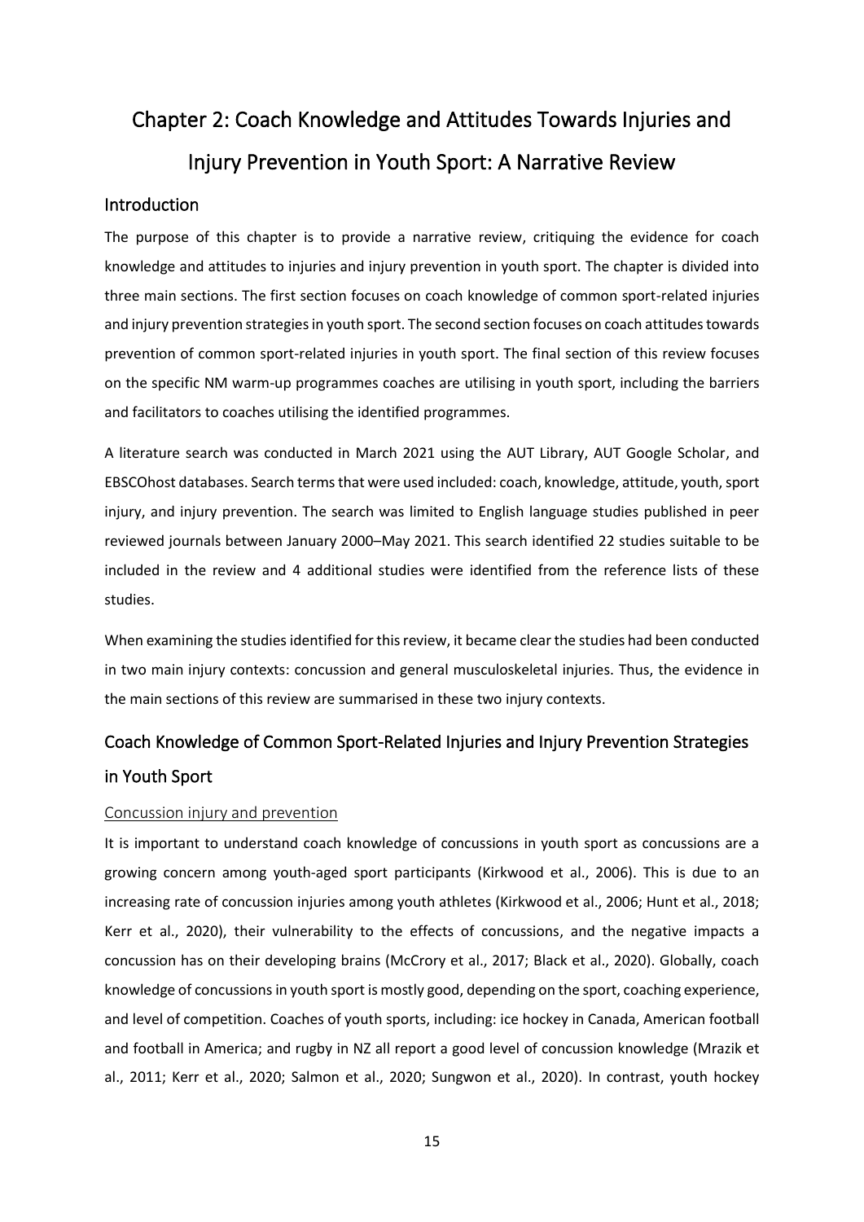# Chapter 2: Coach Knowledge and Attitudes Towards Injuries and Injury Prevention in Youth Sport: A Narrative Review

## Introduction

The purpose of this chapter is to provide a narrative review, critiquing the evidence for coach knowledge and attitudes to injuries and injury prevention in youth sport. The chapter is divided into three main sections. The first section focuses on coach knowledge of common sport-related injuries and injury prevention strategies in youth sport. The second section focuses on coach attitudes towards prevention of common sport-related injuries in youth sport. The final section of this review focuses on the specific NM warm-up programmes coaches are utilising in youth sport, including the barriers and facilitators to coaches utilising the identified programmes.

A literature search was conducted in March 2021 using the AUT Library, AUT Google Scholar, and EBSCOhost databases. Search terms that were used included: coach, knowledge, attitude, youth, sport injury, and injury prevention. The search was limited to English language studies published in peer reviewed journals between January 2000–May 2021. This search identified 22 studies suitable to be included in the review and 4 additional studies were identified from the reference lists of these studies.

When examining the studies identified for this review, it became clear the studies had been conducted in two main injury contexts: concussion and general musculoskeletal injuries. Thus, the evidence in the main sections of this review are summarised in these two injury contexts.

## Coach Knowledge of Common Sport-Related Injuries and Injury Prevention Strategies in Youth Sport

### Concussion injury and prevention

It is important to understand coach knowledge of concussions in youth sport as concussions are a growing concern among youth-aged sport participants (Kirkwood et al., 2006). This is due to an increasing rate of concussion injuries among youth athletes (Kirkwood et al., 2006; Hunt et al., 2018; Kerr et al., 2020), their vulnerability to the effects of concussions, and the negative impacts a concussion has on their developing brains (McCrory et al., 2017; Black et al., 2020). Globally, coach knowledge of concussions in youth sport is mostly good, depending on the sport, coaching experience, and level of competition. Coaches of youth sports, including: ice hockey in Canada, American football and football in America; and rugby in NZ all report a good level of concussion knowledge (Mrazik et al., 2011; Kerr et al., 2020; Salmon et al., 2020; Sungwon et al., 2020). In contrast, youth hockey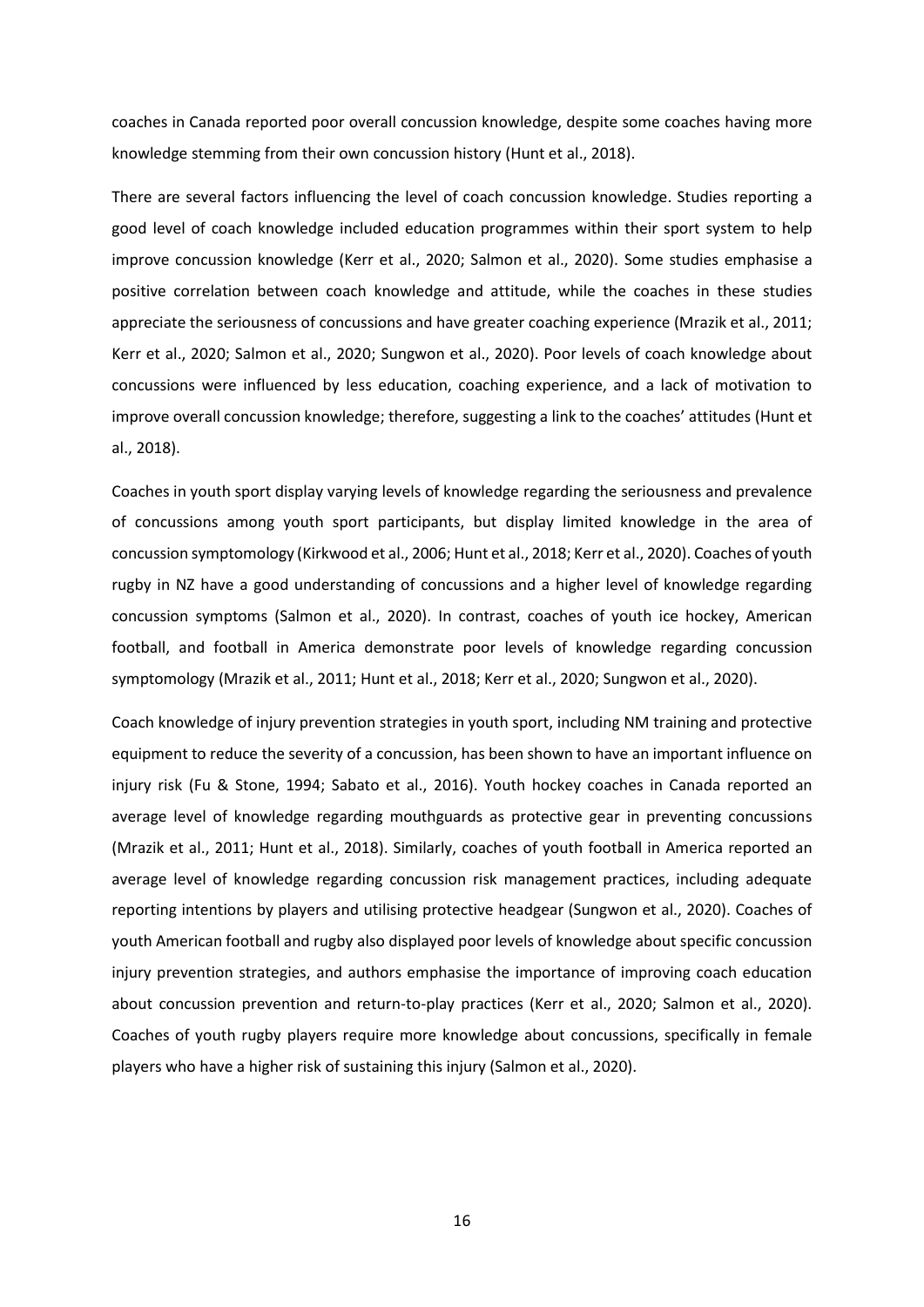coaches in Canada reported poor overall concussion knowledge, despite some coaches having more knowledge stemming from their own concussion history (Hunt et al., 2018).

There are several factors influencing the level of coach concussion knowledge. Studies reporting a good level of coach knowledge included education programmes within their sport system to help improve concussion knowledge (Kerr et al., 2020; Salmon et al., 2020). Some studies emphasise a positive correlation between coach knowledge and attitude, while the coaches in these studies appreciate the seriousness of concussions and have greater coaching experience (Mrazik et al., 2011; Kerr et al., 2020; Salmon et al., 2020; Sungwon et al., 2020). Poor levels of coach knowledge about concussions were influenced by less education, coaching experience, and a lack of motivation to improve overall concussion knowledge; therefore, suggesting a link to the coaches' attitudes (Hunt et al., 2018).

Coaches in youth sport display varying levels of knowledge regarding the seriousness and prevalence of concussions among youth sport participants, but display limited knowledge in the area of concussion symptomology (Kirkwood et al., 2006; Hunt et al., 2018; Kerr et al., 2020). Coaches of youth rugby in NZ have a good understanding of concussions and a higher level of knowledge regarding concussion symptoms (Salmon et al., 2020). In contrast, coaches of youth ice hockey, American football, and football in America demonstrate poor levels of knowledge regarding concussion symptomology (Mrazik et al., 2011; Hunt et al., 2018; Kerr et al., 2020; Sungwon et al., 2020).

Coach knowledge of injury prevention strategies in youth sport, including NM training and protective equipment to reduce the severity of a concussion, has been shown to have an important influence on injury risk (Fu & Stone, 1994; Sabato et al., 2016). Youth hockey coaches in Canada reported an average level of knowledge regarding mouthguards as protective gear in preventing concussions (Mrazik et al., 2011; Hunt et al., 2018). Similarly, coaches of youth football in America reported an average level of knowledge regarding concussion risk management practices, including adequate reporting intentions by players and utilising protective headgear (Sungwon et al., 2020). Coaches of youth American football and rugby also displayed poor levels of knowledge about specific concussion injury prevention strategies, and authors emphasise the importance of improving coach education about concussion prevention and return-to-play practices (Kerr et al., 2020; Salmon et al., 2020). Coaches of youth rugby players require more knowledge about concussions, specifically in female players who have a higher risk of sustaining this injury (Salmon et al., 2020).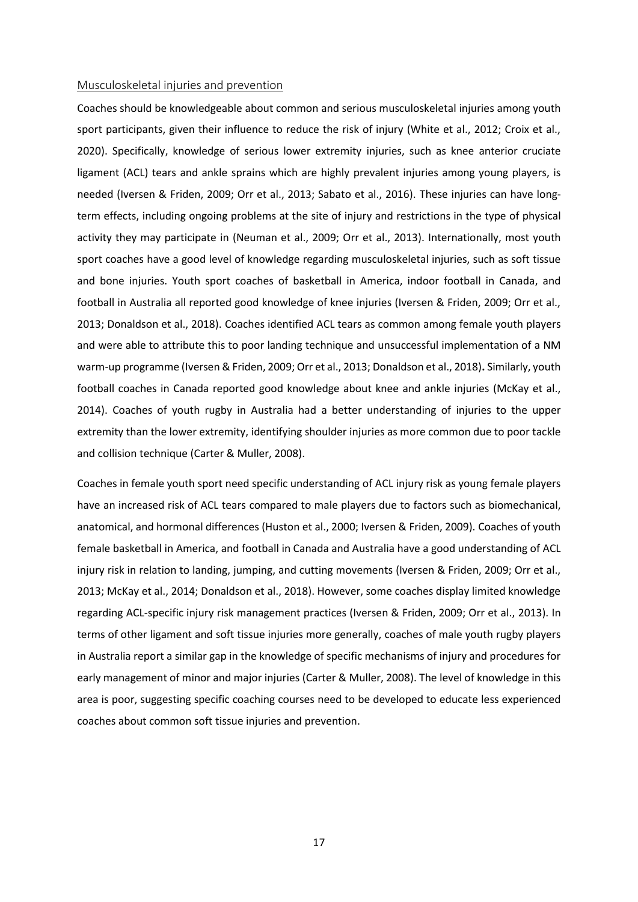## Musculoskeletal injuries and prevention

Coaches should be knowledgeable about common and serious musculoskeletal injuries among youth sport participants, given their influence to reduce the risk of injury (White et al., 2012; Croix et al., 2020). Specifically, knowledge of serious lower extremity injuries, such as knee anterior cruciate ligament (ACL) tears and ankle sprains which are highly prevalent injuries among young players, is needed (Iversen & Friden, 2009; Orr et al., 2013; Sabato et al., 2016). These injuries can have long-term effects, including ongoing problems at the site of injury and restrictions in the type of physical activity they may participate in (Neuman et al., 2009; Orr et al., 2013). Internationally, most youth sport coaches have a good level of knowledge regarding musculoskeletal injuries, such as soft tissue and bone injuries. Youth sport coaches of basketball in America, indoor football in Canada, and football in Australia all reported good knowledge of knee injuries (Iversen & Friden, 2009; Orr et al., 2013; Donaldson et al., 2018). Coaches identified ACL tears as common among female youth players and were able to attribute this to poor landing technique and unsuccessful implementation of a NM warm-up programme (Iversen & Friden, 2009; Orr et al., 2013; Donaldson et al., 2018)**.** Similarly, youth football coaches in Canada reported good knowledge about knee and ankle injuries (McKay et al., 2014). Coaches of youth rugby in Australia had a better understanding of injuries to the upper extremity than the lower extremity, identifying shoulder injuries as more common due to poor tackle and collision technique (Carter & Muller, 2008).

Coaches in female youth sport need specific understanding of ACL injury risk as young female players have an increased risk of ACL tears compared to male players due to factors such as biomechanical, anatomical, and hormonal differences (Huston et al., 2000; Iversen & Friden, 2009). Coaches of youth female basketball in America, and football in Canada and Australia have a good understanding of ACL injury risk in relation to landing, jumping, and cutting movements (Iversen & Friden, 2009; Orr et al., 2013; McKay et al., 2014; Donaldson et al., 2018). However, some coaches display limited knowledge regarding ACL-specific injury risk management practices (Iversen & Friden, 2009; Orr et al., 2013). In terms of other ligament and soft tissue injuries more generally, coaches of male youth rugby players in Australia report a similar gap in the knowledge of specific mechanisms of injury and procedures for early management of minor and major injuries (Carter & Muller, 2008). The level of knowledge in this area is poor, suggesting specific coaching courses need to be developed to educate less experienced coaches about common soft tissue injuries and prevention.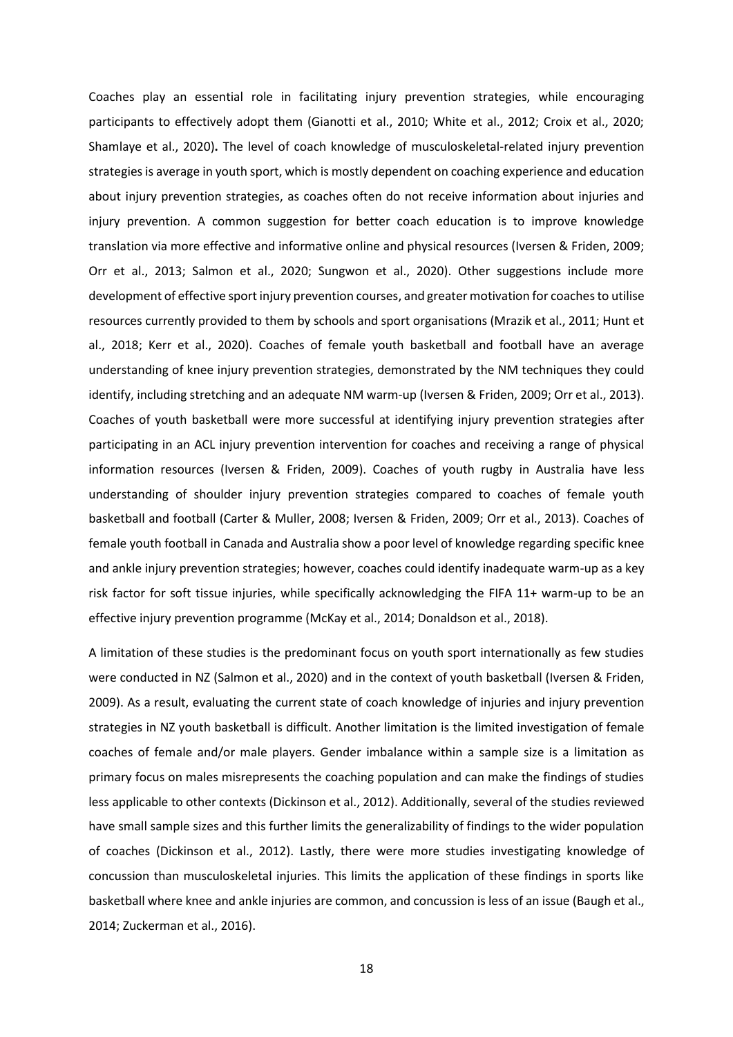Coaches play an essential role in facilitating injury prevention strategies, while encouraging participants to effectively adopt them (Gianotti et al., 2010; White et al., 2012; Croix et al., 2020; Shamlaye et al., 2020)**.** The level of coach knowledge of musculoskeletal-related injury prevention strategies is average in youth sport, which is mostly dependent on coaching experience and education about injury prevention strategies, as coaches often do not receive information about injuries and injury prevention. A common suggestion for better coach education is to improve knowledge translation via more effective and informative online and physical resources (Iversen & Friden, 2009; Orr et al., 2013; Salmon et al., 2020; Sungwon et al., 2020). Other suggestions include more development of effective sport injury prevention courses, and greater motivation for coaches to utilise resources currently provided to them by schools and sport organisations (Mrazik et al., 2011; Hunt et al., 2018; Kerr et al., 2020). Coaches of female youth basketball and football have an average understanding of knee injury prevention strategies, demonstrated by the NM techniques they could identify, including stretching and an adequate NM warm-up (Iversen & Friden, 2009; Orr et al., 2013). Coaches of youth basketball were more successful at identifying injury prevention strategies after participating in an ACL injury prevention intervention for coaches and receiving a range of physical information resources (Iversen & Friden, 2009). Coaches of youth rugby in Australia have less understanding of shoulder injury prevention strategies compared to coaches of female youth basketball and football (Carter & Muller, 2008; Iversen & Friden, 2009; Orr et al., 2013). Coaches of female youth football in Canada and Australia show a poor level of knowledge regarding specific knee and ankle injury prevention strategies; however, coaches could identify inadequate warm-up as a key risk factor for soft tissue injuries, while specifically acknowledging the FIFA 11+ warm-up to be an effective injury prevention programme (McKay et al., 2014; Donaldson et al., 2018).

A limitation of these studies is the predominant focus on youth sport internationally as few studies were conducted in NZ (Salmon et al., 2020) and in the context of youth basketball (Iversen & Friden, 2009). As a result, evaluating the current state of coach knowledge of injuries and injury prevention strategies in NZ youth basketball is difficult. Another limitation is the limited investigation of female coaches of female and/or male players. Gender imbalance within a sample size is a limitation as primary focus on males misrepresents the coaching population and can make the findings of studies less applicable to other contexts (Dickinson et al., 2012). Additionally, several of the studies reviewed have small sample sizes and this further limits the generalizability of findings to the wider population of coaches (Dickinson et al., 2012). Lastly, there were more studies investigating knowledge of concussion than musculoskeletal injuries. This limits the application of these findings in sports like basketball where knee and ankle injuries are common, and concussion is less of an issue (Baugh et al., 2014; Zuckerman et al., 2016).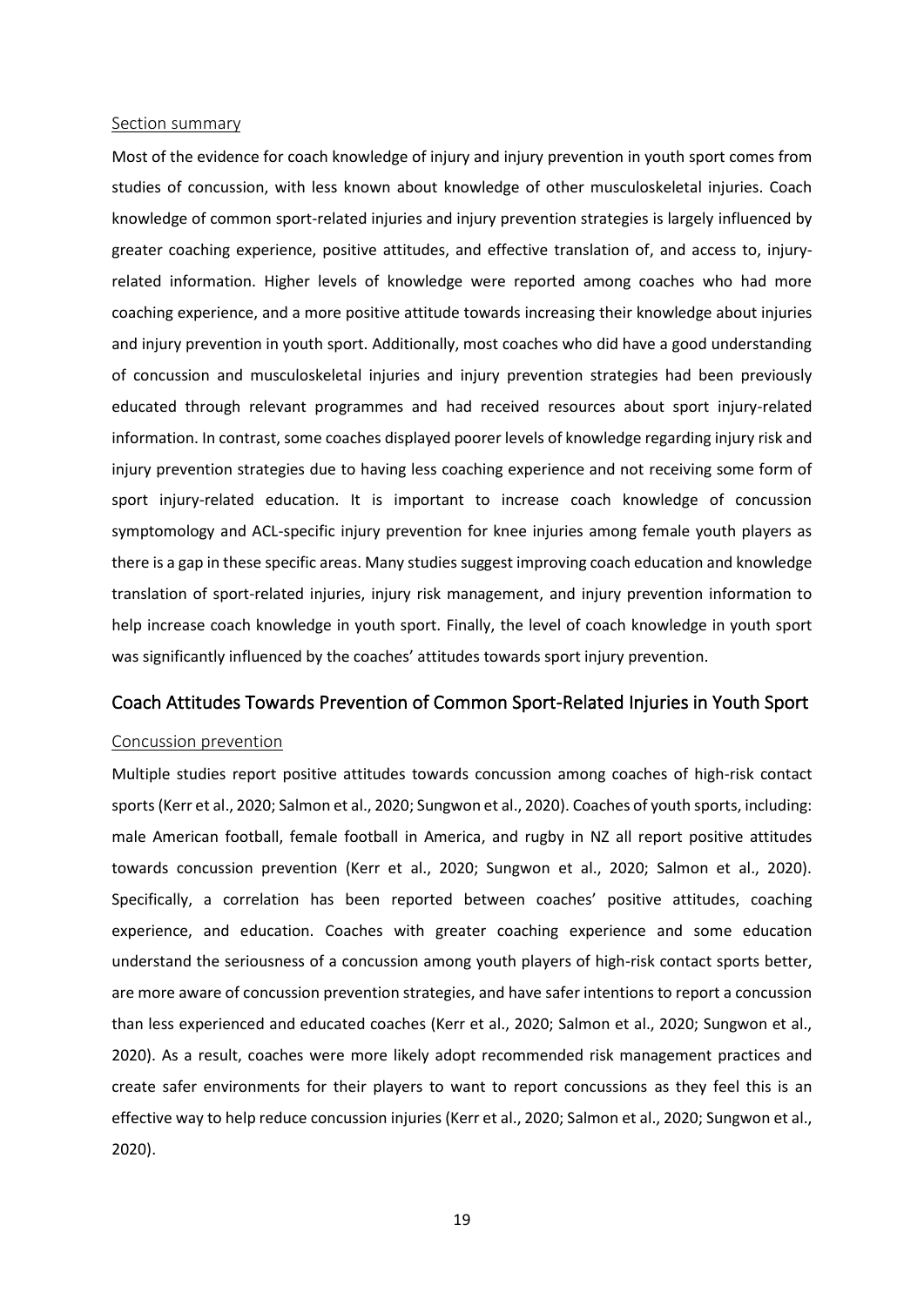### Section summary

Most of the evidence for coach knowledge of injury and injury prevention in youth sport comes from studies of concussion, with less known about knowledge of other musculoskeletal injuries. Coach knowledge of common sport-related injuries and injury prevention strategies is largely influenced by greater coaching experience, positive attitudes, and effective translation of, and access to, injury-related information. Higher levels of knowledge were reported among coaches who had more coaching experience, and a more positive attitude towards increasing their knowledge about injuries and injury prevention in youth sport. Additionally, most coaches who did have a good understanding of concussion and musculoskeletal injuries and injury prevention strategies had been previously educated through relevant programmes and had received resources about sport injury-related information. In contrast, some coaches displayed poorer levels of knowledge regarding injury risk and injury prevention strategies due to having less coaching experience and not receiving some form of sport injury-related education. It is important to increase coach knowledge of concussion symptomology and ACL-specific injury prevention for knee injuries among female youth players as there is a gap in these specific areas. Many studies suggest improving coach education and knowledge translation of sport-related injuries, injury risk management, and injury prevention information to help increase coach knowledge in youth sport. Finally, the level of coach knowledge in youth sport was significantly influenced by the coaches' attitudes towards sport injury prevention.

## Coach Attitudes Towards Prevention of Common Sport-Related Injuries in Youth Sport

### Concussion prevention

Multiple studies report positive attitudes towards concussion among coaches of high-risk contact sports (Kerr et al., 2020; Salmon et al., 2020; Sungwon et al., 2020). Coaches of youth sports, including: male American football, female football in America, and rugby in NZ all report positive attitudes towards concussion prevention (Kerr et al., 2020; Sungwon et al., 2020; Salmon et al., 2020). Specifically, a correlation has been reported between coaches' positive attitudes, coaching experience, and education. Coaches with greater coaching experience and some education understand the seriousness of a concussion among youth players of high-risk contact sports better, are more aware of concussion prevention strategies, and have safer intentions to report a concussion than less experienced and educated coaches (Kerr et al., 2020; Salmon et al., 2020; Sungwon et al., 2020). As a result, coaches were more likely adopt recommended risk management practices and create safer environments for their players to want to report concussions as they feel this is an effective way to help reduce concussion injuries (Kerr et al., 2020; Salmon et al., 2020; Sungwon et al., 2020).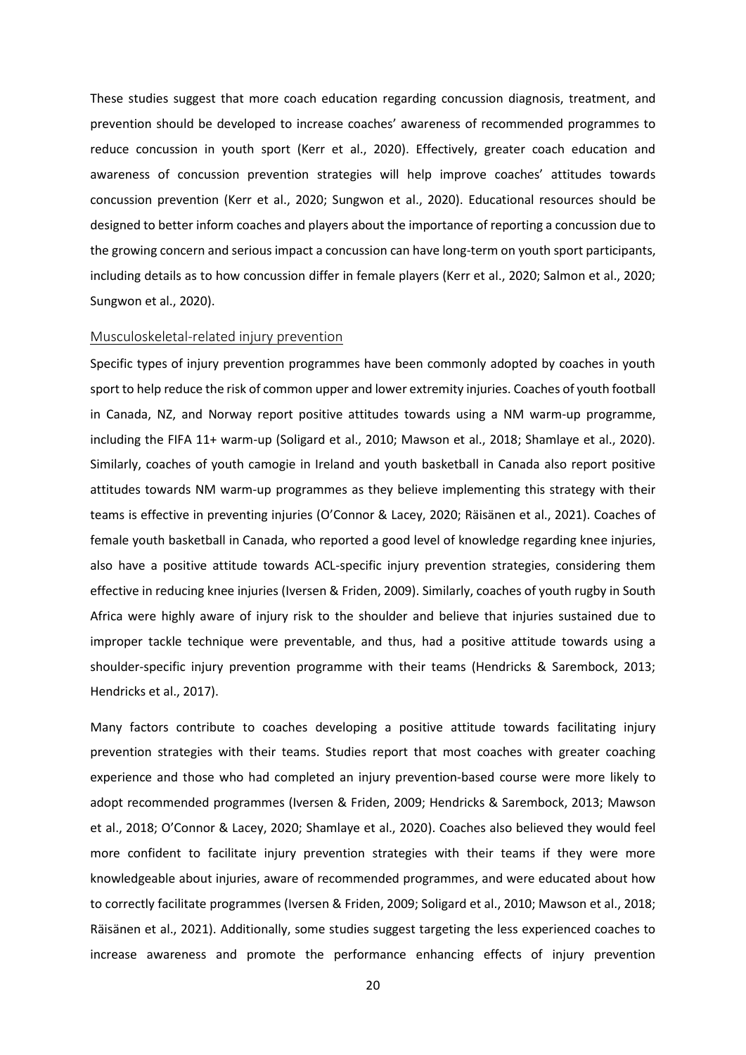These studies suggest that more coach education regarding concussion diagnosis, treatment, and prevention should be developed to increase coaches' awareness of recommended programmes to reduce concussion in youth sport (Kerr et al., 2020). Effectively, greater coach education and awareness of concussion prevention strategies will help improve coaches' attitudes towards concussion prevention (Kerr et al., 2020; Sungwon et al., 2020). Educational resources should be designed to better inform coaches and players about the importance of reporting a concussion due to the growing concern and serious impact a concussion can have long-term on youth sport participants, including details as to how concussion differ in female players (Kerr et al., 2020; Salmon et al., 2020; Sungwon et al., 2020).

### Musculoskeletal-related injury prevention

Specific types of injury prevention programmes have been commonly adopted by coaches in youth sport to help reduce the risk of common upper and lower extremity injuries. Coaches of youth football in Canada, NZ, and Norway report positive attitudes towards using a NM warm-up programme, including the FIFA 11+ warm-up (Soligard et al., 2010; Mawson et al., 2018; Shamlaye et al., 2020). Similarly, coaches of youth camogie in Ireland and youth basketball in Canada also report positive attitudes towards NM warm-up programmes as they believe implementing this strategy with their teams is effective in preventing injuries (O'Connor & Lacey, 2020; Räisänen et al., 2021). Coaches of female youth basketball in Canada, who reported a good level of knowledge regarding knee injuries, also have a positive attitude towards ACL-specific injury prevention strategies, considering them effective in reducing knee injuries (Iversen & Friden, 2009). Similarly, coaches of youth rugby in South Africa were highly aware of injury risk to the shoulder and believe that injuries sustained due to improper tackle technique were preventable, and thus, had a positive attitude towards using a shoulder-specific injury prevention programme with their teams (Hendricks & Sarembock, 2013; Hendricks et al., 2017).

Many factors contribute to coaches developing a positive attitude towards facilitating injury prevention strategies with their teams. Studies report that most coaches with greater coaching experience and those who had completed an injury prevention-based course were more likely to adopt recommended programmes (Iversen & Friden, 2009; Hendricks & Sarembock, 2013; Mawson et al., 2018; O'Connor & Lacey, 2020; Shamlaye et al., 2020). Coaches also believed they would feel more confident to facilitate injury prevention strategies with their teams if they were more knowledgeable about injuries, aware of recommended programmes, and were educated about how to correctly facilitate programmes (Iversen & Friden, 2009; Soligard et al., 2010; Mawson et al., 2018; Räisänen et al., 2021). Additionally, some studies suggest targeting the less experienced coaches to increase awareness and promote the performance enhancing effects of injury prevention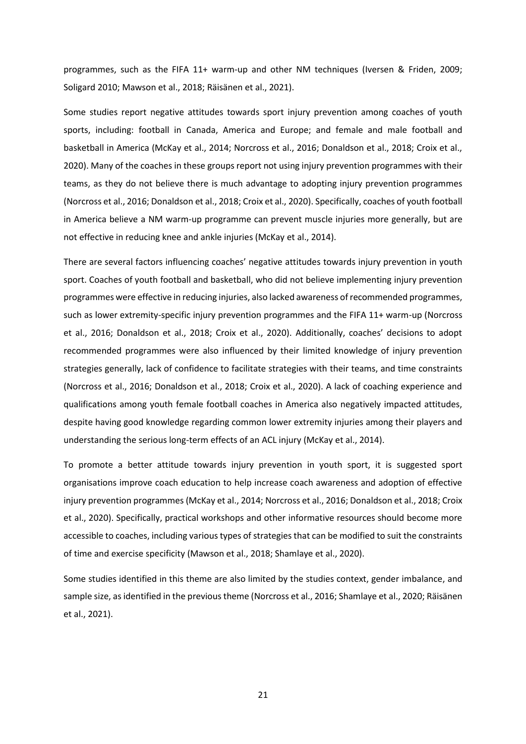programmes, such as the FIFA 11+ warm-up and other NM techniques (Iversen & Friden, 2009; Soligard 2010; Mawson et al., 2018; Räisänen et al., 2021).

Some studies report negative attitudes towards sport injury prevention among coaches of youth sports, including: football in Canada, America and Europe; and female and male football and basketball in America (McKay et al., 2014; Norcross et al., 2016; Donaldson et al., 2018; Croix et al., 2020). Many of the coaches in these groups report not using injury prevention programmes with their teams, as they do not believe there is much advantage to adopting injury prevention programmes (Norcross et al., 2016; Donaldson et al., 2018; Croix et al., 2020). Specifically, coaches of youth football in America believe a NM warm-up programme can prevent muscle injuries more generally, but are not effective in reducing knee and ankle injuries (McKay et al., 2014).

There are several factors influencing coaches' negative attitudes towards injury prevention in youth sport. Coaches of youth football and basketball, who did not believe implementing injury prevention programmes were effective in reducing injuries, also lacked awareness of recommended programmes, such as lower extremity-specific injury prevention programmes and the FIFA 11+ warm-up (Norcross et al., 2016; Donaldson et al., 2018; Croix et al., 2020). Additionally, coaches' decisions to adopt recommended programmes were also influenced by their limited knowledge of injury prevention strategies generally, lack of confidence to facilitate strategies with their teams, and time constraints (Norcross et al., 2016; Donaldson et al., 2018; Croix et al., 2020). A lack of coaching experience and qualifications among youth female football coaches in America also negatively impacted attitudes, despite having good knowledge regarding common lower extremity injuries among their players and understanding the serious long-term effects of an ACL injury (McKay et al., 2014).

To promote a better attitude towards injury prevention in youth sport, it is suggested sport organisations improve coach education to help increase coach awareness and adoption of effective injury prevention programmes (McKay et al., 2014; Norcross et al., 2016; Donaldson et al., 2018; Croix et al., 2020). Specifically, practical workshops and other informative resources should become more accessible to coaches, including various types of strategies that can be modified to suit the constraints of time and exercise specificity (Mawson et al., 2018; Shamlaye et al., 2020).

Some studies identified in this theme are also limited by the studies context, gender imbalance, and sample size, as identified in the previous theme (Norcross et al., 2016; Shamlaye et al., 2020; Räisänen et al., 2021).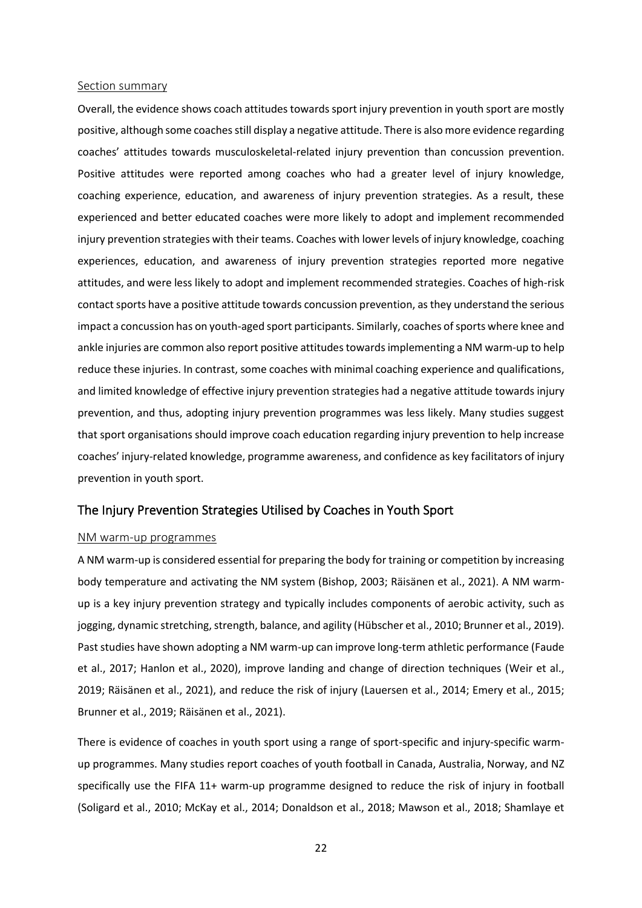### Section summary

Overall, the evidence shows coach attitudes towards sport injury prevention in youth sport are mostly positive, although some coaches still display a negative attitude. There is also more evidence regarding coaches' attitudes towards musculoskeletal-related injury prevention than concussion prevention. Positive attitudes were reported among coaches who had a greater level of injury knowledge, coaching experience, education, and awareness of injury prevention strategies. As a result, these experienced and better educated coaches were more likely to adopt and implement recommended injury prevention strategies with their teams. Coaches with lower levels of injury knowledge, coaching experiences, education, and awareness of injury prevention strategies reported more negative attitudes, and were less likely to adopt and implement recommended strategies. Coaches of high-risk contact sports have a positive attitude towards concussion prevention, as they understand the serious impact a concussion has on youth-aged sport participants. Similarly, coaches of sports where knee and ankle injuries are common also report positive attitudes towards implementing a NM warm-up to help reduce these injuries. In contrast, some coaches with minimal coaching experience and qualifications, and limited knowledge of effective injury prevention strategies had a negative attitude towards injury prevention, and thus, adopting injury prevention programmes was less likely. Many studies suggest that sport organisations should improve coach education regarding injury prevention to help increase coaches' injury-related knowledge, programme awareness, and confidence as key facilitators of injury prevention in youth sport.

## The Injury Prevention Strategies Utilised by Coaches in Youth Sport

### NM warm-up programmes

A NM warm-up is considered essential for preparing the body for training or competition by increasing body temperature and activating the NM system (Bishop, 2003; Räisänen et al., 2021). A NM warm-up is a key injury prevention strategy and typically includes components of aerobic activity, such as jogging, dynamic stretching, strength, balance, and agility (Hübscher et al., 2010; Brunner et al., 2019). Past studies have shown adopting a NM warm-up can improve long-term athletic performance (Faude et al., 2017; Hanlon et al., 2020), improve landing and change of direction techniques (Weir et al., 2019; Räisänen et al., 2021), and reduce the risk of injury (Lauersen et al., 2014; Emery et al., 2015; Brunner et al., 2019; Räisänen et al., 2021).

There is evidence of coaches in youth sport using a range of sport-specific and injury-specific warm-up programmes. Many studies report coaches of youth football in Canada, Australia, Norway, and NZ specifically use the FIFA 11+ warm-up programme designed to reduce the risk of injury in football (Soligard et al., 2010; McKay et al., 2014; Donaldson et al., 2018; Mawson et al., 2018; Shamlaye et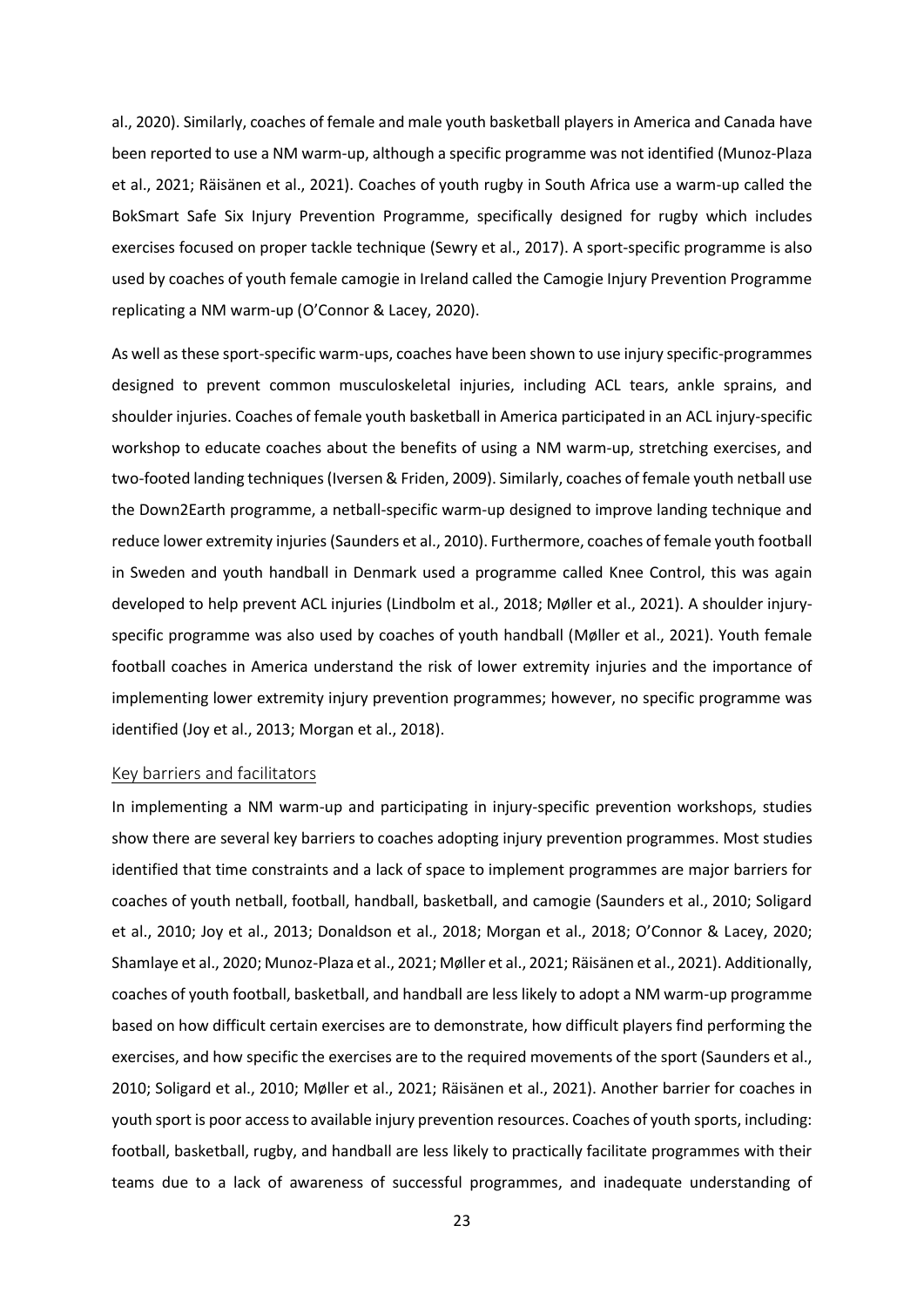al., 2020). Similarly, coaches of female and male youth basketball players in America and Canada have been reported to use a NM warm-up, although a specific programme was not identified (Munoz-Plaza et al., 2021; Räisänen et al., 2021). Coaches of youth rugby in South Africa use a warm-up called the BokSmart Safe Six Injury Prevention Programme, specifically designed for rugby which includes exercises focused on proper tackle technique (Sewry et al., 2017). A sport-specific programme is also used by coaches of youth female camogie in Ireland called the Camogie Injury Prevention Programme replicating a NM warm-up (O'Connor & Lacey, 2020).

As well as these sport-specific warm-ups, coaches have been shown to use injury specific-programmes designed to prevent common musculoskeletal injuries, including ACL tears, ankle sprains, and shoulder injuries. Coaches of female youth basketball in America participated in an ACL injury-specific workshop to educate coaches about the benefits of using a NM warm-up, stretching exercises, and two-footed landing techniques (Iversen & Friden, 2009). Similarly, coaches of female youth netball use the Down2Earth programme, a netball-specific warm-up designed to improve landing technique and reduce lower extremity injuries (Saunders et al., 2010). Furthermore, coaches of female youth football in Sweden and youth handball in Denmark used a programme called Knee Control, this was again developed to help prevent ACL injuries (Lindbolm et al., 2018; Møller et al., 2021). A shoulder injury-specific programme was also used by coaches of youth handball (Møller et al., 2021). Youth female football coaches in America understand the risk of lower extremity injuries and the importance of implementing lower extremity injury prevention programmes; however, no specific programme was identified (Joy et al., 2013; Morgan et al., 2018).

### Key barriers and facilitators

In implementing a NM warm-up and participating in injury-specific prevention workshops, studies show there are several key barriers to coaches adopting injury prevention programmes. Most studies identified that time constraints and a lack of space to implement programmes are major barriers for coaches of youth netball, football, handball, basketball, and camogie (Saunders et al., 2010; Soligard et al., 2010; Joy et al., 2013; Donaldson et al., 2018; Morgan et al., 2018; O'Connor & Lacey, 2020; Shamlaye et al., 2020; Munoz-Plaza et al., 2021; Møller et al., 2021; Räisänen et al., 2021). Additionally, coaches of youth football, basketball, and handball are less likely to adopt a NM warm-up programme based on how difficult certain exercises are to demonstrate, how difficult players find performing the exercises, and how specific the exercises are to the required movements of the sport (Saunders et al., 2010; Soligard et al., 2010; Møller et al., 2021; Räisänen et al., 2021). Another barrier for coaches in youth sport is poor access to available injury prevention resources. Coaches of youth sports, including: football, basketball, rugby, and handball are less likely to practically facilitate programmes with their teams due to a lack of awareness of successful programmes, and inadequate understanding of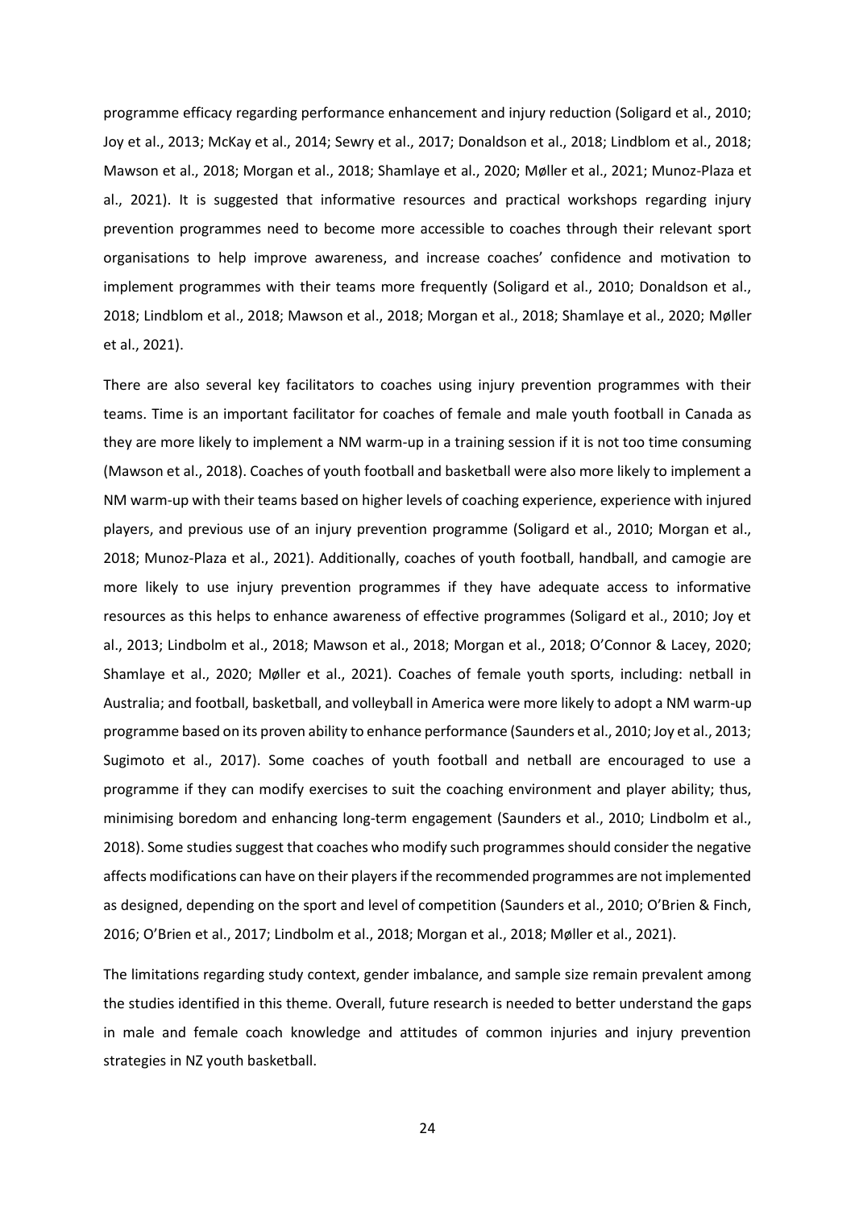programme efficacy regarding performance enhancement and injury reduction (Soligard et al., 2010; Joy et al., 2013; McKay et al., 2014; Sewry et al., 2017; Donaldson et al., 2018; Lindblom et al., 2018; Mawson et al., 2018; Morgan et al., 2018; Shamlaye et al., 2020; Møller et al., 2021; Munoz-Plaza et al., 2021). It is suggested that informative resources and practical workshops regarding injury prevention programmes need to become more accessible to coaches through their relevant sport organisations to help improve awareness, and increase coaches' confidence and motivation to implement programmes with their teams more frequently (Soligard et al., 2010; Donaldson et al., 2018; Lindblom et al., 2018; Mawson et al., 2018; Morgan et al., 2018; Shamlaye et al., 2020; Møller et al., 2021).

There are also several key facilitators to coaches using injury prevention programmes with their teams. Time is an important facilitator for coaches of female and male youth football in Canada as they are more likely to implement a NM warm-up in a training session if it is not too time consuming (Mawson et al., 2018). Coaches of youth football and basketball were also more likely to implement a NM warm-up with their teams based on higher levels of coaching experience, experience with injured players, and previous use of an injury prevention programme (Soligard et al., 2010; Morgan et al., 2018; Munoz-Plaza et al., 2021). Additionally, coaches of youth football, handball, and camogie are more likely to use injury prevention programmes if they have adequate access to informative resources as this helps to enhance awareness of effective programmes (Soligard et al., 2010; Joy et al., 2013; Lindbolm et al., 2018; Mawson et al., 2018; Morgan et al., 2018; O'Connor & Lacey, 2020; Shamlaye et al., 2020; Møller et al., 2021). Coaches of female youth sports, including: netball in Australia; and football, basketball, and volleyball in America were more likely to adopt a NM warm-up programme based on its proven ability to enhance performance (Saunders et al., 2010; Joy et al., 2013; Sugimoto et al., 2017). Some coaches of youth football and netball are encouraged to use a programme if they can modify exercises to suit the coaching environment and player ability; thus, minimising boredom and enhancing long-term engagement (Saunders et al., 2010; Lindbolm et al., 2018). Some studies suggest that coaches who modify such programmes should consider the negative affects modifications can have on their players if the recommended programmes are not implemented as designed, depending on the sport and level of competition (Saunders et al., 2010; O'Brien & Finch, 2016; O'Brien et al., 2017; Lindbolm et al., 2018; Morgan et al., 2018; Møller et al., 2021).

The limitations regarding study context, gender imbalance, and sample size remain prevalent among the studies identified in this theme. Overall, future research is needed to better understand the gaps in male and female coach knowledge and attitudes of common injuries and injury prevention strategies in NZ youth basketball.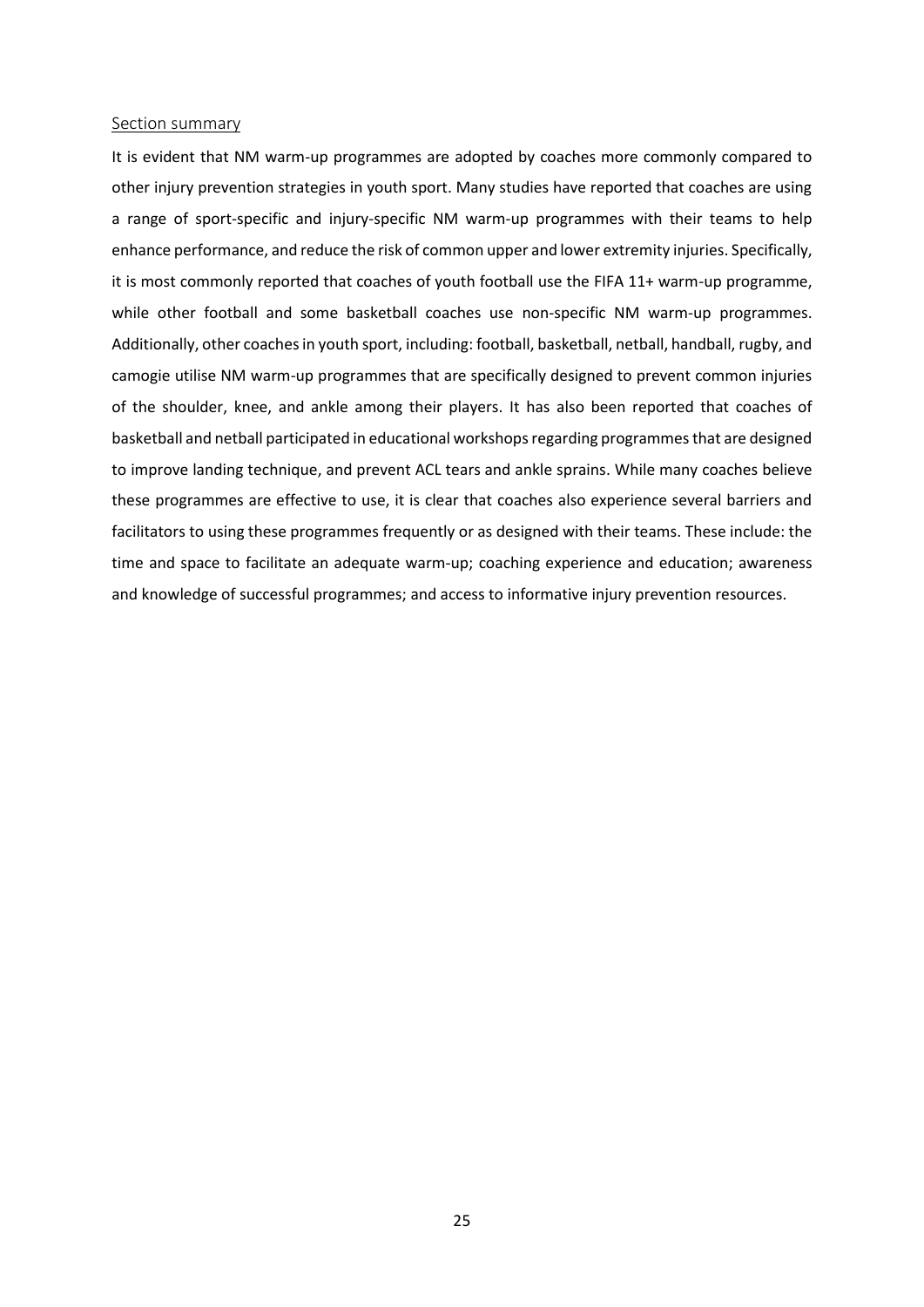### Section summary

It is evident that NM warm-up programmes are adopted by coaches more commonly compared to other injury prevention strategies in youth sport. Many studies have reported that coaches are using a range of sport-specific and injury-specific NM warm-up programmes with their teams to help enhance performance, and reduce the risk of common upper and lower extremity injuries. Specifically, it is most commonly reported that coaches of youth football use the FIFA 11+ warm-up programme, while other football and some basketball coaches use non-specific NM warm-up programmes. Additionally, other coaches in youth sport, including: football, basketball, netball, handball, rugby, and camogie utilise NM warm-up programmes that are specifically designed to prevent common injuries of the shoulder, knee, and ankle among their players. It has also been reported that coaches of basketball and netball participated in educational workshops regarding programmes that are designed to improve landing technique, and prevent ACL tears and ankle sprains. While many coaches believe these programmes are effective to use, it is clear that coaches also experience several barriers and facilitators to using these programmes frequently or as designed with their teams. These include: the time and space to facilitate an adequate warm-up; coaching experience and education; awareness and knowledge of successful programmes; and access to informative injury prevention resources.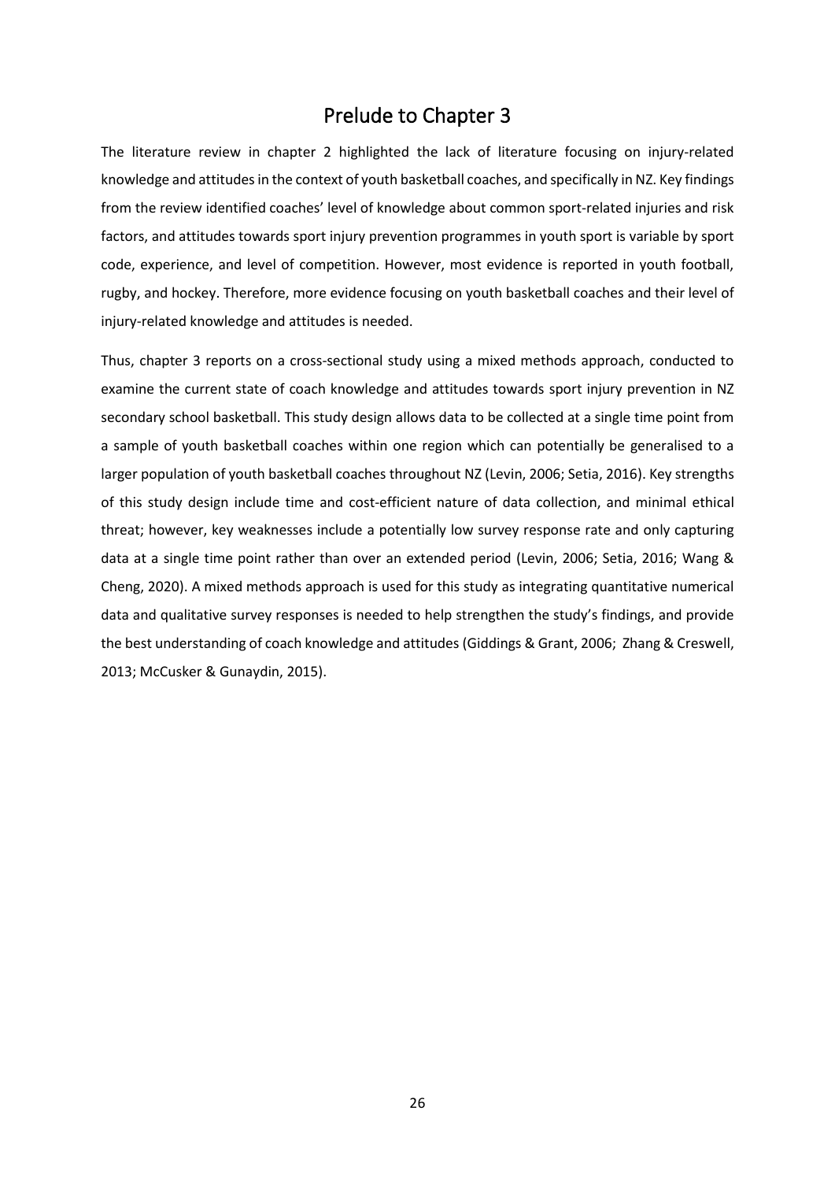# Prelude to Chapter 3

The literature review in chapter 2 highlighted the lack of literature focusing on injury-related knowledge and attitudes in the context of youth basketball coaches, and specifically in NZ. Key findings from the review identified coaches' level of knowledge about common sport-related injuries and risk factors, and attitudes towards sport injury prevention programmes in youth sport is variable by sport code, experience, and level of competition. However, most evidence is reported in youth football, rugby, and hockey. Therefore, more evidence focusing on youth basketball coaches and their level of injury-related knowledge and attitudes is needed.

Thus, chapter 3 reports on a cross-sectional study using a mixed methods approach, conducted to examine the current state of coach knowledge and attitudes towards sport injury prevention in NZ secondary school basketball. This study design allows data to be collected at a single time point from a sample of youth basketball coaches within one region which can potentially be generalised to a larger population of youth basketball coaches throughout NZ (Levin, 2006; Setia, 2016). Key strengths of this study design include time and cost-efficient nature of data collection, and minimal ethical threat; however, key weaknesses include a potentially low survey response rate and only capturing data at a single time point rather than over an extended period (Levin, 2006; Setia, 2016; Wang & Cheng, 2020). A mixed methods approach is used for this study as integrating quantitative numerical data and qualitative survey responses is needed to help strengthen the study's findings, and provide the best understanding of coach knowledge and attitudes (Giddings & Grant, 2006; Zhang & Creswell, 2013; McCusker & Gunaydin, 2015).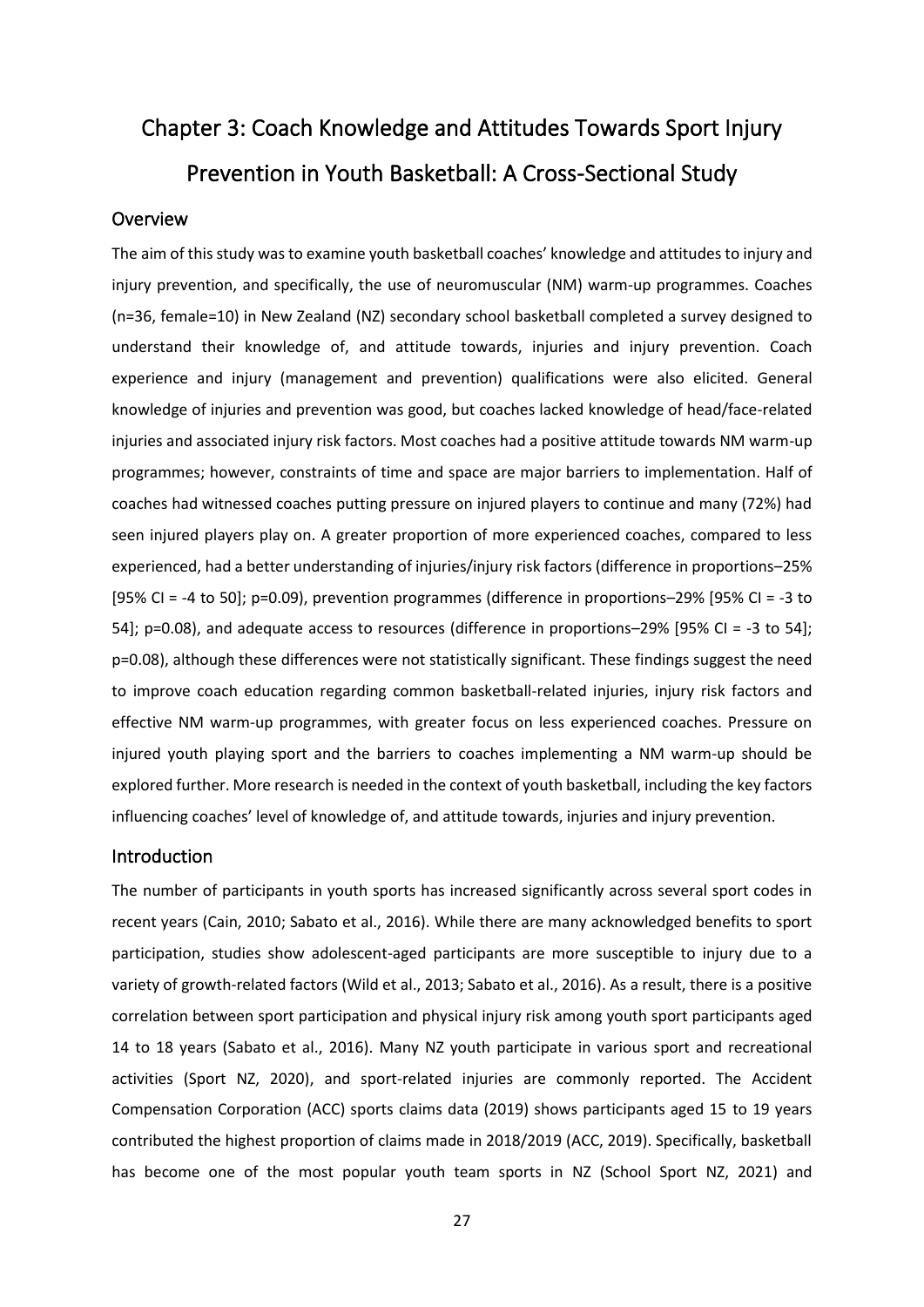# Chapter 3: Coach Knowledge and Attitudes Towards Sport Injury Prevention in Youth Basketball: A Cross-Sectional Study

## Overview

The aim of this study was to examine youth basketball coaches' knowledge and attitudes to injury and injury prevention, and specifically, the use of neuromuscular (NM) warm-up programmes. Coaches (n=36, female=10) in New Zealand (NZ) secondary school basketball completed a survey designed to understand their knowledge of, and attitude towards, injuries and injury prevention. Coach experience and injury (management and prevention) qualifications were also elicited. General knowledge of injuries and prevention was good, but coaches lacked knowledge of head/face-related injuries and associated injury risk factors. Most coaches had a positive attitude towards NM warm-up programmes; however, constraints of time and space are major barriers to implementation. Half of coaches had witnessed coaches putting pressure on injured players to continue and many (72%) had seen injured players play on. A greater proportion of more experienced coaches, compared to less experienced, had a better understanding of injuries/injury risk factors (difference in proportions–25% [95% CI = -4 to 50]; p=0.09), prevention programmes (difference in proportions–29% [95% CI = -3 to 54]; p=0.08), and adequate access to resources (difference in proportions–29% [95% CI = -3 to 54]; p=0.08), although these differences were not statistically significant. These findings suggest the need to improve coach education regarding common basketball-related injuries, injury risk factors and effective NM warm-up programmes, with greater focus on less experienced coaches. Pressure on injured youth playing sport and the barriers to coaches implementing a NM warm-up should be explored further. More research is needed in the context of youth basketball, including the key factors influencing coaches' level of knowledge of, and attitude towards, injuries and injury prevention.

## Introduction

The number of participants in youth sports has increased significantly across several sport codes in recent years (Cain, 2010; Sabato et al., 2016). While there are many acknowledged benefits to sport participation, studies show adolescent-aged participants are more susceptible to injury due to a variety of growth-related factors (Wild et al., 2013; Sabato et al., 2016). As a result, there is a positive correlation between sport participation and physical injury risk among youth sport participants aged 14 to 18 years (Sabato et al., 2016). Many NZ youth participate in various sport and recreational activities (Sport NZ, 2020), and sport-related injuries are commonly reported. The Accident Compensation Corporation (ACC) sports claims data (2019) shows participants aged 15 to 19 years contributed the highest proportion of claims made in 2018/2019 (ACC, 2019). Specifically, basketball has become one of the most popular youth team sports in NZ (School Sport NZ, 2021) and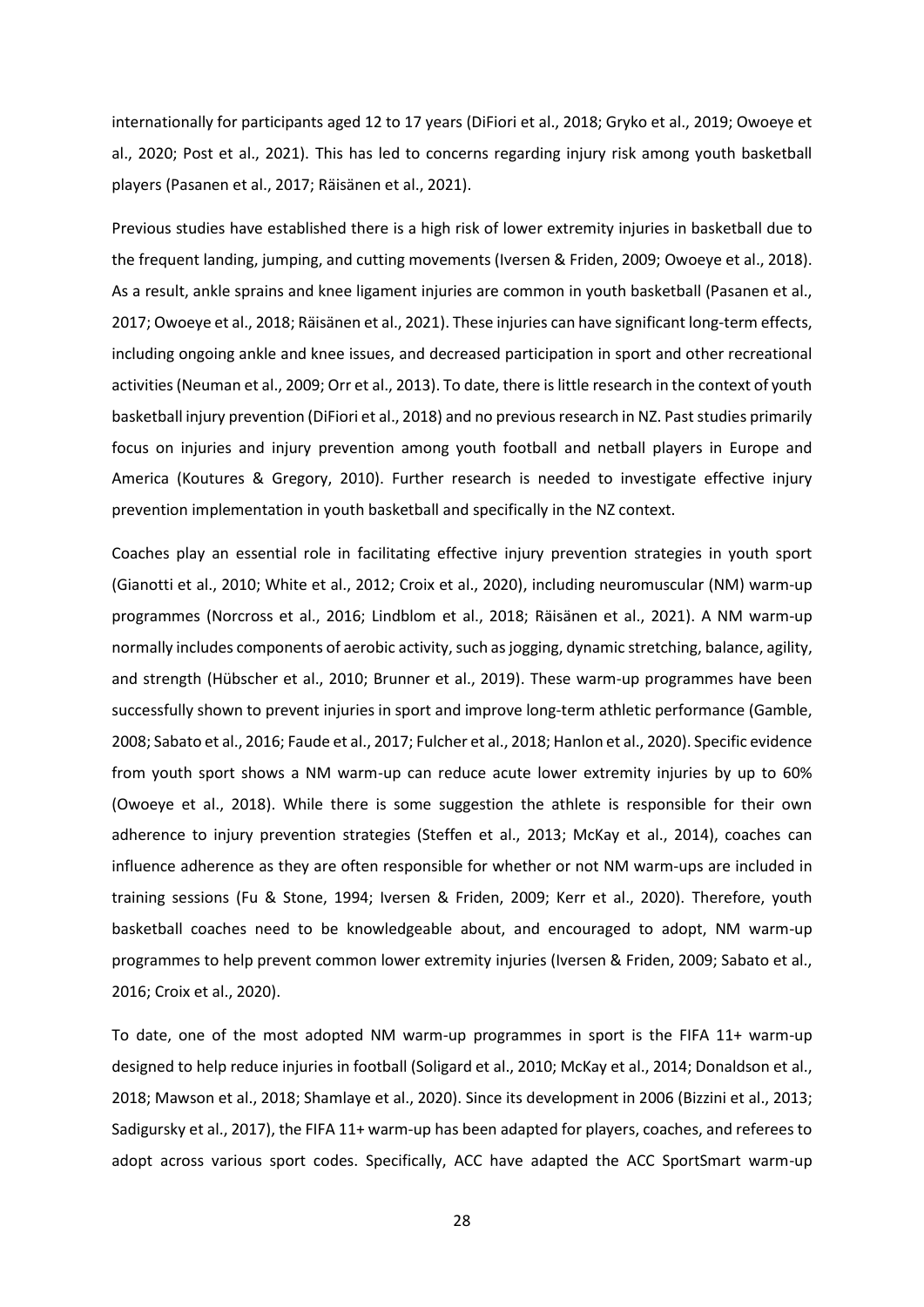internationally for participants aged 12 to 17 years (DiFiori et al., 2018; Gryko et al., 2019; Owoeye et al., 2020; Post et al., 2021). This has led to concerns regarding injury risk among youth basketball players (Pasanen et al., 2017; Räisänen et al., 2021).

Previous studies have established there is a high risk of lower extremity injuries in basketball due to the frequent landing, jumping, and cutting movements (Iversen & Friden, 2009; Owoeye et al., 2018). As a result, ankle sprains and knee ligament injuries are common in youth basketball (Pasanen et al., 2017; Owoeye et al., 2018; Räisänen et al., 2021). These injuries can have significant long-term effects, including ongoing ankle and knee issues, and decreased participation in sport and other recreational activities (Neuman et al., 2009; Orr et al., 2013). To date, there is little research in the context of youth basketball injury prevention (DiFiori et al., 2018) and no previous research in NZ. Past studies primarily focus on injuries and injury prevention among youth football and netball players in Europe and America (Koutures & Gregory, 2010). Further research is needed to investigate effective injury prevention implementation in youth basketball and specifically in the NZ context.

Coaches play an essential role in facilitating effective injury prevention strategies in youth sport (Gianotti et al., 2010; White et al., 2012; Croix et al., 2020), including neuromuscular (NM) warm-up programmes (Norcross et al., 2016; Lindblom et al., 2018; Räisänen et al., 2021). A NM warm-up normally includes components of aerobic activity, such as jogging, dynamic stretching, balance, agility, and strength (Hübscher et al., 2010; Brunner et al., 2019). These warm-up programmes have been successfully shown to prevent injuries in sport and improve long-term athletic performance (Gamble, 2008; Sabato et al., 2016; Faude et al., 2017; Fulcher et al., 2018; Hanlon et al., 2020). Specific evidence from youth sport shows a NM warm-up can reduce acute lower extremity injuries by up to 60% (Owoeye et al., 2018). While there is some suggestion the athlete is responsible for their own adherence to injury prevention strategies (Steffen et al., 2013; McKay et al., 2014), coaches can influence adherence as they are often responsible for whether or not NM warm-ups are included in training sessions (Fu & Stone, 1994; Iversen & Friden, 2009; Kerr et al., 2020). Therefore, youth basketball coaches need to be knowledgeable about, and encouraged to adopt, NM warm-up programmes to help prevent common lower extremity injuries (Iversen & Friden, 2009; Sabato et al., 2016; Croix et al., 2020).

To date, one of the most adopted NM warm-up programmes in sport is the FIFA 11+ warm-up designed to help reduce injuries in football (Soligard et al., 2010; McKay et al., 2014; Donaldson et al., 2018; Mawson et al., 2018; Shamlaye et al., 2020). Since its development in 2006 (Bizzini et al., 2013; Sadigursky et al., 2017), the FIFA 11+ warm-up has been adapted for players, coaches, and referees to adopt across various sport codes. Specifically, ACC have adapted the ACC SportSmart warm-up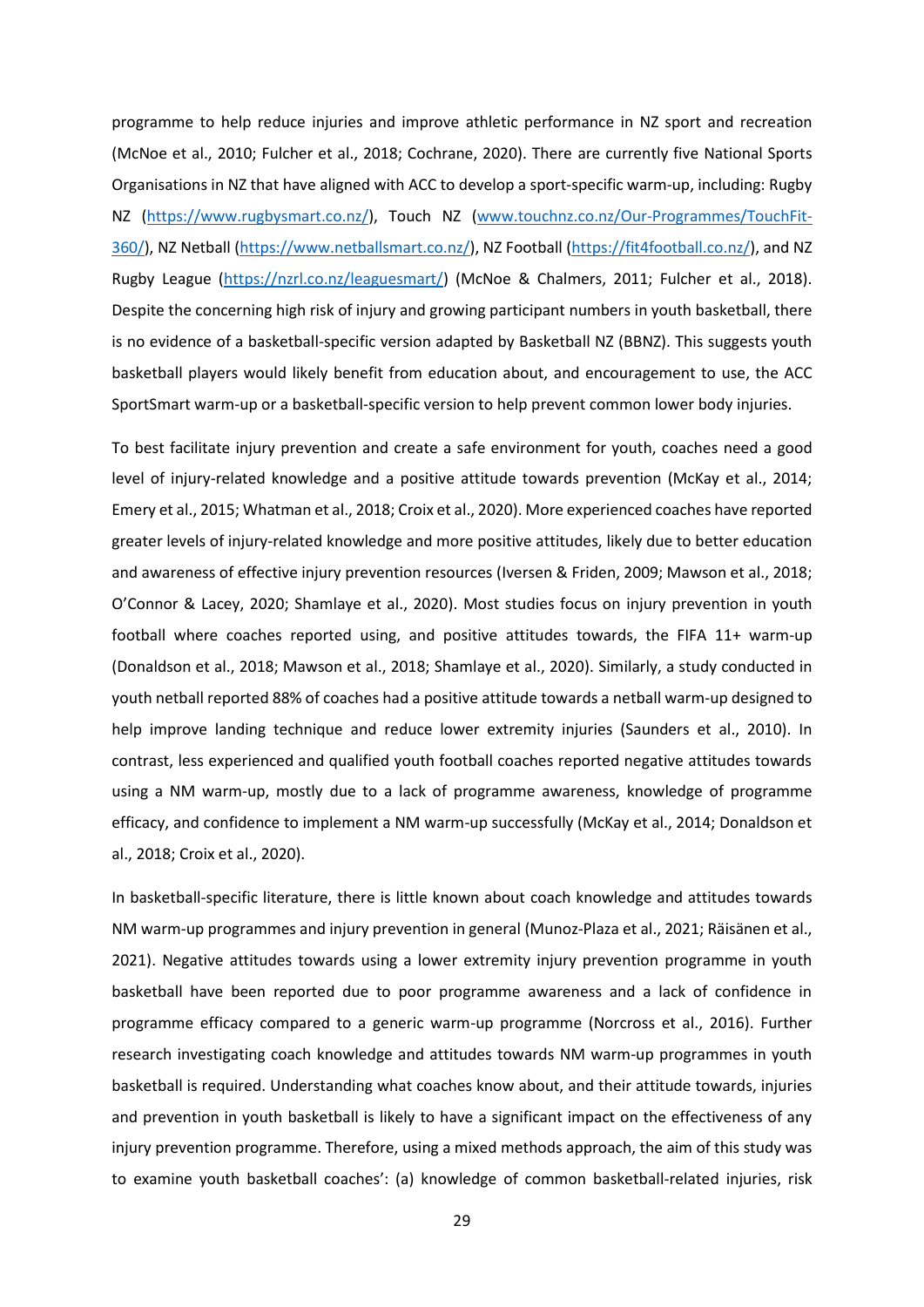programme to help reduce injuries and improve athletic performance in NZ sport and recreation (McNoe et al., 2010; Fulcher et al., 2018; Cochrane, 2020). There are currently five National Sports Organisations in NZ that have aligned with ACC to develop a sport-specific warm-up, including: Rugby NZ (https://www.rugbysmart.co.nz/), Touch NZ (www.touchnz.co.nz/Our-Programmes/TouchFit-360/), NZ Netball (https://www.netballsmart.co.nz/), NZ Football (https://fit4football.co.nz/), and NZ Rugby League (https://nzrl.co.nz/leaguesmart/) (McNoe & Chalmers, 2011; Fulcher et al., 2018). Despite the concerning high risk of injury and growing participant numbers in youth basketball, there is no evidence of a basketball-specific version adapted by Basketball NZ (BBNZ). This suggests youth basketball players would likely benefit from education about, and encouragement to use, the ACC SportSmart warm-up or a basketball-specific version to help prevent common lower body injuries.

To best facilitate injury prevention and create a safe environment for youth, coaches need a good level of injury-related knowledge and a positive attitude towards prevention (McKay et al., 2014; Emery et al., 2015; Whatman et al., 2018; Croix et al., 2020). More experienced coaches have reported greater levels of injury-related knowledge and more positive attitudes, likely due to better education and awareness of effective injury prevention resources (Iversen & Friden, 2009; Mawson et al., 2018; O'Connor & Lacey, 2020; Shamlaye et al., 2020). Most studies focus on injury prevention in youth football where coaches reported using, and positive attitudes towards, the FIFA 11+ warm-up (Donaldson et al., 2018; Mawson et al., 2018; Shamlaye et al., 2020). Similarly, a study conducted in youth netball reported 88% of coaches had a positive attitude towards a netball warm-up designed to help improve landing technique and reduce lower extremity injuries (Saunders et al., 2010). In contrast, less experienced and qualified youth football coaches reported negative attitudes towards using a NM warm-up, mostly due to a lack of programme awareness, knowledge of programme efficacy, and confidence to implement a NM warm-up successfully (McKay et al., 2014; Donaldson et al., 2018; Croix et al., 2020).

In basketball-specific literature, there is little known about coach knowledge and attitudes towards NM warm-up programmes and injury prevention in general (Munoz-Plaza et al., 2021; Räisänen et al., 2021). Negative attitudes towards using a lower extremity injury prevention programme in youth basketball have been reported due to poor programme awareness and a lack of confidence in programme efficacy compared to a generic warm-up programme (Norcross et al., 2016). Further research investigating coach knowledge and attitudes towards NM warm-up programmes in youth basketball is required. Understanding what coaches know about, and their attitude towards, injuries and prevention in youth basketball is likely to have a significant impact on the effectiveness of any injury prevention programme. Therefore, using a mixed methods approach, the aim of this study was to examine youth basketball coaches': (a) knowledge of common basketball-related injuries, risk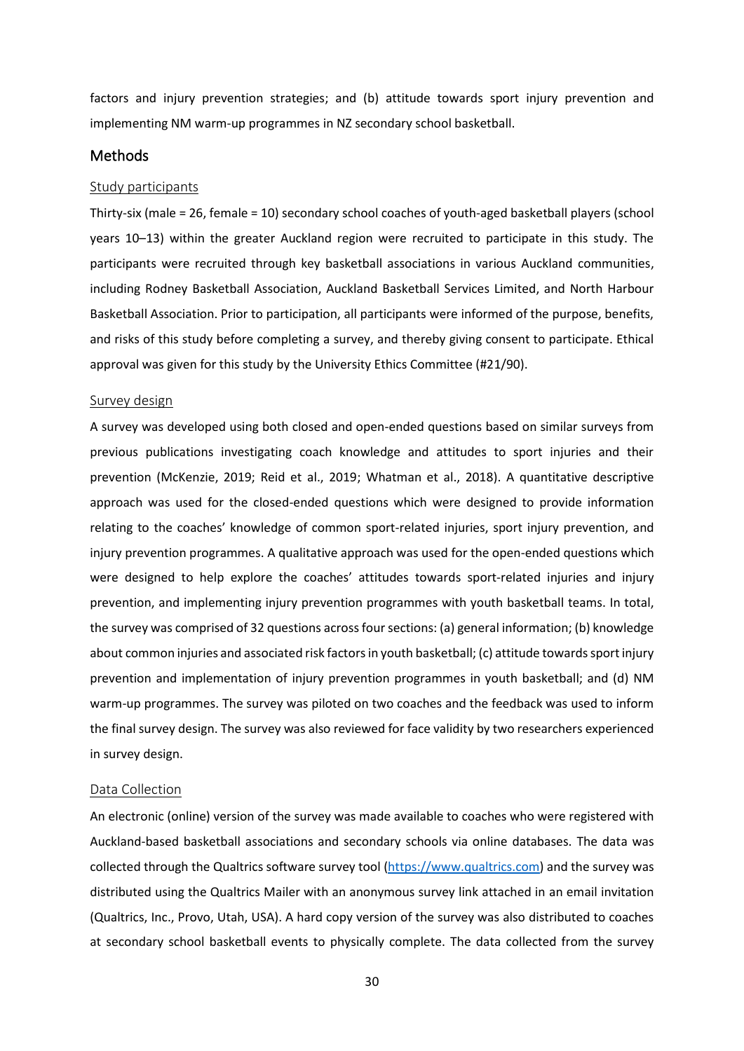factors and injury prevention strategies; and (b) attitude towards sport injury prevention and implementing NM warm-up programmes in NZ secondary school basketball.

## Methods

### Study participants

Thirty-six (male = 26, female = 10) secondary school coaches of youth-aged basketball players (school years 10–13) within the greater Auckland region were recruited to participate in this study. The participants were recruited through key basketball associations in various Auckland communities, including Rodney Basketball Association, Auckland Basketball Services Limited, and North Harbour Basketball Association. Prior to participation, all participants were informed of the purpose, benefits, and risks of this study before completing a survey, and thereby giving consent to participate. Ethical approval was given for this study by the University Ethics Committee (#21/90).

### Survey design

A survey was developed using both closed and open-ended questions based on similar surveys from previous publications investigating coach knowledge and attitudes to sport injuries and their prevention (McKenzie, 2019; Reid et al., 2019; Whatman et al., 2018). A quantitative descriptive approach was used for the closed-ended questions which were designed to provide information relating to the coaches' knowledge of common sport-related injuries, sport injury prevention, and injury prevention programmes. A qualitative approach was used for the open-ended questions which were designed to help explore the coaches' attitudes towards sport-related injuries and injury prevention, and implementing injury prevention programmes with youth basketball teams. In total, the survey was comprised of 32 questions across four sections: (a) general information; (b) knowledge about common injuries and associated risk factors in youth basketball; (c) attitude towards sport injury prevention and implementation of injury prevention programmes in youth basketball; and (d) NM warm-up programmes. The survey was piloted on two coaches and the feedback was used to inform the final survey design. The survey was also reviewed for face validity by two researchers experienced in survey design.

### Data Collection

An electronic (online) version of the survey was made available to coaches who were registered with Auckland-based basketball associations and secondary schools via online databases. The data was collected through the Qualtrics software survey tool (https://www.qualtrics.com) and the survey was distributed using the Qualtrics Mailer with an anonymous survey link attached in an email invitation (Qualtrics, Inc., Provo, Utah, USA). A hard copy version of the survey was also distributed to coaches at secondary school basketball events to physically complete. The data collected from the survey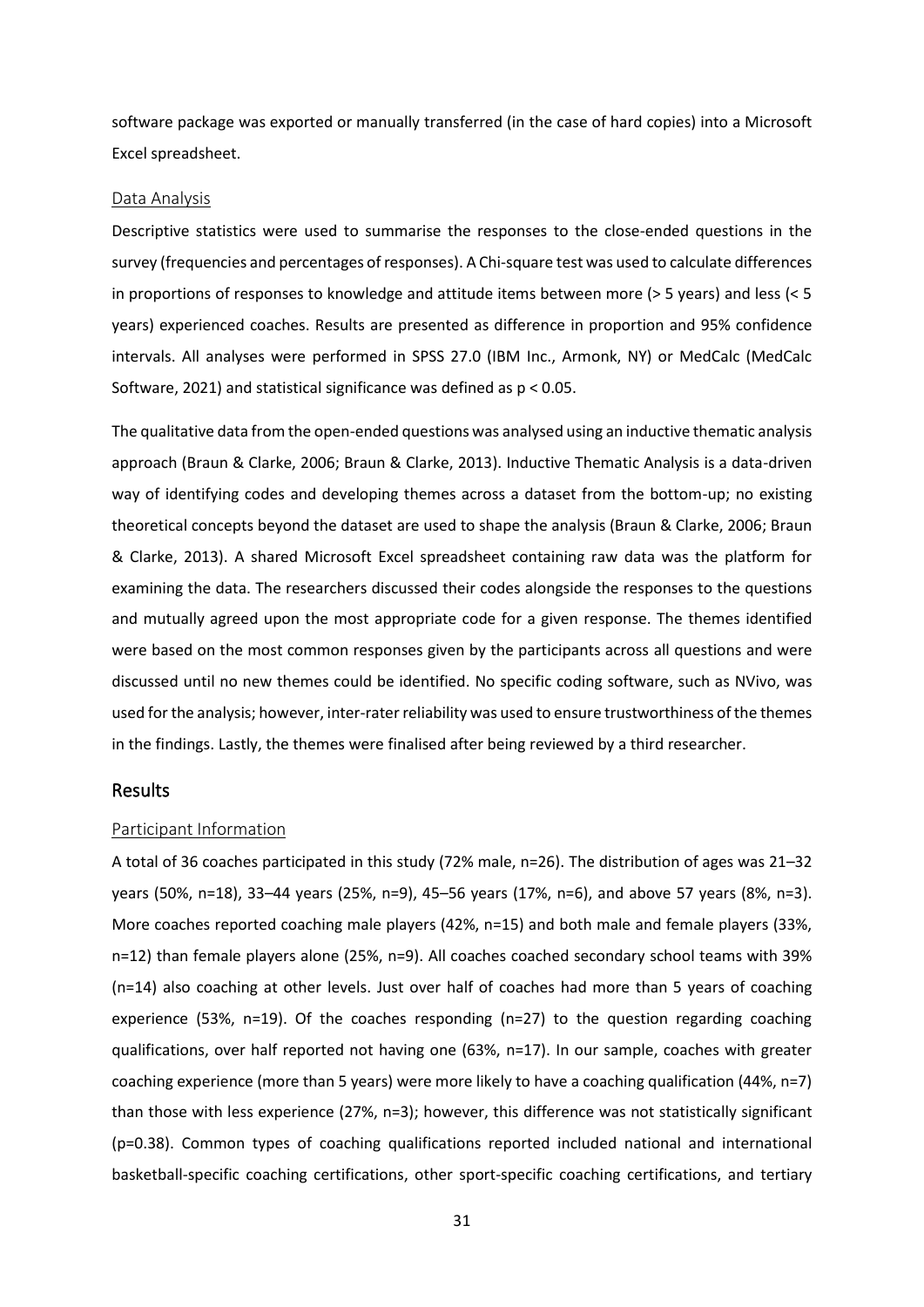software package was exported or manually transferred (in the case of hard copies) into a Microsoft Excel spreadsheet.

### Data Analysis

Descriptive statistics were used to summarise the responses to the close-ended questions in the survey (frequencies and percentages of responses). A Chi-square test was used to calculate differences in proportions of responses to knowledge and attitude items between more (> 5 years) and less (< 5 years) experienced coaches. Results are presented as difference in proportion and 95% confidence intervals. All analyses were performed in SPSS 27.0 (IBM Inc., Armonk, NY) or MedCalc (MedCalc Software, 2021) and statistical significance was defined as $p < 0.05$.

The qualitative data from the open-ended questions was analysed using an inductive thematic analysis approach (Braun & Clarke, 2006; Braun & Clarke, 2013). Inductive Thematic Analysis is a data-driven way of identifying codes and developing themes across a dataset from the bottom-up; no existing theoretical concepts beyond the dataset are used to shape the analysis (Braun & Clarke, 2006; Braun & Clarke, 2013). A shared Microsoft Excel spreadsheet containing raw data was the platform for examining the data. The researchers discussed their codes alongside the responses to the questions and mutually agreed upon the most appropriate code for a given response. The themes identified were based on the most common responses given by the participants across all questions and were discussed until no new themes could be identified. No specific coding software, such as NVivo, was used for the analysis; however, inter-rater reliability was used to ensure trustworthiness of the themes in the findings. Lastly, the themes were finalised after being reviewed by a third researcher.

## Results

### Participant Information

A total of 36 coaches participated in this study (72% male, n=26). The distribution of ages was 21–32 years (50%, n=18), 33–44 years (25%, n=9), 45–56 years (17%, n=6), and above 57 years (8%, n=3). More coaches reported coaching male players (42%, n=15) and both male and female players (33%, n=12) than female players alone (25%, n=9). All coaches coached secondary school teams with 39% (n=14) also coaching at other levels. Just over half of coaches had more than 5 years of coaching experience (53%, n=19). Of the coaches responding (n=27) to the question regarding coaching qualifications, over half reported not having one (63%, n=17). In our sample, coaches with greater coaching experience (more than 5 years) were more likely to have a coaching qualification (44%, n=7) than those with less experience (27%, n=3); however, this difference was not statistically significant ($p=0.38$). Common types of coaching qualifications reported included national and international basketball-specific coaching certifications, other sport-specific coaching certifications, and tertiary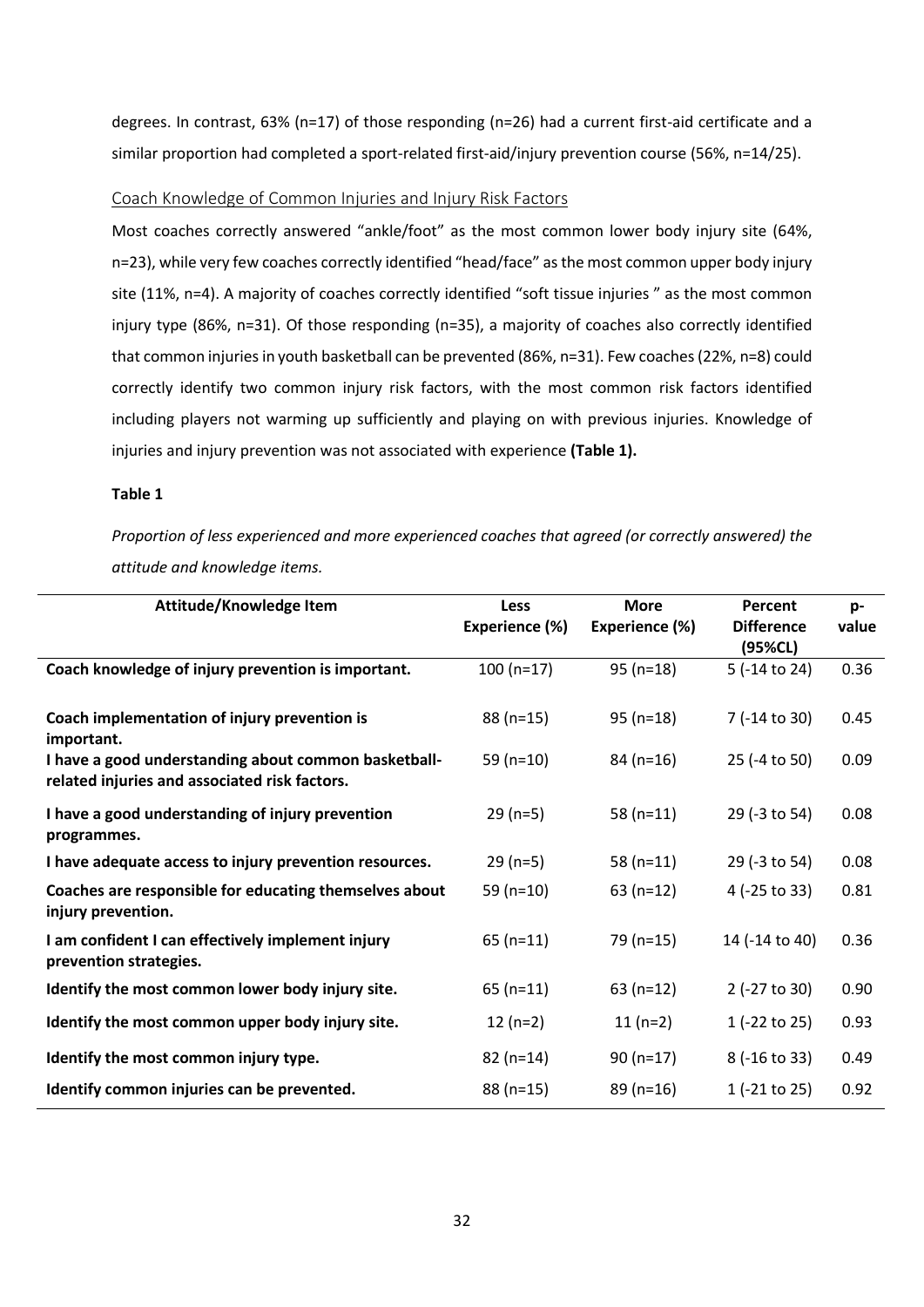degrees. In contrast, 63% (n=17) of those responding (n=26) had a current first-aid certificate and a similar proportion had completed a sport-related first-aid/injury prevention course (56%, n=14/25).

## Coach Knowledge of Common Injuries and Injury Risk Factors

Most coaches correctly answered "ankle/foot" as the most common lower body injury site (64%, n=23), while very few coaches correctly identified "head/face" as the most common upper body injury site (11%, n=4). A majority of coaches correctly identified "soft tissue injuries " as the most common injury type (86%, n=31). Of those responding (n=35), a majority of coaches also correctly identified that common injuries in youth basketball can be prevented (86%, n=31). Few coaches (22%, n=8) could correctly identify two common injury risk factors, with the most common risk factors identified including players not warming up sufficiently and playing on with previous injuries. Knowledge of injuries and injury prevention was not associated with experience **(Table 1).**

**Table 1**

*Proportion of less experienced and more experienced coaches that agreed (or correctly answered) the attitude and knowledge items.*

| Attitude/Knowledge Item | Less Experience (%) | More Experience (%) | Percent Difference (95%CL) | p-value |
|---|---|---|---|---|
| **Coach knowledge of injury prevention is important.** | 100 (n=17) | 95 (n=18) | 5 (-14 to 24) | 0.36 |
| **Coach implementation of injury prevention is important.** | 88 (n=15) | 95 (n=18) | 7 (-14 to 30) | 0.45 |
| **I have a good understanding about common basketball-related injuries and associated risk factors.** | 59 (n=10) | 84 (n=16) | 25 (-4 to 50) | 0.09 |
| **I have a good understanding of injury prevention programmes.** | 29 (n=5) | 58 (n=11) | 29 (-3 to 54) | 0.08 |
| **I have adequate access to injury prevention resources.** | 29 (n=5) | 58 (n=11) | 29 (-3 to 54) | 0.08 |
| **Coaches are responsible for educating themselves about injury prevention.** | 59 (n=10) | 63 (n=12) | 4 (-25 to 33) | 0.81 |
| **I am confident I can effectively implement injury prevention strategies.** | 65 (n=11) | 79 (n=15) | 14 (-14 to 40) | 0.36 |
| **Identify the most common lower body injury site.** | 65 (n=11) | 63 (n=12) | 2 (-27 to 30) | 0.90 |
| **Identify the most common upper body injury site.** | 12 (n=2) | 11 (n=2) | 1 (-22 to 25) | 0.93 |
| **Identify the most common injury type.** | 82 (n=14) | 90 (n=17) | 8 (-16 to 33) | 0.49 |
| **Identify common injuries can be prevented.** | 88 (n=15) | 89 (n=16) | 1 (-21 to 25) | 0.92 |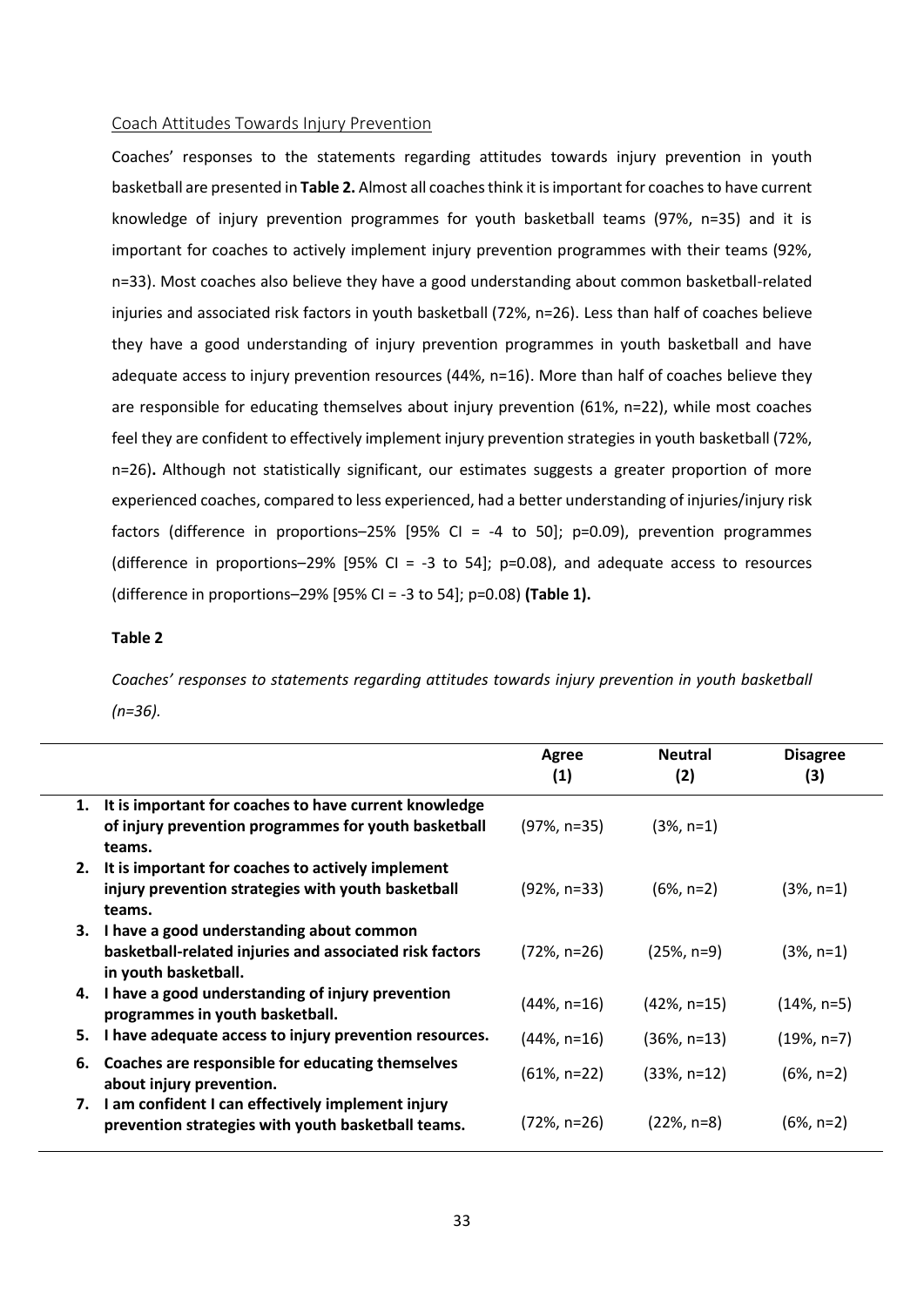## Coach Attitudes Towards Injury Prevention

Coaches' responses to the statements regarding attitudes towards injury prevention in youth basketball are presented in **Table 2.** Almost all coaches think it is important for coaches to have current knowledge of injury prevention programmes for youth basketball teams (97%, n=35) and it is important for coaches to actively implement injury prevention programmes with their teams (92%, n=33). Most coaches also believe they have a good understanding about common basketball-related injuries and associated risk factors in youth basketball (72%, n=26). Less than half of coaches believe they have a good understanding of injury prevention programmes in youth basketball and have adequate access to injury prevention resources (44%, n=16). More than half of coaches believe they are responsible for educating themselves about injury prevention (61%, n=22), while most coaches feel they are confident to effectively implement injury prevention strategies in youth basketball (72%, n=26)**.** Although not statistically significant, our estimates suggests a greater proportion of more experienced coaches, compared to less experienced, had a better understanding of injuries/injury risk factors (difference in proportions–25% [95% CI = -4 to 50]; p=0.09), prevention programmes (difference in proportions–29% [95% CI = -3 to 54]; p=0.08), and adequate access to resources (difference in proportions–29% [95% CI = -3 to 54]; p=0.08) **(Table 1).**

**Table 2**

*Coaches' responses to statements regarding attitudes towards injury prevention in youth basketball (n=36).*

| | Agree (1) | Neutral (2) | Disagree (3) |
|---|---|---|---|
| **1. It is important for coaches to have current knowledge of injury prevention programmes for youth basketball teams.** | (97%, n=35) | (3%, n=1) | |
| **2. It is important for coaches to actively implement injury prevention strategies with youth basketball teams.** | (92%, n=33) | (6%, n=2) | (3%, n=1) |
| **3. I have a good understanding about common basketball-related injuries and associated risk factors in youth basketball.** | (72%, n=26) | (25%, n=9) | (3%, n=1) |
| **4. I have a good understanding of injury prevention programmes in youth basketball.** | (44%, n=16) | (42%, n=15) | (14%, n=5) |
| **5. I have adequate access to injury prevention resources.** | (44%, n=16) | (36%, n=13) | (19%, n=7) |
| **6. Coaches are responsible for educating themselves about injury prevention.** | (61%, n=22) | (33%, n=12) | (6%, n=2) |
| **7. I am confident I can effectively implement injury prevention strategies with youth basketball teams.** | (72%, n=26) | (22%, n=8) | (6%, n=2) |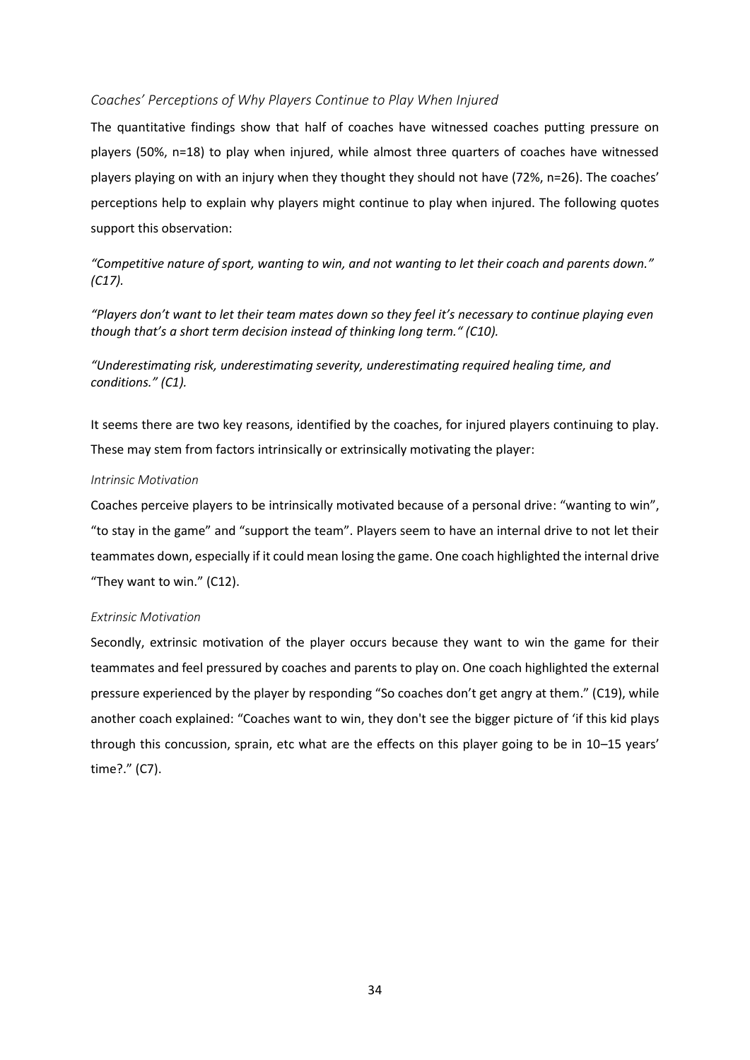### *Coaches' Perceptions of Why Players Continue to Play When Injured*

The quantitative findings show that half of coaches have witnessed coaches putting pressure on players (50%, n=18) to play when injured, while almost three quarters of coaches have witnessed players playing on with an injury when they thought they should not have (72%, n=26). The coaches' perceptions help to explain why players might continue to play when injured. The following quotes support this observation:

*"Competitive nature of sport, wanting to win, and not wanting to let their coach and parents down." (C17).*

*"Players don't want to let their team mates down so they feel it's necessary to continue playing even though that's a short term decision instead of thinking long term." (C10).*

*"Underestimating risk, underestimating severity, underestimating required healing time, and conditions." (C1).*

It seems there are two key reasons, identified by the coaches, for injured players continuing to play. These may stem from factors intrinsically or extrinsically motivating the player:

#### *Intrinsic Motivation*

Coaches perceive players to be intrinsically motivated because of a personal drive: "wanting to win", "to stay in the game" and "support the team". Players seem to have an internal drive to not let their teammates down, especially if it could mean losing the game. One coach highlighted the internal drive "They want to win." (C12).

#### *Extrinsic Motivation*

Secondly, extrinsic motivation of the player occurs because they want to win the game for their teammates and feel pressured by coaches and parents to play on. One coach highlighted the external pressure experienced by the player by responding "So coaches don't get angry at them." (C19), while another coach explained: "Coaches want to win, they don't see the bigger picture of 'if this kid plays through this concussion, sprain, etc what are the effects on this player going to be in 10–15 years' time?." (C7).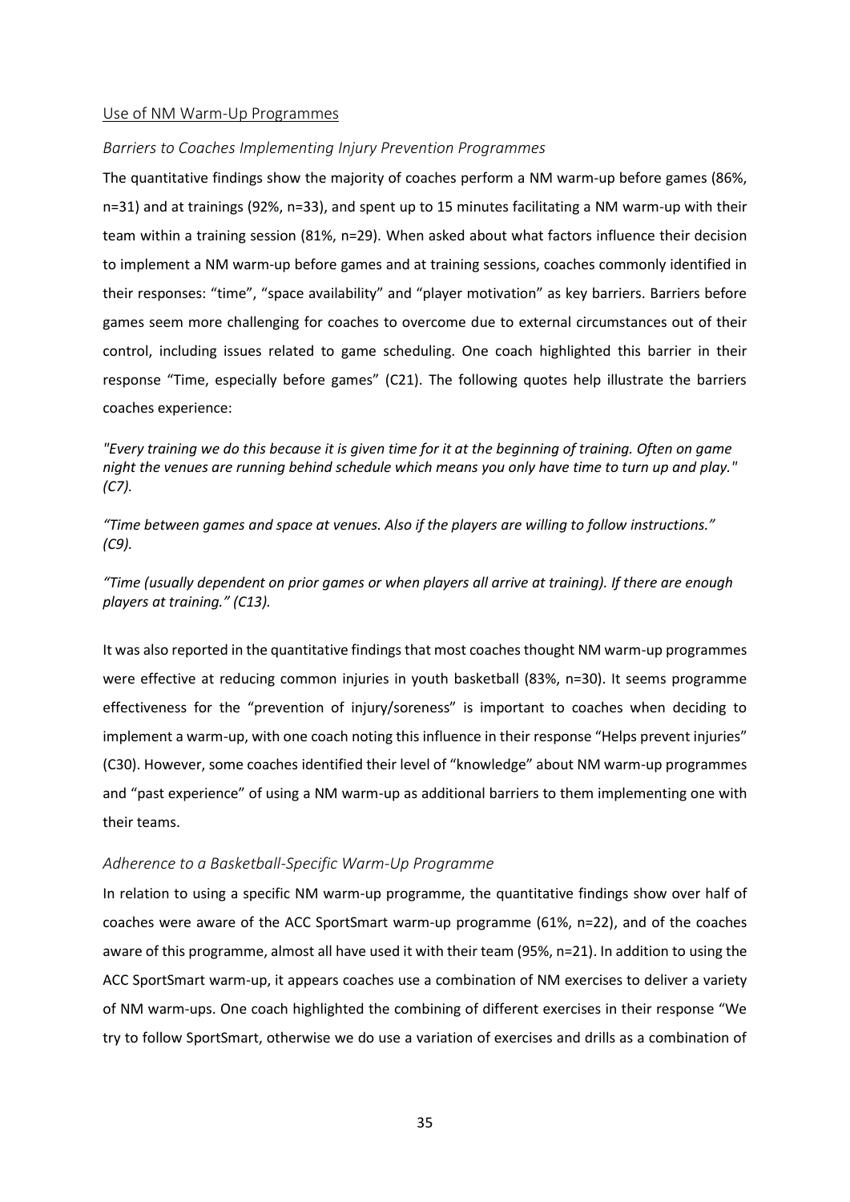## Use of NM Warm-Up Programmes

### *Barriers to Coaches Implementing Injury Prevention Programmes*

The quantitative findings show the majority of coaches perform a NM warm-up before games (86%, n=31) and at trainings (92%, n=33), and spent up to 15 minutes facilitating a NM warm-up with their team within a training session (81%, n=29). When asked about what factors influence their decision to implement a NM warm-up before games and at training sessions, coaches commonly identified in their responses: "time", "space availability" and "player motivation" as key barriers. Barriers before games seem more challenging for coaches to overcome due to external circumstances out of their control, including issues related to game scheduling. One coach highlighted this barrier in their response "Time, especially before games" (C21). The following quotes help illustrate the barriers coaches experience:

*"Every training we do this because it is given time for it at the beginning of training. Often on game night the venues are running behind schedule which means you only have time to turn up and play." (C7).*

*"Time between games and space at venues. Also if the players are willing to follow instructions." (C9).*

*"Time (usually dependent on prior games or when players all arrive at training). If there are enough players at training." (C13).*

It was also reported in the quantitative findings that most coaches thought NM warm-up programmes were effective at reducing common injuries in youth basketball (83%, n=30). It seems programme effectiveness for the "prevention of injury/soreness" is important to coaches when deciding to implement a warm-up, with one coach noting this influence in their response "Helps prevent injuries" (C30). However, some coaches identified their level of "knowledge" about NM warm-up programmes and "past experience" of using a NM warm-up as additional barriers to them implementing one with their teams.

### *Adherence to a Basketball-Specific Warm-Up Programme*

In relation to using a specific NM warm-up programme, the quantitative findings show over half of coaches were aware of the ACC SportSmart warm-up programme (61%, n=22), and of the coaches aware of this programme, almost all have used it with their team (95%, n=21). In addition to using the ACC SportSmart warm-up, it appears coaches use a combination of NM exercises to deliver a variety of NM warm-ups. One coach highlighted the combining of different exercises in their response "We try to follow SportSmart, otherwise we do use a variation of exercises and drills as a combination of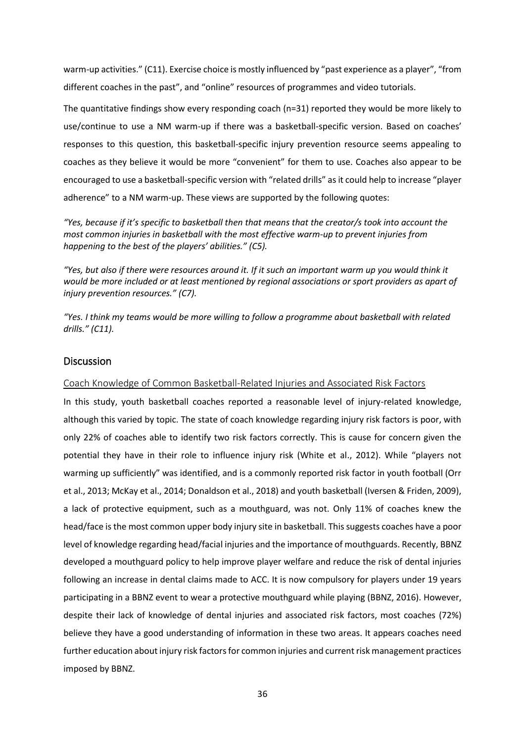warm-up activities." (C11). Exercise choice is mostly influenced by "past experience as a player", "from different coaches in the past", and "online" resources of programmes and video tutorials.

The quantitative findings show every responding coach (n=31) reported they would be more likely to use/continue to use a NM warm-up if there was a basketball-specific version. Based on coaches' responses to this question, this basketball-specific injury prevention resource seems appealing to coaches as they believe it would be more "convenient" for them to use. Coaches also appear to be encouraged to use a basketball-specific version with "related drills" as it could help to increase "player adherence" to a NM warm-up. These views are supported by the following quotes:

*"Yes, because if it's specific to basketball then that means that the creator/s took into account the most common injuries in basketball with the most effective warm-up to prevent injuries from happening to the best of the players' abilities." (C5).*

*"Yes, but also if there were resources around it. If it such an important warm up you would think it would be more included or at least mentioned by regional associations or sport providers as apart of injury prevention resources." (C7).*

*"Yes. I think my teams would be more willing to follow a programme about basketball with related drills." (C11).*

## Discussion

### Coach Knowledge of Common Basketball-Related Injuries and Associated Risk Factors

In this study, youth basketball coaches reported a reasonable level of injury-related knowledge, although this varied by topic. The state of coach knowledge regarding injury risk factors is poor, with only 22% of coaches able to identify two risk factors correctly. This is cause for concern given the potential they have in their role to influence injury risk (White et al., 2012). While "players not warming up sufficiently" was identified, and is a commonly reported risk factor in youth football (Orr et al., 2013; McKay et al., 2014; Donaldson et al., 2018) and youth basketball (Iversen & Friden, 2009), a lack of protective equipment, such as a mouthguard, was not. Only 11% of coaches knew the head/face is the most common upper body injury site in basketball. This suggests coaches have a poor level of knowledge regarding head/facial injuries and the importance of mouthguards. Recently, BBNZ developed a mouthguard policy to help improve player welfare and reduce the risk of dental injuries following an increase in dental claims made to ACC. It is now compulsory for players under 19 years participating in a BBNZ event to wear a protective mouthguard while playing (BBNZ, 2016). However, despite their lack of knowledge of dental injuries and associated risk factors, most coaches (72%) believe they have a good understanding of information in these two areas. It appears coaches need further education about injury risk factors for common injuries and current risk management practices imposed by BBNZ.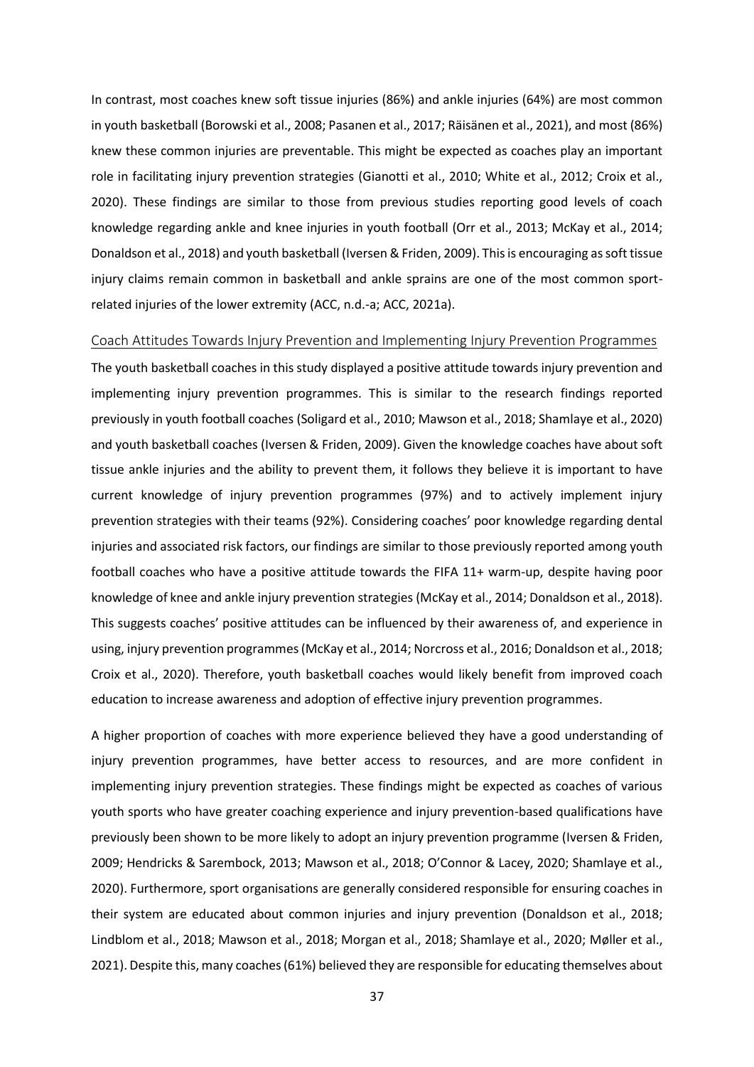In contrast, most coaches knew soft tissue injuries (86%) and ankle injuries (64%) are most common in youth basketball (Borowski et al., 2008; Pasanen et al., 2017; Räisänen et al., 2021), and most (86%) knew these common injuries are preventable. This might be expected as coaches play an important role in facilitating injury prevention strategies (Gianotti et al., 2010; White et al., 2012; Croix et al., 2020). These findings are similar to those from previous studies reporting good levels of coach knowledge regarding ankle and knee injuries in youth football (Orr et al., 2013; McKay et al., 2014; Donaldson et al., 2018) and youth basketball (Iversen & Friden, 2009). This is encouraging as soft tissue injury claims remain common in basketball and ankle sprains are one of the most common sport-related injuries of the lower extremity (ACC, n.d.-a; ACC, 2021a).

### Coach Attitudes Towards Injury Prevention and Implementing Injury Prevention Programmes

The youth basketball coaches in this study displayed a positive attitude towards injury prevention and implementing injury prevention programmes. This is similar to the research findings reported previously in youth football coaches (Soligard et al., 2010; Mawson et al., 2018; Shamlaye et al., 2020) and youth basketball coaches (Iversen & Friden, 2009). Given the knowledge coaches have about soft tissue ankle injuries and the ability to prevent them, it follows they believe it is important to have current knowledge of injury prevention programmes (97%) and to actively implement injury prevention strategies with their teams (92%). Considering coaches' poor knowledge regarding dental injuries and associated risk factors, our findings are similar to those previously reported among youth football coaches who have a positive attitude towards the FIFA 11+ warm-up, despite having poor knowledge of knee and ankle injury prevention strategies (McKay et al., 2014; Donaldson et al., 2018). This suggests coaches' positive attitudes can be influenced by their awareness of, and experience in using, injury prevention programmes (McKay et al., 2014; Norcross et al., 2016; Donaldson et al., 2018; Croix et al., 2020). Therefore, youth basketball coaches would likely benefit from improved coach education to increase awareness and adoption of effective injury prevention programmes.

A higher proportion of coaches with more experience believed they have a good understanding of injury prevention programmes, have better access to resources, and are more confident in implementing injury prevention strategies. These findings might be expected as coaches of various youth sports who have greater coaching experience and injury prevention-based qualifications have previously been shown to be more likely to adopt an injury prevention programme (Iversen & Friden, 2009; Hendricks & Sarembock, 2013; Mawson et al., 2018; O'Connor & Lacey, 2020; Shamlaye et al., 2020). Furthermore, sport organisations are generally considered responsible for ensuring coaches in their system are educated about common injuries and injury prevention (Donaldson et al., 2018; Lindblom et al., 2018; Mawson et al., 2018; Morgan et al., 2018; Shamlaye et al., 2020; Møller et al., 2021). Despite this, many coaches (61%) believed they are responsible for educating themselves about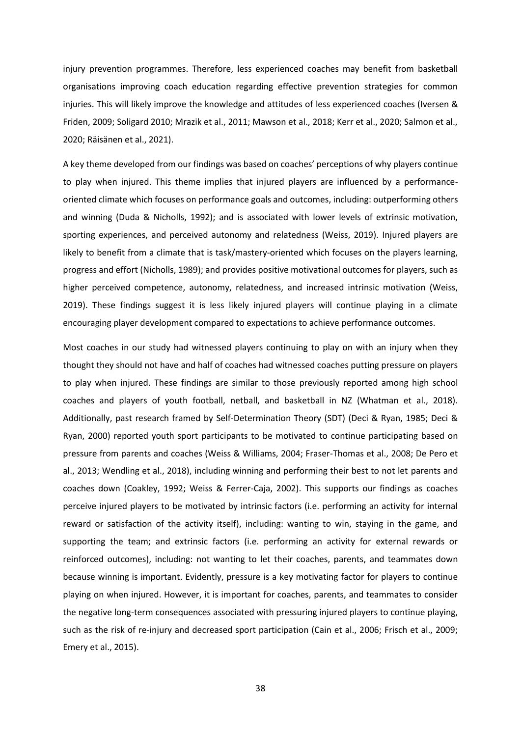injury prevention programmes. Therefore, less experienced coaches may benefit from basketball organisations improving coach education regarding effective prevention strategies for common injuries. This will likely improve the knowledge and attitudes of less experienced coaches (Iversen & Friden, 2009; Soligard 2010; Mrazik et al., 2011; Mawson et al., 2018; Kerr et al., 2020; Salmon et al., 2020; Räisänen et al., 2021).

A key theme developed from our findings was based on coaches' perceptions of why players continue to play when injured. This theme implies that injured players are influenced by a performance-oriented climate which focuses on performance goals and outcomes, including: outperforming others and winning (Duda & Nicholls, 1992); and is associated with lower levels of extrinsic motivation, sporting experiences, and perceived autonomy and relatedness (Weiss, 2019). Injured players are likely to benefit from a climate that is task/mastery-oriented which focuses on the players learning, progress and effort (Nicholls, 1989); and provides positive motivational outcomes for players, such as higher perceived competence, autonomy, relatedness, and increased intrinsic motivation (Weiss, 2019). These findings suggest it is less likely injured players will continue playing in a climate encouraging player development compared to expectations to achieve performance outcomes.

Most coaches in our study had witnessed players continuing to play on with an injury when they thought they should not have and half of coaches had witnessed coaches putting pressure on players to play when injured. These findings are similar to those previously reported among high school coaches and players of youth football, netball, and basketball in NZ (Whatman et al., 2018). Additionally, past research framed by Self-Determination Theory (SDT) (Deci & Ryan, 1985; Deci & Ryan, 2000) reported youth sport participants to be motivated to continue participating based on pressure from parents and coaches (Weiss & Williams, 2004; Fraser-Thomas et al., 2008; De Pero et al., 2013; Wendling et al., 2018), including winning and performing their best to not let parents and coaches down (Coakley, 1992; Weiss & Ferrer-Caja, 2002). This supports our findings as coaches perceive injured players to be motivated by intrinsic factors (i.e. performing an activity for internal reward or satisfaction of the activity itself), including: wanting to win, staying in the game, and supporting the team; and extrinsic factors (i.e. performing an activity for external rewards or reinforced outcomes), including: not wanting to let their coaches, parents, and teammates down because winning is important. Evidently, pressure is a key motivating factor for players to continue playing on when injured. However, it is important for coaches, parents, and teammates to consider the negative long-term consequences associated with pressuring injured players to continue playing, such as the risk of re-injury and decreased sport participation (Cain et al., 2006; Frisch et al., 2009; Emery et al., 2015).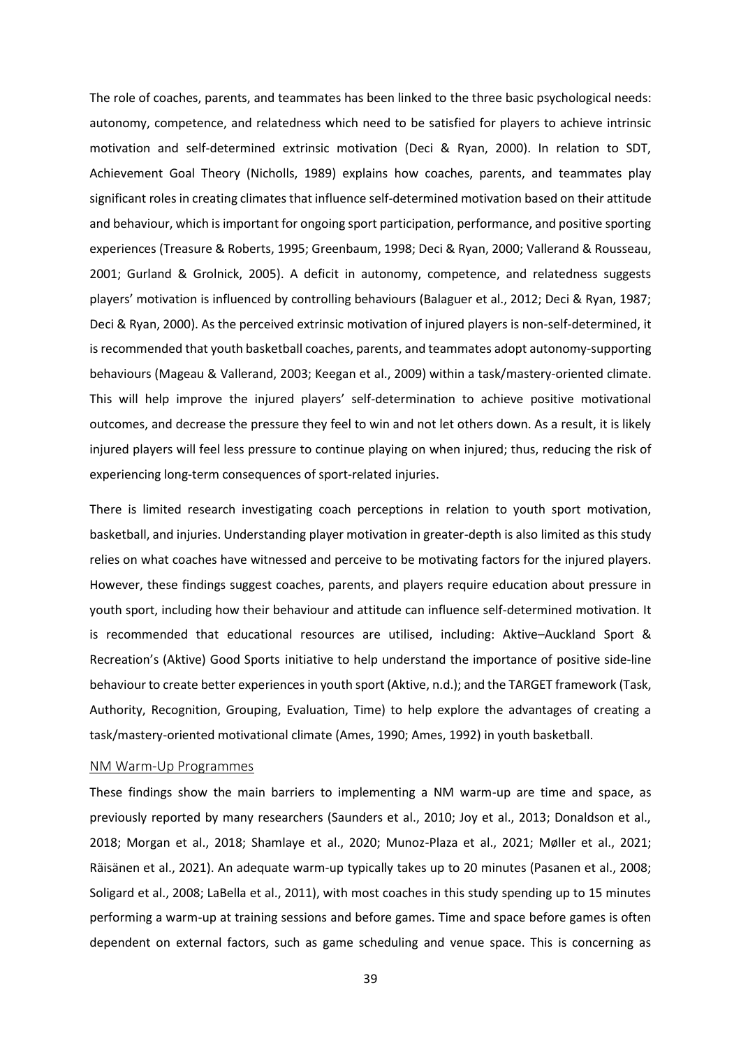The role of coaches, parents, and teammates has been linked to the three basic psychological needs: autonomy, competence, and relatedness which need to be satisfied for players to achieve intrinsic motivation and self-determined extrinsic motivation (Deci & Ryan, 2000). In relation to SDT, Achievement Goal Theory (Nicholls, 1989) explains how coaches, parents, and teammates play significant roles in creating climates that influence self-determined motivation based on their attitude and behaviour, which is important for ongoing sport participation, performance, and positive sporting experiences (Treasure & Roberts, 1995; Greenbaum, 1998; Deci & Ryan, 2000; Vallerand & Rousseau, 2001; Gurland & Grolnick, 2005). A deficit in autonomy, competence, and relatedness suggests players' motivation is influenced by controlling behaviours (Balaguer et al., 2012; Deci & Ryan, 1987; Deci & Ryan, 2000). As the perceived extrinsic motivation of injured players is non-self-determined, it is recommended that youth basketball coaches, parents, and teammates adopt autonomy-supporting behaviours (Mageau & Vallerand, 2003; Keegan et al., 2009) within a task/mastery-oriented climate. This will help improve the injured players' self-determination to achieve positive motivational outcomes, and decrease the pressure they feel to win and not let others down. As a result, it is likely injured players will feel less pressure to continue playing on when injured; thus, reducing the risk of experiencing long-term consequences of sport-related injuries.

There is limited research investigating coach perceptions in relation to youth sport motivation, basketball, and injuries. Understanding player motivation in greater-depth is also limited as this study relies on what coaches have witnessed and perceive to be motivating factors for the injured players. However, these findings suggest coaches, parents, and players require education about pressure in youth sport, including how their behaviour and attitude can influence self-determined motivation. It is recommended that educational resources are utilised, including: Aktive–Auckland Sport & Recreation's (Aktive) Good Sports initiative to help understand the importance of positive side-line behaviour to create better experiences in youth sport (Aktive, n.d.); and the TARGET framework (Task, Authority, Recognition, Grouping, Evaluation, Time) to help explore the advantages of creating a task/mastery-oriented motivational climate (Ames, 1990; Ames, 1992) in youth basketball.

### NM Warm-Up Programmes

These findings show the main barriers to implementing a NM warm-up are time and space, as previously reported by many researchers (Saunders et al., 2010; Joy et al., 2013; Donaldson et al., 2018; Morgan et al., 2018; Shamlaye et al., 2020; Munoz-Plaza et al., 2021; Møller et al., 2021; Räisänen et al., 2021). An adequate warm-up typically takes up to 20 minutes (Pasanen et al., 2008; Soligard et al., 2008; LaBella et al., 2011), with most coaches in this study spending up to 15 minutes performing a warm-up at training sessions and before games. Time and space before games is often dependent on external factors, such as game scheduling and venue space. This is concerning as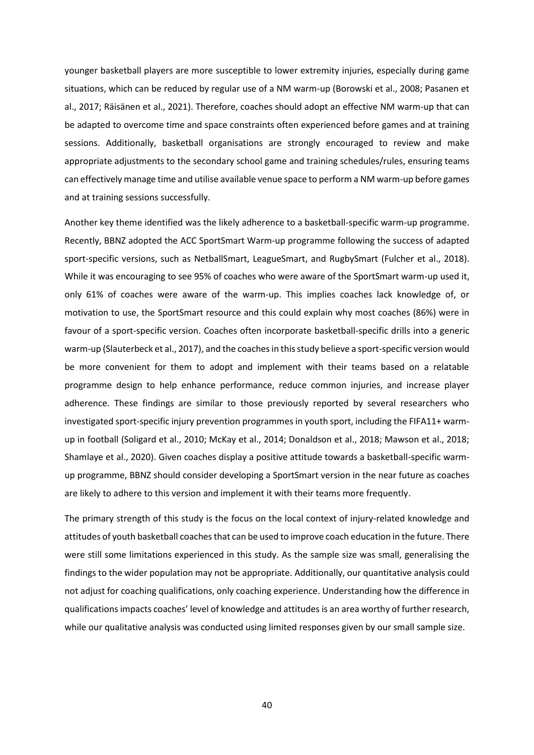younger basketball players are more susceptible to lower extremity injuries, especially during game situations, which can be reduced by regular use of a NM warm-up (Borowski et al., 2008; Pasanen et al., 2017; Räisänen et al., 2021). Therefore, coaches should adopt an effective NM warm-up that can be adapted to overcome time and space constraints often experienced before games and at training sessions. Additionally, basketball organisations are strongly encouraged to review and make appropriate adjustments to the secondary school game and training schedules/rules, ensuring teams can effectively manage time and utilise available venue space to perform a NM warm-up before games and at training sessions successfully.

Another key theme identified was the likely adherence to a basketball-specific warm-up programme. Recently, BBNZ adopted the ACC SportSmart Warm-up programme following the success of adapted sport-specific versions, such as NetballSmart, LeagueSmart, and RugbySmart (Fulcher et al., 2018). While it was encouraging to see 95% of coaches who were aware of the SportSmart warm-up used it, only 61% of coaches were aware of the warm-up. This implies coaches lack knowledge of, or motivation to use, the SportSmart resource and this could explain why most coaches (86%) were in favour of a sport-specific version. Coaches often incorporate basketball-specific drills into a generic warm-up (Slauterbeck et al., 2017), and the coaches in this study believe a sport-specific version would be more convenient for them to adopt and implement with their teams based on a relatable programme design to help enhance performance, reduce common injuries, and increase player adherence. These findings are similar to those previously reported by several researchers who investigated sport-specific injury prevention programmes in youth sport, including the FIFA11+ warm-up in football (Soligard et al., 2010; McKay et al., 2014; Donaldson et al., 2018; Mawson et al., 2018; Shamlaye et al., 2020). Given coaches display a positive attitude towards a basketball-specific warm-up programme, BBNZ should consider developing a SportSmart version in the near future as coaches are likely to adhere to this version and implement it with their teams more frequently.

The primary strength of this study is the focus on the local context of injury-related knowledge and attitudes of youth basketball coaches that can be used to improve coach education in the future. There were still some limitations experienced in this study. As the sample size was small, generalising the findings to the wider population may not be appropriate. Additionally, our quantitative analysis could not adjust for coaching qualifications, only coaching experience. Understanding how the difference in qualifications impacts coaches' level of knowledge and attitudes is an area worthy of further research, while our qualitative analysis was conducted using limited responses given by our small sample size.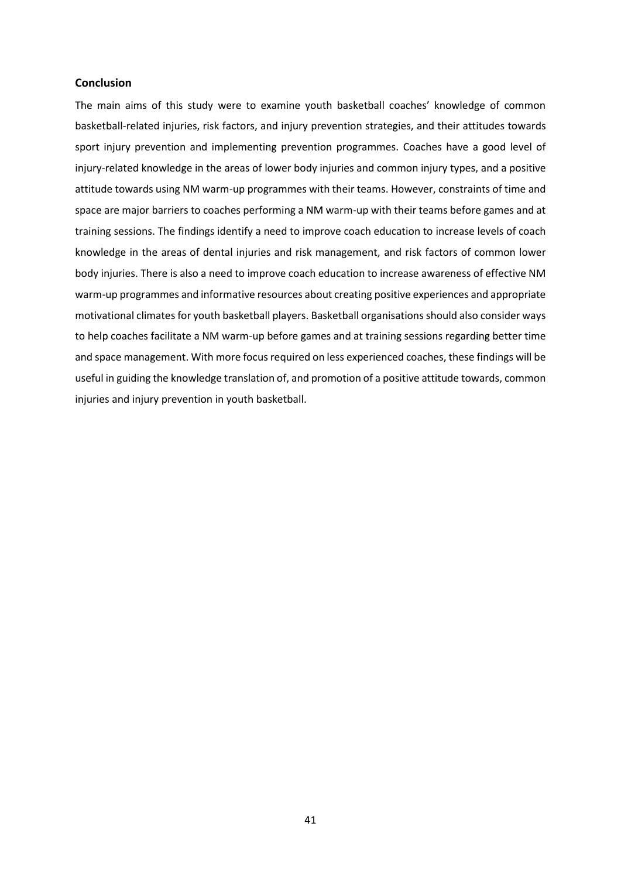## Conclusion

The main aims of this study were to examine youth basketball coaches' knowledge of common basketball-related injuries, risk factors, and injury prevention strategies, and their attitudes towards sport injury prevention and implementing prevention programmes. Coaches have a good level of injury-related knowledge in the areas of lower body injuries and common injury types, and a positive attitude towards using NM warm-up programmes with their teams. However, constraints of time and space are major barriers to coaches performing a NM warm-up with their teams before games and at training sessions. The findings identify a need to improve coach education to increase levels of coach knowledge in the areas of dental injuries and risk management, and risk factors of common lower body injuries. There is also a need to improve coach education to increase awareness of effective NM warm-up programmes and informative resources about creating positive experiences and appropriate motivational climates for youth basketball players. Basketball organisations should also consider ways to help coaches facilitate a NM warm-up before games and at training sessions regarding better time and space management. With more focus required on less experienced coaches, these findings will be useful in guiding the knowledge translation of, and promotion of a positive attitude towards, common injuries and injury prevention in youth basketball.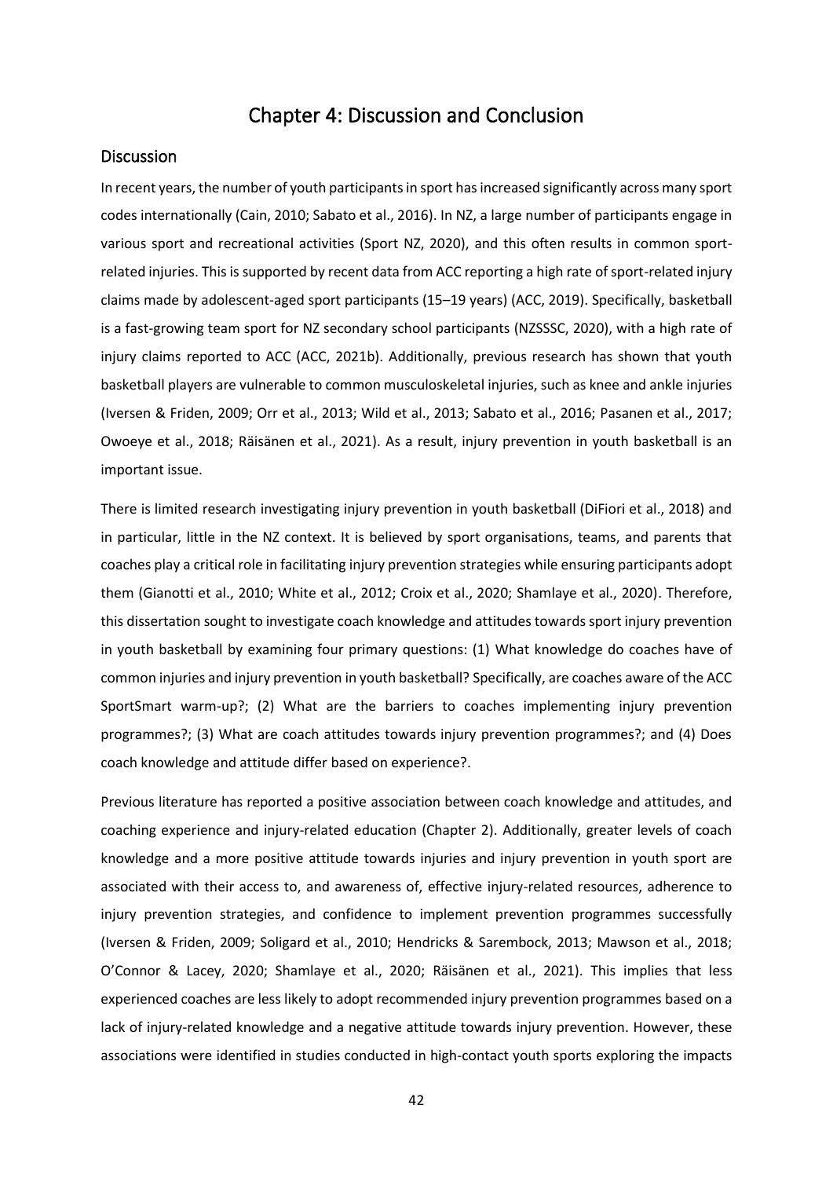# Chapter 4: Discussion and Conclusion

## Discussion

In recent years, the number of youth participants in sport has increased significantly across many sport codes internationally (Cain, 2010; Sabato et al., 2016). In NZ, a large number of participants engage in various sport and recreational activities (Sport NZ, 2020), and this often results in common sport-related injuries. This is supported by recent data from ACC reporting a high rate of sport-related injury claims made by adolescent-aged sport participants (15–19 years) (ACC, 2019). Specifically, basketball is a fast-growing team sport for NZ secondary school participants (NZSSSC, 2020), with a high rate of injury claims reported to ACC (ACC, 2021b). Additionally, previous research has shown that youth basketball players are vulnerable to common musculoskeletal injuries, such as knee and ankle injuries (Iversen & Friden, 2009; Orr et al., 2013; Wild et al., 2013; Sabato et al., 2016; Pasanen et al., 2017; Owoeye et al., 2018; Räisänen et al., 2021). As a result, injury prevention in youth basketball is an important issue.

There is limited research investigating injury prevention in youth basketball (DiFiori et al., 2018) and in particular, little in the NZ context. It is believed by sport organisations, teams, and parents that coaches play a critical role in facilitating injury prevention strategies while ensuring participants adopt them (Gianotti et al., 2010; White et al., 2012; Croix et al., 2020; Shamlaye et al., 2020). Therefore, this dissertation sought to investigate coach knowledge and attitudes towards sport injury prevention in youth basketball by examining four primary questions: (1) What knowledge do coaches have of common injuries and injury prevention in youth basketball? Specifically, are coaches aware of the ACC SportSmart warm-up?; (2) What are the barriers to coaches implementing injury prevention programmes?; (3) What are coach attitudes towards injury prevention programmes?; and (4) Does coach knowledge and attitude differ based on experience?.

Previous literature has reported a positive association between coach knowledge and attitudes, and coaching experience and injury-related education (Chapter 2). Additionally, greater levels of coach knowledge and a more positive attitude towards injuries and injury prevention in youth sport are associated with their access to, and awareness of, effective injury-related resources, adherence to injury prevention strategies, and confidence to implement prevention programmes successfully (Iversen & Friden, 2009; Soligard et al., 2010; Hendricks & Sarembock, 2013; Mawson et al., 2018; O'Connor & Lacey, 2020; Shamlaye et al., 2020; Räisänen et al., 2021). This implies that less experienced coaches are less likely to adopt recommended injury prevention programmes based on a lack of injury-related knowledge and a negative attitude towards injury prevention. However, these associations were identified in studies conducted in high-contact youth sports exploring the impacts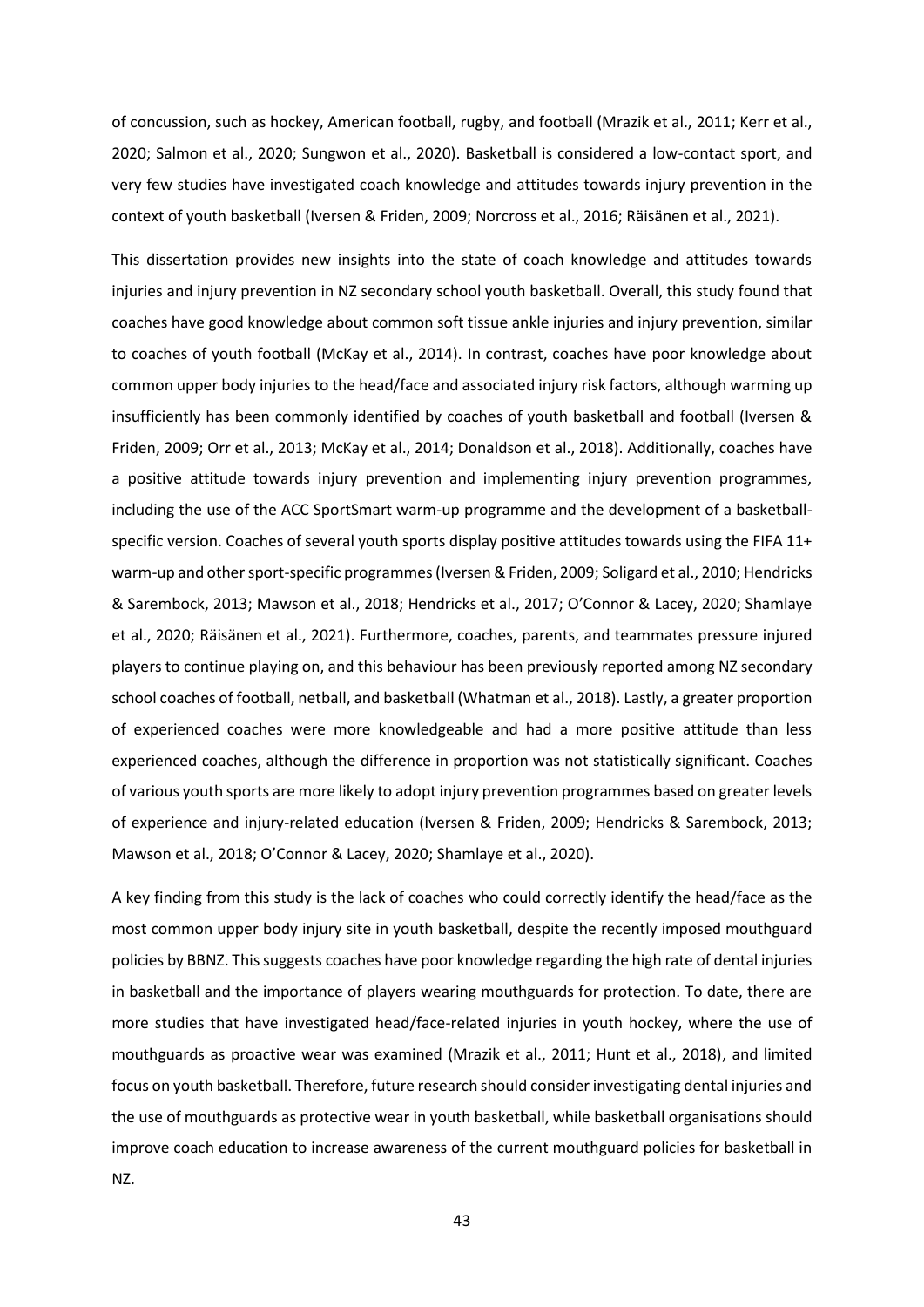of concussion, such as hockey, American football, rugby, and football (Mrazik et al., 2011; Kerr et al., 2020; Salmon et al., 2020; Sungwon et al., 2020). Basketball is considered a low-contact sport, and very few studies have investigated coach knowledge and attitudes towards injury prevention in the context of youth basketball (Iversen & Friden, 2009; Norcross et al., 2016; Räisänen et al., 2021).

This dissertation provides new insights into the state of coach knowledge and attitudes towards injuries and injury prevention in NZ secondary school youth basketball. Overall, this study found that coaches have good knowledge about common soft tissue ankle injuries and injury prevention, similar to coaches of youth football (McKay et al., 2014). In contrast, coaches have poor knowledge about common upper body injuries to the head/face and associated injury risk factors, although warming up insufficiently has been commonly identified by coaches of youth basketball and football (Iversen & Friden, 2009; Orr et al., 2013; McKay et al., 2014; Donaldson et al., 2018). Additionally, coaches have a positive attitude towards injury prevention and implementing injury prevention programmes, including the use of the ACC SportSmart warm-up programme and the development of a basketball-specific version. Coaches of several youth sports display positive attitudes towards using the FIFA 11+ warm-up and other sport-specific programmes (Iversen & Friden, 2009; Soligard et al., 2010; Hendricks & Sarembock, 2013; Mawson et al., 2018; Hendricks et al., 2017; O'Connor & Lacey, 2020; Shamlaye et al., 2020; Räisänen et al., 2021). Furthermore, coaches, parents, and teammates pressure injured players to continue playing on, and this behaviour has been previously reported among NZ secondary school coaches of football, netball, and basketball (Whatman et al., 2018). Lastly, a greater proportion of experienced coaches were more knowledgeable and had a more positive attitude than less experienced coaches, although the difference in proportion was not statistically significant. Coaches of various youth sports are more likely to adopt injury prevention programmes based on greater levels of experience and injury-related education (Iversen & Friden, 2009; Hendricks & Sarembock, 2013; Mawson et al., 2018; O'Connor & Lacey, 2020; Shamlaye et al., 2020).

A key finding from this study is the lack of coaches who could correctly identify the head/face as the most common upper body injury site in youth basketball, despite the recently imposed mouthguard policies by BBNZ. This suggests coaches have poor knowledge regarding the high rate of dental injuries in basketball and the importance of players wearing mouthguards for protection. To date, there are more studies that have investigated head/face-related injuries in youth hockey, where the use of mouthguards as proactive wear was examined (Mrazik et al., 2011; Hunt et al., 2018), and limited focus on youth basketball. Therefore, future research should consider investigating dental injuries and the use of mouthguards as protective wear in youth basketball, while basketball organisations should improve coach education to increase awareness of the current mouthguard policies for basketball in NZ.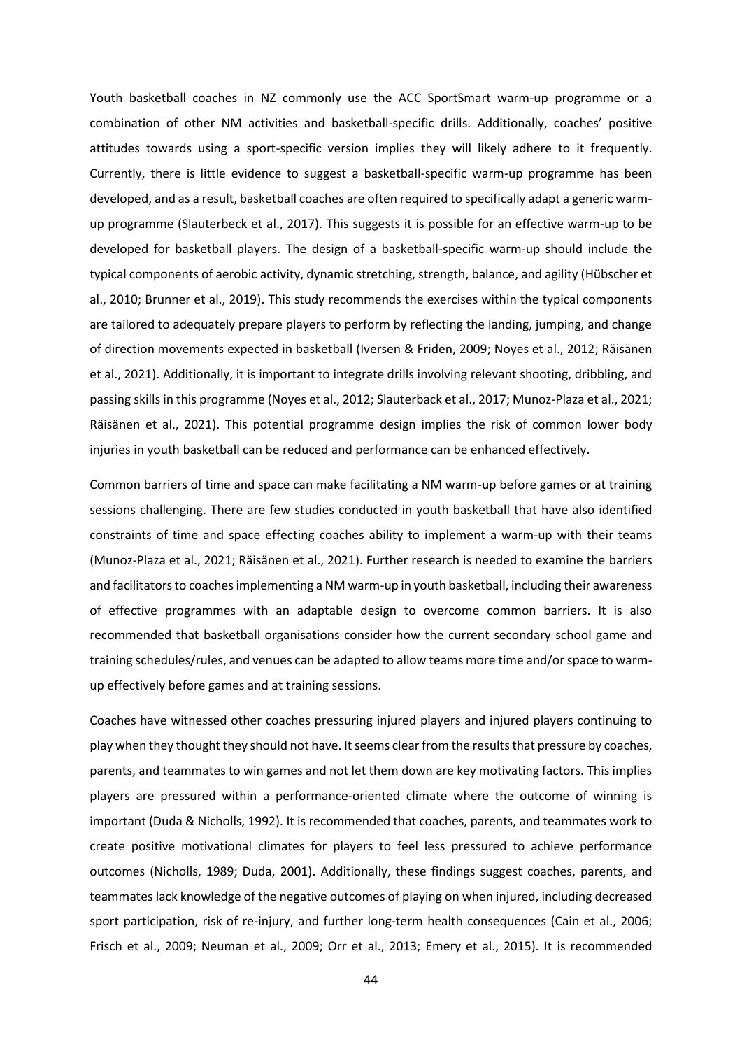Youth basketball coaches in NZ commonly use the ACC SportSmart warm-up programme or a combination of other NM activities and basketball-specific drills. Additionally, coaches' positive attitudes towards using a sport-specific version implies they will likely adhere to it frequently. Currently, there is little evidence to suggest a basketball-specific warm-up programme has been developed, and as a result, basketball coaches are often required to specifically adapt a generic warm-up programme (Slauterbeck et al., 2017). This suggests it is possible for an effective warm-up to be developed for basketball players. The design of a basketball-specific warm-up should include the typical components of aerobic activity, dynamic stretching, strength, balance, and agility (Hübscher et al., 2010; Brunner et al., 2019). This study recommends the exercises within the typical components are tailored to adequately prepare players to perform by reflecting the landing, jumping, and change of direction movements expected in basketball (Iversen & Friden, 2009; Noyes et al., 2012; Räisänen et al., 2021). Additionally, it is important to integrate drills involving relevant shooting, dribbling, and passing skills in this programme (Noyes et al., 2012; Slauterback et al., 2017; Munoz-Plaza et al., 2021; Räisänen et al., 2021). This potential programme design implies the risk of common lower body injuries in youth basketball can be reduced and performance can be enhanced effectively.

Common barriers of time and space can make facilitating a NM warm-up before games or at training sessions challenging. There are few studies conducted in youth basketball that have also identified constraints of time and space effecting coaches ability to implement a warm-up with their teams (Munoz-Plaza et al., 2021; Räisänen et al., 2021). Further research is needed to examine the barriers and facilitators to coaches implementing a NM warm-up in youth basketball, including their awareness of effective programmes with an adaptable design to overcome common barriers. It is also recommended that basketball organisations consider how the current secondary school game and training schedules/rules, and venues can be adapted to allow teams more time and/or space to warm-up effectively before games and at training sessions.

Coaches have witnessed other coaches pressuring injured players and injured players continuing to play when they thought they should not have. It seems clear from the results that pressure by coaches, parents, and teammates to win games and not let them down are key motivating factors. This implies players are pressured within a performance-oriented climate where the outcome of winning is important (Duda & Nicholls, 1992). It is recommended that coaches, parents, and teammates work to create positive motivational climates for players to feel less pressured to achieve performance outcomes (Nicholls, 1989; Duda, 2001). Additionally, these findings suggest coaches, parents, and teammates lack knowledge of the negative outcomes of playing on when injured, including decreased sport participation, risk of re-injury, and further long-term health consequences (Cain et al., 2006; Frisch et al., 2009; Neuman et al., 2009; Orr et al., 2013; Emery et al., 2015). It is recommended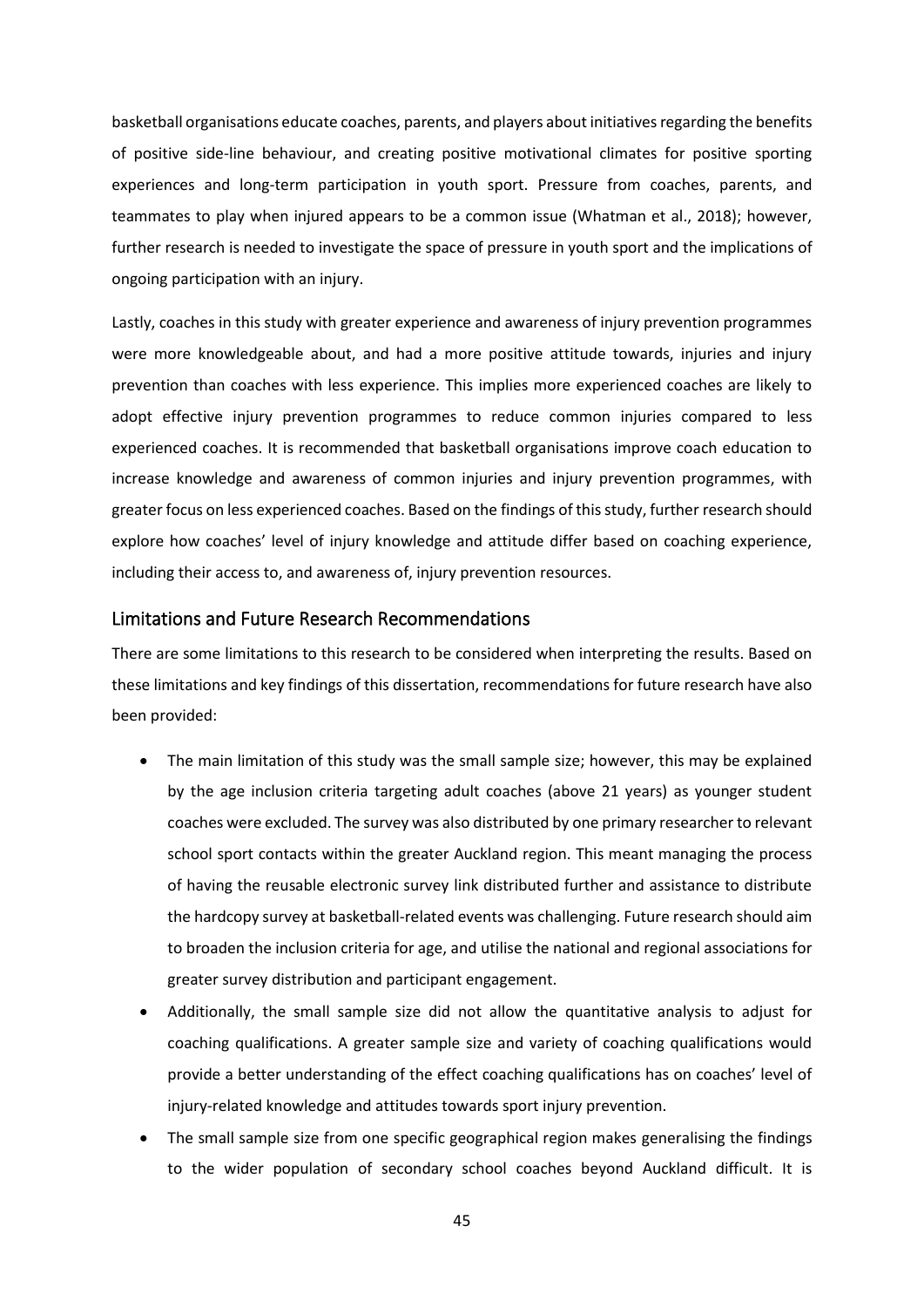basketball organisations educate coaches, parents, and players about initiatives regarding the benefits of positive side-line behaviour, and creating positive motivational climates for positive sporting experiences and long-term participation in youth sport. Pressure from coaches, parents, and teammates to play when injured appears to be a common issue (Whatman et al., 2018); however, further research is needed to investigate the space of pressure in youth sport and the implications of ongoing participation with an injury.

Lastly, coaches in this study with greater experience and awareness of injury prevention programmes were more knowledgeable about, and had a more positive attitude towards, injuries and injury prevention than coaches with less experience. This implies more experienced coaches are likely to adopt effective injury prevention programmes to reduce common injuries compared to less experienced coaches. It is recommended that basketball organisations improve coach education to increase knowledge and awareness of common injuries and injury prevention programmes, with greater focus on less experienced coaches. Based on the findings of this study, further research should explore how coaches' level of injury knowledge and attitude differ based on coaching experience, including their access to, and awareness of, injury prevention resources.

## Limitations and Future Research Recommendations

There are some limitations to this research to be considered when interpreting the results. Based on these limitations and key findings of this dissertation, recommendations for future research have also been provided:

- The main limitation of this study was the small sample size; however, this may be explained by the age inclusion criteria targeting adult coaches (above 21 years) as younger student coaches were excluded. The survey was also distributed by one primary researcher to relevant school sport contacts within the greater Auckland region. This meant managing the process of having the reusable electronic survey link distributed further and assistance to distribute the hardcopy survey at basketball-related events was challenging. Future research should aim to broaden the inclusion criteria for age, and utilise the national and regional associations for greater survey distribution and participant engagement.
- Additionally, the small sample size did not allow the quantitative analysis to adjust for coaching qualifications. A greater sample size and variety of coaching qualifications would provide a better understanding of the effect coaching qualifications has on coaches' level of injury-related knowledge and attitudes towards sport injury prevention.
- The small sample size from one specific geographical region makes generalising the findings to the wider population of secondary school coaches beyond Auckland difficult. It is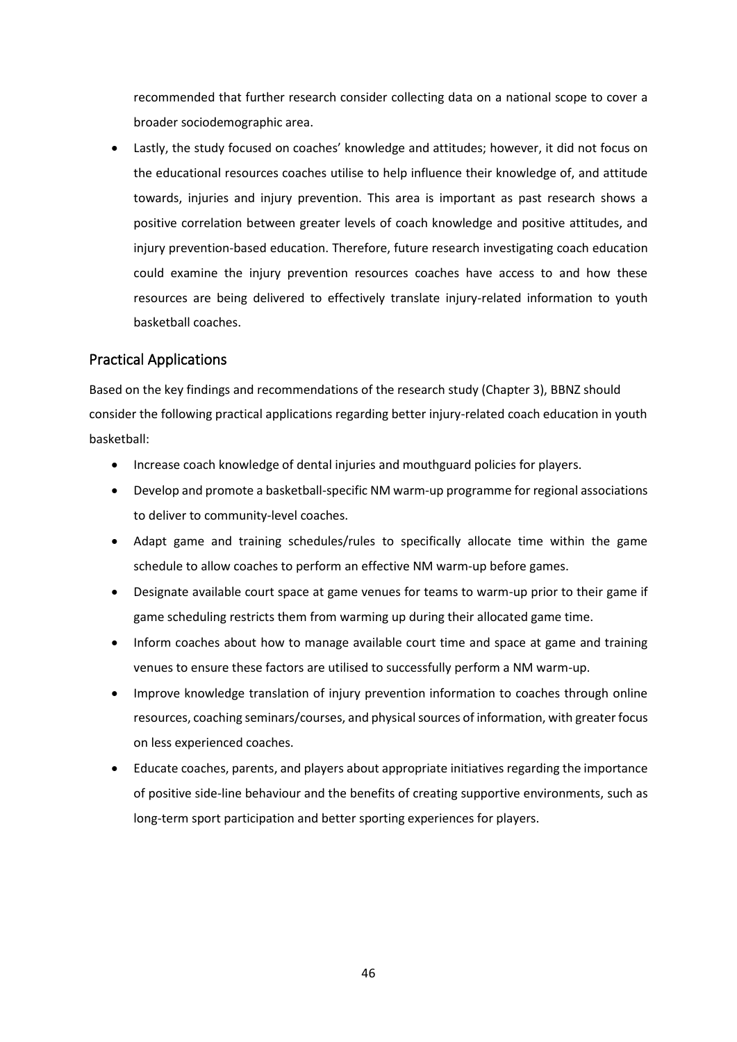recommended that further research consider collecting data on a national scope to cover a broader sociodemographic area.

- Lastly, the study focused on coaches' knowledge and attitudes; however, it did not focus on the educational resources coaches utilise to help influence their knowledge of, and attitude towards, injuries and injury prevention. This area is important as past research shows a positive correlation between greater levels of coach knowledge and positive attitudes, and injury prevention-based education. Therefore, future research investigating coach education could examine the injury prevention resources coaches have access to and how these resources are being delivered to effectively translate injury-related information to youth basketball coaches.

## Practical Applications

Based on the key findings and recommendations of the research study (Chapter 3), BBNZ should consider the following practical applications regarding better injury-related coach education in youth basketball:

- Increase coach knowledge of dental injuries and mouthguard policies for players.
- Develop and promote a basketball-specific NM warm-up programme for regional associations to deliver to community-level coaches.
- Adapt game and training schedules/rules to specifically allocate time within the game schedule to allow coaches to perform an effective NM warm-up before games.
- Designate available court space at game venues for teams to warm-up prior to their game if game scheduling restricts them from warming up during their allocated game time.
- Inform coaches about how to manage available court time and space at game and training venues to ensure these factors are utilised to successfully perform a NM warm-up.
- Improve knowledge translation of injury prevention information to coaches through online resources, coaching seminars/courses, and physical sources of information, with greater focus on less experienced coaches.
- Educate coaches, parents, and players about appropriate initiatives regarding the importance of positive side-line behaviour and the benefits of creating supportive environments, such as long-term sport participation and better sporting experiences for players.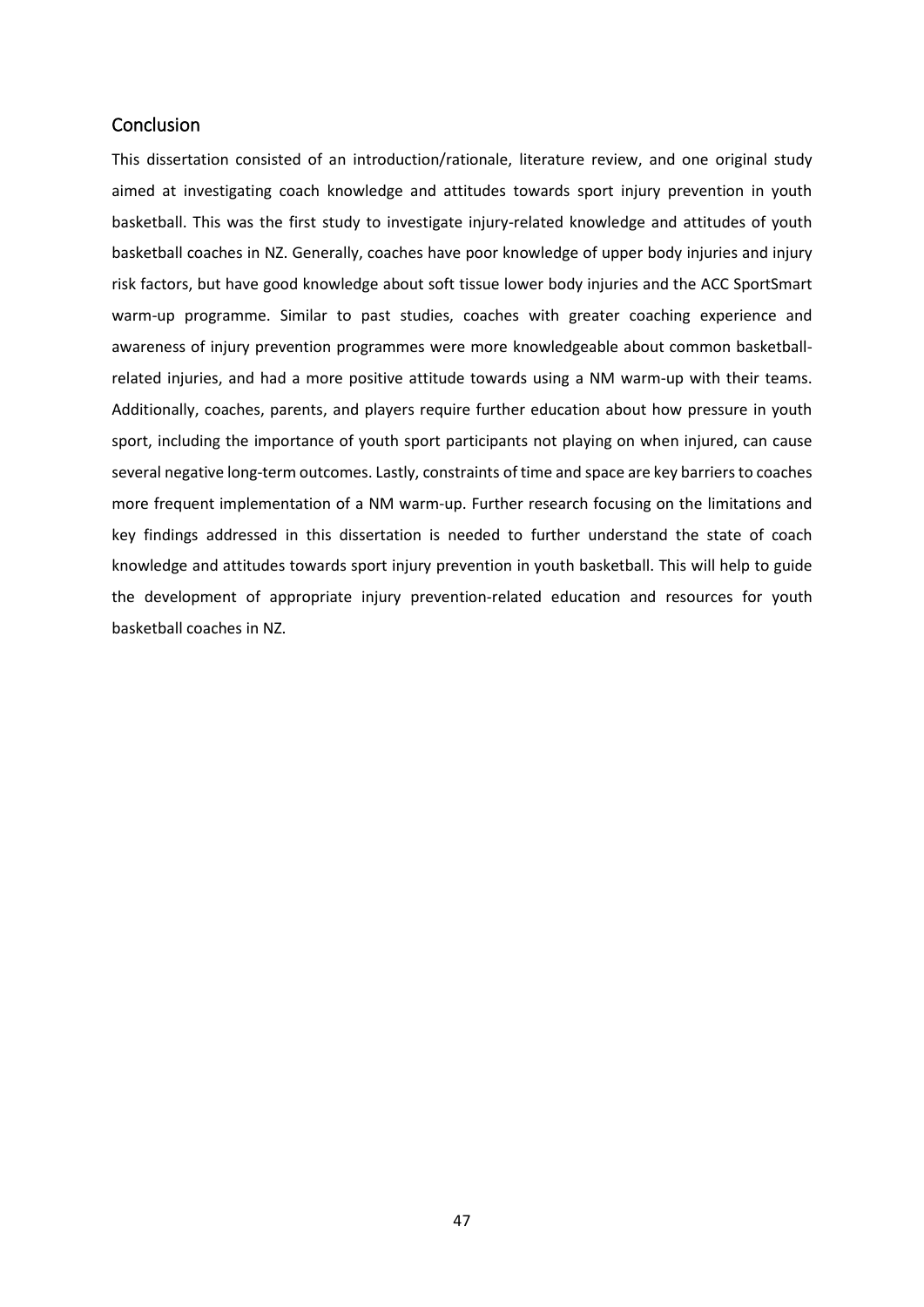## Conclusion

This dissertation consisted of an introduction/rationale, literature review, and one original study aimed at investigating coach knowledge and attitudes towards sport injury prevention in youth basketball. This was the first study to investigate injury-related knowledge and attitudes of youth basketball coaches in NZ. Generally, coaches have poor knowledge of upper body injuries and injury risk factors, but have good knowledge about soft tissue lower body injuries and the ACC SportSmart warm-up programme. Similar to past studies, coaches with greater coaching experience and awareness of injury prevention programmes were more knowledgeable about common basketball-related injuries, and had a more positive attitude towards using a NM warm-up with their teams. Additionally, coaches, parents, and players require further education about how pressure in youth sport, including the importance of youth sport participants not playing on when injured, can cause several negative long-term outcomes. Lastly, constraints of time and space are key barriers to coaches more frequent implementation of a NM warm-up. Further research focusing on the limitations and key findings addressed in this dissertation is needed to further understand the state of coach knowledge and attitudes towards sport injury prevention in youth basketball. This will help to guide the development of appropriate injury prevention-related education and resources for youth basketball coaches in NZ.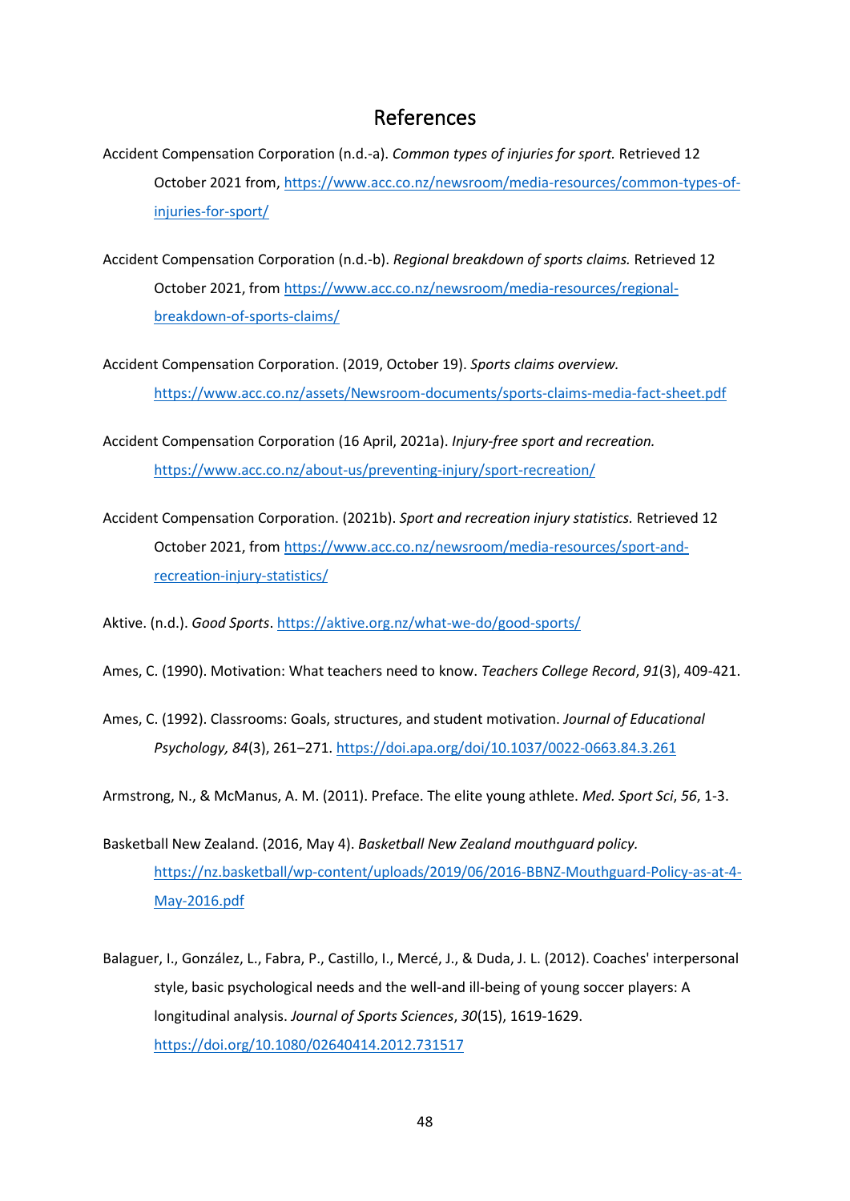# References

Accident Compensation Corporation (n.d.-a). *Common types of injuries for sport.* Retrieved 12 October 2021 from, https://www.acc.co.nz/newsroom/media-resources/common-types-of-injuries-for-sport/

Accident Compensation Corporation (n.d.-b). *Regional breakdown of sports claims.* Retrieved 12 October 2021, from https://www.acc.co.nz/newsroom/media-resources/regional-breakdown-of-sports-claims/

Accident Compensation Corporation. (2019, October 19). *Sports claims overview.* https://www.acc.co.nz/assets/Newsroom-documents/sports-claims-media-fact-sheet.pdf

Accident Compensation Corporation (16 April, 2021a). *Injury-free sport and recreation.* https://www.acc.co.nz/about-us/preventing-injury/sport-recreation/

Accident Compensation Corporation. (2021b). *Sport and recreation injury statistics.* Retrieved 12 October 2021, from https://www.acc.co.nz/newsroom/media-resources/sport-and-recreation-injury-statistics/

Aktive. (n.d.). *Good Sports*. https://aktive.org.nz/what-we-do/good-sports/

Ames, C. (1990). Motivation: What teachers need to know. *Teachers College Record*, *91*(3), 409-421.

Ames, C. (1992). Classrooms: Goals, structures, and student motivation. *Journal of Educational Psychology, 84*(3), 261–271. https://doi.apa.org/doi/10.1037/0022-0663.84.3.261

Armstrong, N., & McManus, A. M. (2011). Preface. The elite young athlete. *Med. Sport Sci*, *56*, 1-3.

Basketball New Zealand. (2016, May 4). *Basketball New Zealand mouthguard policy.* https://nz.basketball/wp-content/uploads/2019/06/2016-BBNZ-Mouthguard-Policy-as-at-4-May-2016.pdf

Balaguer, I., González, L., Fabra, P., Castillo, I., Mercé, J., & Duda, J. L. (2012). Coaches' interpersonal style, basic psychological needs and the well-and ill-being of young soccer players: A longitudinal analysis. *Journal of Sports Sciences*, *30*(15), 1619-1629. https://doi.org/10.1080/02640414.2012.731517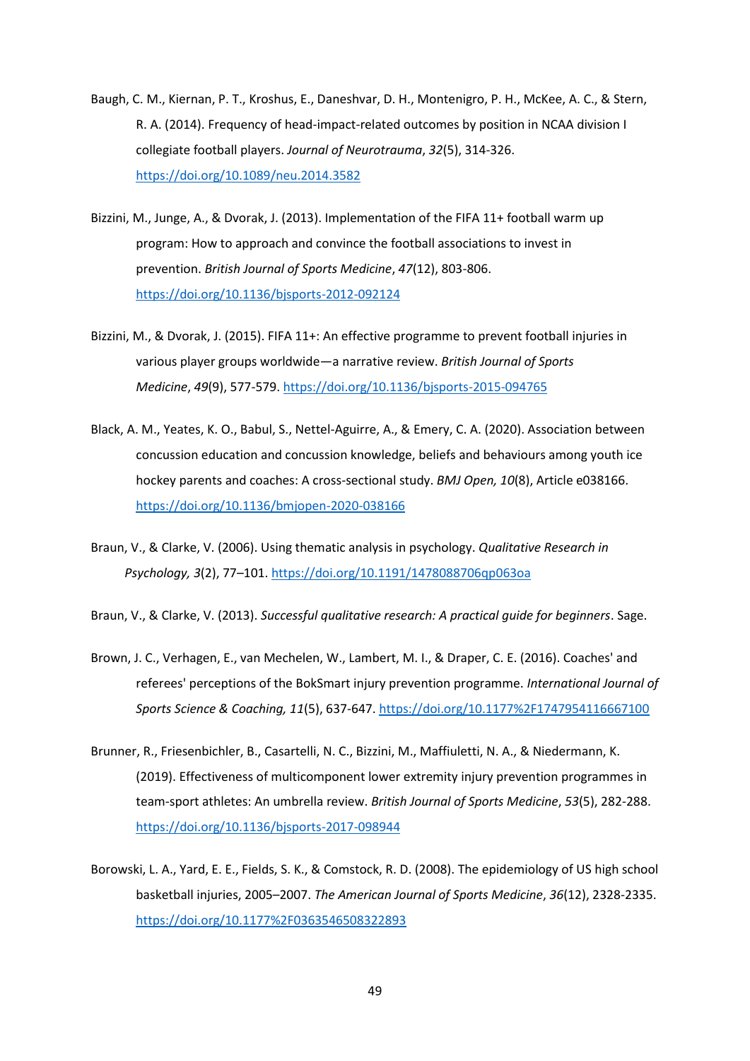Baugh, C. M., Kiernan, P. T., Kroshus, E., Daneshvar, D. H., Montenigro, P. H., McKee, A. C., & Stern, R. A. (2014). Frequency of head-impact-related outcomes by position in NCAA division I collegiate football players. *Journal of Neurotrauma*, *32*(5), 314-326. https://doi.org/10.1089/neu.2014.3582

Bizzini, M., Junge, A., & Dvorak, J. (2013). Implementation of the FIFA 11+ football warm up program: How to approach and convince the football associations to invest in prevention. *British Journal of Sports Medicine*, *47*(12), 803-806. https://doi.org/10.1136/bjsports-2012-092124

Bizzini, M., & Dvorak, J. (2015). FIFA 11+: An effective programme to prevent football injuries in various player groups worldwide—a narrative review. *British Journal of Sports Medicine*, *49*(9), 577-579. https://doi.org/10.1136/bjsports-2015-094765

Black, A. M., Yeates, K. O., Babul, S., Nettel-Aguirre, A., & Emery, C. A. (2020). Association between concussion education and concussion knowledge, beliefs and behaviours among youth ice hockey parents and coaches: A cross-sectional study. *BMJ Open, 10*(8), Article e038166. https://doi.org/10.1136/bmjopen-2020-038166

Braun, V., & Clarke, V. (2006). Using thematic analysis in psychology. *Qualitative Research in Psychology, 3*(2), 77–101. https://doi.org/10.1191/1478088706qp063oa

Braun, V., & Clarke, V. (2013). *Successful qualitative research: A practical guide for beginners*. Sage.

Brown, J. C., Verhagen, E., van Mechelen, W., Lambert, M. I., & Draper, C. E. (2016). Coaches' and referees' perceptions of the BokSmart injury prevention programme. *International Journal of Sports Science & Coaching, 11*(5), 637-647. https://doi.org/10.1177%2F1747954116667100

Brunner, R., Friesenbichler, B., Casartelli, N. C., Bizzini, M., Maffiuletti, N. A., & Niedermann, K. (2019). Effectiveness of multicomponent lower extremity injury prevention programmes in team-sport athletes: An umbrella review. *British Journal of Sports Medicine*, *53*(5), 282-288. https://doi.org/10.1136/bjsports-2017-098944

Borowski, L. A., Yard, E. E., Fields, S. K., & Comstock, R. D. (2008). The epidemiology of US high school basketball injuries, 2005–2007. *The American Journal of Sports Medicine*, *36*(12), 2328-2335. https://doi.org/10.1177%2F0363546508322893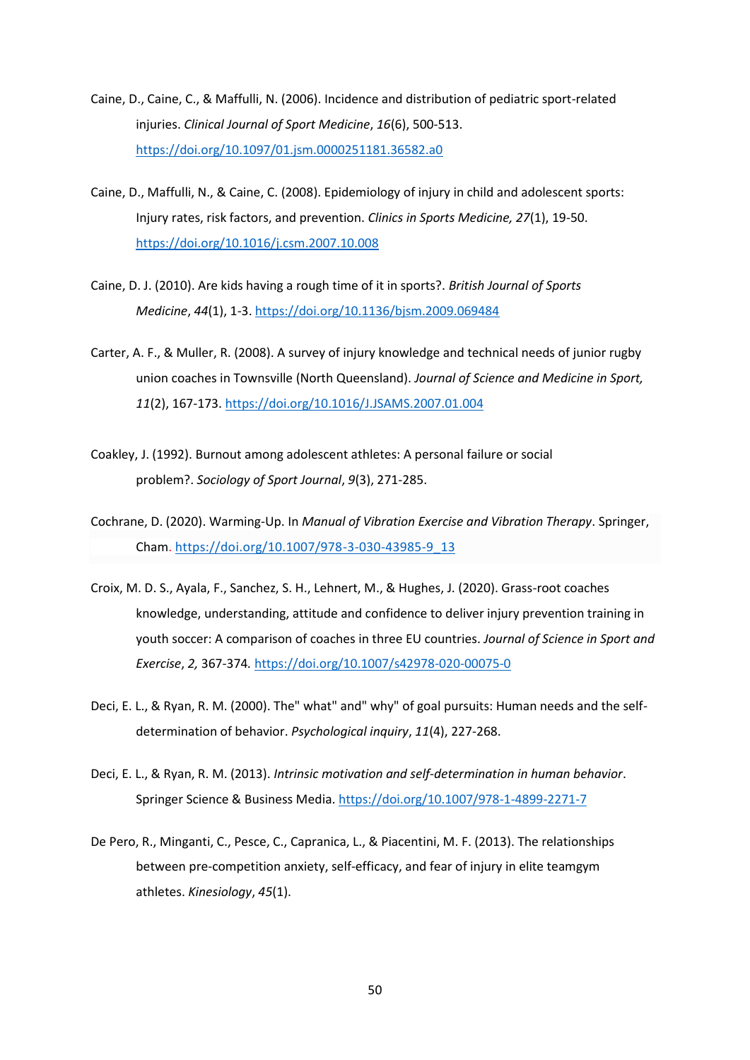Caine, D., Caine, C., & Maffulli, N. (2006). Incidence and distribution of pediatric sport-related injuries. *Clinical Journal of Sport Medicine*, *16*(6), 500-513. https://doi.org/10.1097/01.jsm.0000251181.36582.a0

Caine, D., Maffulli, N., & Caine, C. (2008). Epidemiology of injury in child and adolescent sports: Injury rates, risk factors, and prevention. *Clinics in Sports Medicine, 27*(1), 19-50. https://doi.org/10.1016/j.csm.2007.10.008

Caine, D. J. (2010). Are kids having a rough time of it in sports?. *British Journal of Sports Medicine*, *44*(1), 1-3. https://doi.org/10.1136/bjsm.2009.069484

Carter, A. F., & Muller, R. (2008). A survey of injury knowledge and technical needs of junior rugby union coaches in Townsville (North Queensland). *Journal of Science and Medicine in Sport, 11*(2), 167-173. https://doi.org/10.1016/J.JSAMS.2007.01.004

Coakley, J. (1992). Burnout among adolescent athletes: A personal failure or social problem?. *Sociology of Sport Journal*, *9*(3), 271-285.

Cochrane, D. (2020). Warming-Up. In *Manual of Vibration Exercise and Vibration Therapy*. Springer, Cham. https://doi.org/10.1007/978-3-030-43985-9_13

Croix, M. D. S., Ayala, F., Sanchez, S. H., Lehnert, M., & Hughes, J. (2020). Grass-root coaches knowledge, understanding, attitude and confidence to deliver injury prevention training in youth soccer: A comparison of coaches in three EU countries. *Journal of Science in Sport and Exercise*, *2,* 367-374. https://doi.org/10.1007/s42978-020-00075-0

Deci, E. L., & Ryan, R. M. (2000). The" what" and" why" of goal pursuits: Human needs and the self-determination of behavior. *Psychological inquiry*, *11*(4), 227-268.

Deci, E. L., & Ryan, R. M. (2013). *Intrinsic motivation and self-determination in human behavior*. Springer Science & Business Media. https://doi.org/10.1007/978-1-4899-2271-7

De Pero, R., Minganti, C., Pesce, C., Capranica, L., & Piacentini, M. F. (2013). The relationships between pre-competition anxiety, self-efficacy, and fear of injury in elite teamgym athletes. *Kinesiology*, *45*(1).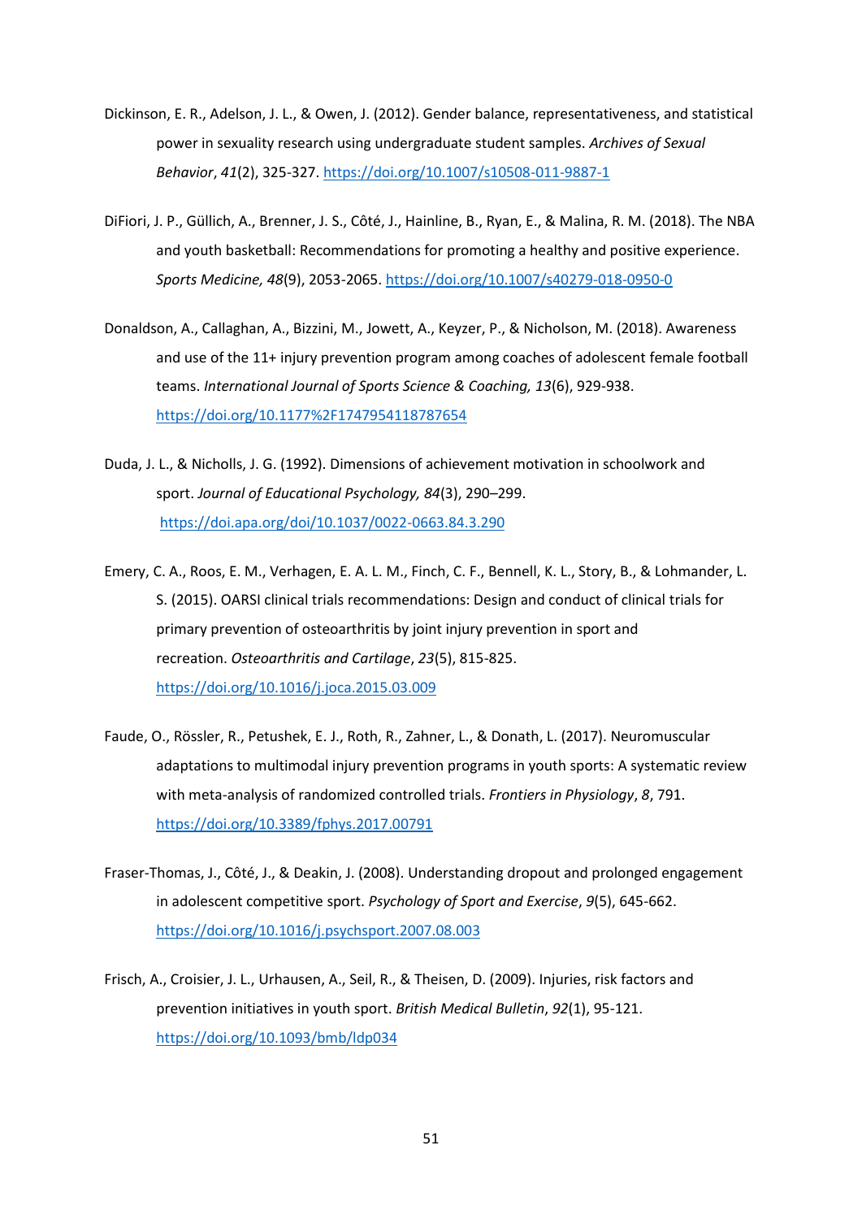Dickinson, E. R., Adelson, J. L., & Owen, J. (2012). Gender balance, representativeness, and statistical power in sexuality research using undergraduate student samples. *Archives of Sexual Behavior*, *41*(2), 325-327. https://doi.org/10.1007/s10508-011-9887-1

DiFiori, J. P., Güllich, A., Brenner, J. S., Côté, J., Hainline, B., Ryan, E., & Malina, R. M. (2018). The NBA and youth basketball: Recommendations for promoting a healthy and positive experience. *Sports Medicine, 48*(9), 2053-2065. https://doi.org/10.1007/s40279-018-0950-0

Donaldson, A., Callaghan, A., Bizzini, M., Jowett, A., Keyzer, P., & Nicholson, M. (2018). Awareness and use of the 11+ injury prevention program among coaches of adolescent female football teams. *International Journal of Sports Science & Coaching, 13*(6), 929-938. https://doi.org/10.1177%2F1747954118787654

Duda, J. L., & Nicholls, J. G. (1992). Dimensions of achievement motivation in schoolwork and sport. *Journal of Educational Psychology, 84*(3), 290–299. https://doi.apa.org/doi/10.1037/0022-0663.84.3.290

Emery, C. A., Roos, E. M., Verhagen, E. A. L. M., Finch, C. F., Bennell, K. L., Story, B., & Lohmander, L. S. (2015). OARSI clinical trials recommendations: Design and conduct of clinical trials for primary prevention of osteoarthritis by joint injury prevention in sport and recreation. *Osteoarthritis and Cartilage*, *23*(5), 815-825. https://doi.org/10.1016/j.joca.2015.03.009

Faude, O., Rössler, R., Petushek, E. J., Roth, R., Zahner, L., & Donath, L. (2017). Neuromuscular adaptations to multimodal injury prevention programs in youth sports: A systematic review with meta-analysis of randomized controlled trials. *Frontiers in Physiology*, *8*, 791. https://doi.org/10.3389/fphys.2017.00791

Fraser-Thomas, J., Côté, J., & Deakin, J. (2008). Understanding dropout and prolonged engagement in adolescent competitive sport. *Psychology of Sport and Exercise*, *9*(5), 645-662. https://doi.org/10.1016/j.psychsport.2007.08.003

Frisch, A., Croisier, J. L., Urhausen, A., Seil, R., & Theisen, D. (2009). Injuries, risk factors and prevention initiatives in youth sport. *British Medical Bulletin*, *92*(1), 95-121. https://doi.org/10.1093/bmb/ldp034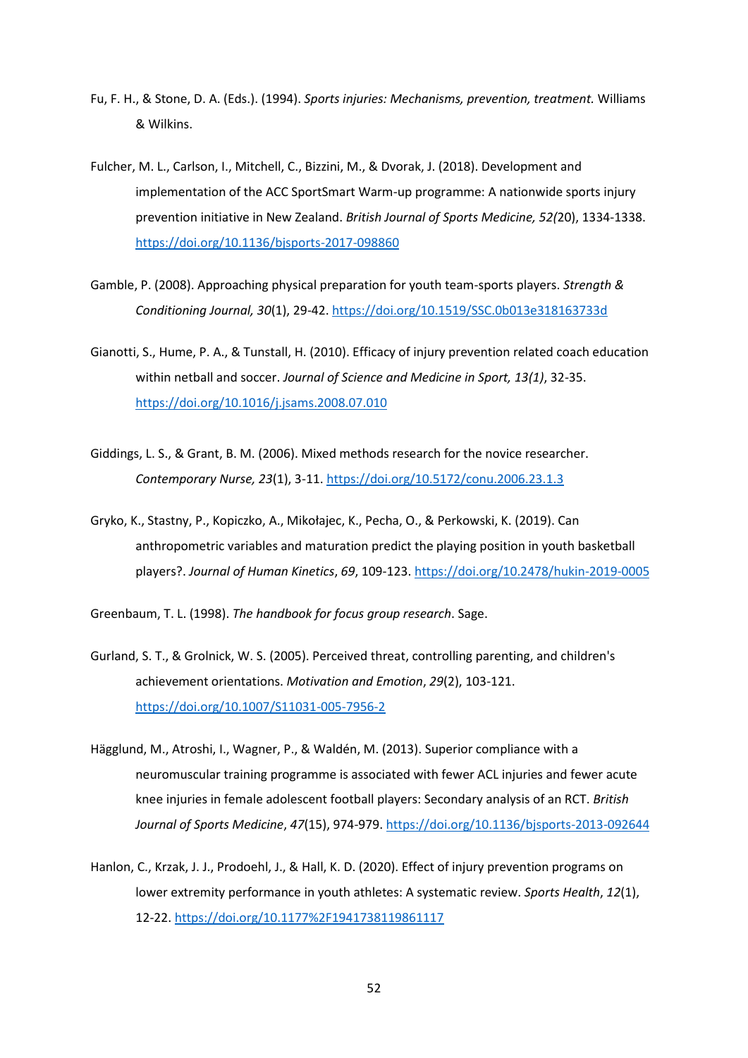Fu, F. H., & Stone, D. A. (Eds.). (1994). *Sports injuries: Mechanisms, prevention, treatment.* Williams & Wilkins.

Fulcher, M. L., Carlson, I., Mitchell, C., Bizzini, M., & Dvorak, J. (2018). Development and implementation of the ACC SportSmart Warm-up programme: A nationwide sports injury prevention initiative in New Zealand. *British Journal of Sports Medicine, 52(*20), 1334-1338. https://doi.org/10.1136/bjsports-2017-098860

Gamble, P. (2008). Approaching physical preparation for youth team-sports players. *Strength & Conditioning Journal, 30*(1), 29-42. https://doi.org/10.1519/SSC.0b013e318163733d

Gianotti, S., Hume, P. A., & Tunstall, H. (2010). Efficacy of injury prevention related coach education within netball and soccer. *Journal of Science and Medicine in Sport, 13(1)*, 32-35. https://doi.org/10.1016/j.jsams.2008.07.010

Giddings, L. S., & Grant, B. M. (2006). Mixed methods research for the novice researcher. *Contemporary Nurse, 23*(1), 3-11. https://doi.org/10.5172/conu.2006.23.1.3

Gryko, K., Stastny, P., Kopiczko, A., Mikołajec, K., Pecha, O., & Perkowski, K. (2019). Can anthropometric variables and maturation predict the playing position in youth basketball players?. *Journal of Human Kinetics*, *69*, 109-123. https://doi.org/10.2478/hukin-2019-0005

Greenbaum, T. L. (1998). *The handbook for focus group research*. Sage.

Gurland, S. T., & Grolnick, W. S. (2005). Perceived threat, controlling parenting, and children's achievement orientations. *Motivation and Emotion*, *29*(2), 103-121. https://doi.org/10.1007/S11031-005-7956-2

Hägglund, M., Atroshi, I., Wagner, P., & Waldén, M. (2013). Superior compliance with a neuromuscular training programme is associated with fewer ACL injuries and fewer acute knee injuries in female adolescent football players: Secondary analysis of an RCT. *British Journal of Sports Medicine*, *47*(15), 974-979. https://doi.org/10.1136/bjsports-2013-092644

Hanlon, C., Krzak, J. J., Prodoehl, J., & Hall, K. D. (2020). Effect of injury prevention programs on lower extremity performance in youth athletes: A systematic review. *Sports Health*, *12*(1), 12-22. https://doi.org/10.1177%2F1941738119861117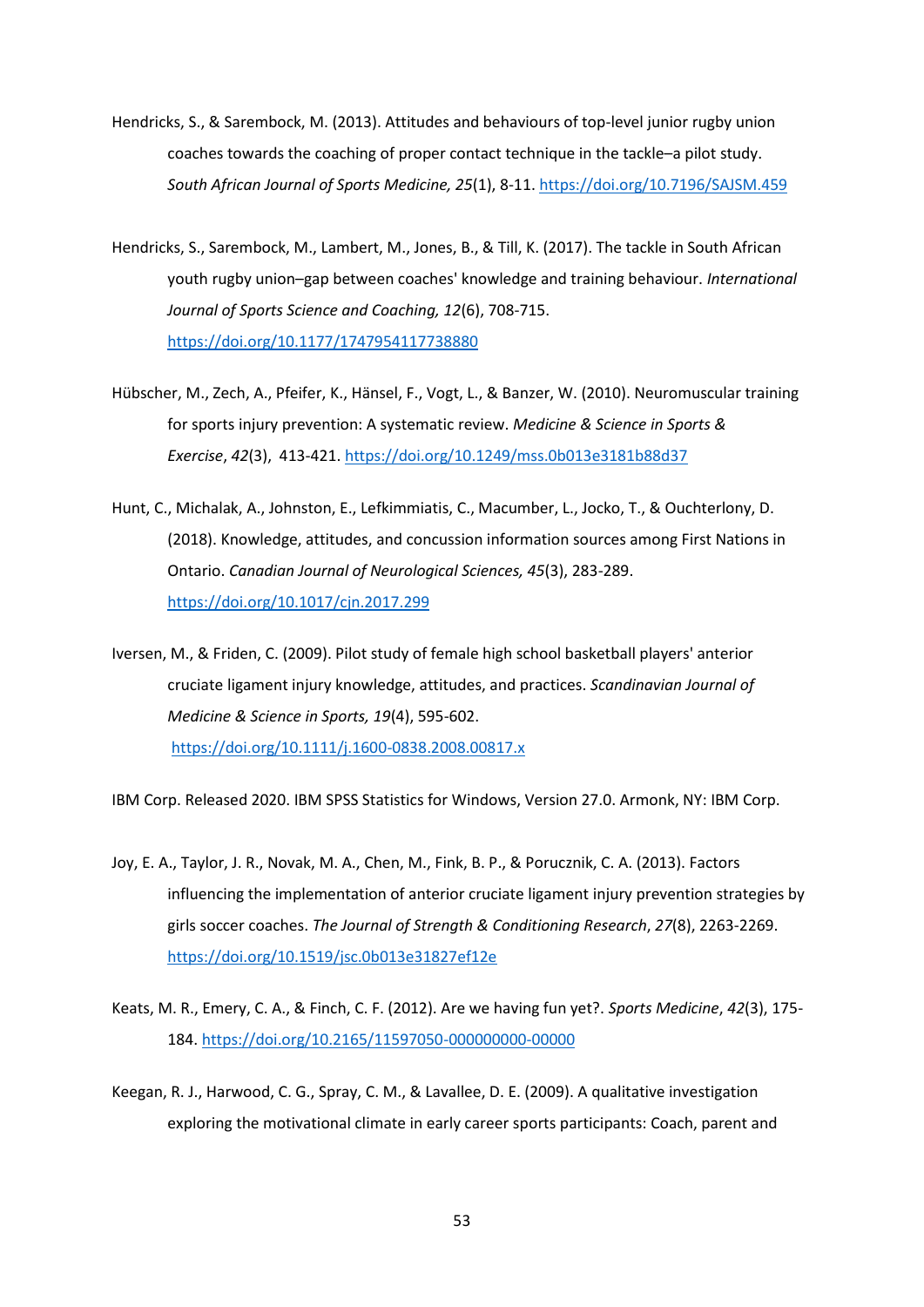Hendricks, S., & Sarembock, M. (2013). Attitudes and behaviours of top-level junior rugby union coaches towards the coaching of proper contact technique in the tackle–a pilot study. *South African Journal of Sports Medicine, 25*(1), 8-11. https://doi.org/10.7196/SAJSM.459

Hendricks, S., Sarembock, M., Lambert, M., Jones, B., & Till, K. (2017). The tackle in South African youth rugby union–gap between coaches' knowledge and training behaviour. *International Journal of Sports Science and Coaching, 12*(6), 708-715. https://doi.org/10.1177/1747954117738880

Hübscher, M., Zech, A., Pfeifer, K., Hänsel, F., Vogt, L., & Banzer, W. (2010). Neuromuscular training for sports injury prevention: A systematic review. *Medicine & Science in Sports & Exercise*, *42*(3), 413-421. https://doi.org/10.1249/mss.0b013e3181b88d37

Hunt, C., Michalak, A., Johnston, E., Lefkimmiatis, C., Macumber, L., Jocko, T., & Ouchterlony, D. (2018). Knowledge, attitudes, and concussion information sources among First Nations in Ontario. *Canadian Journal of Neurological Sciences, 45*(3), 283-289. https://doi.org/10.1017/cjn.2017.299

Iversen, M., & Friden, C. (2009). Pilot study of female high school basketball players' anterior cruciate ligament injury knowledge, attitudes, and practices. *Scandinavian Journal of Medicine & Science in Sports, 19*(4), 595-602. https://doi.org/10.1111/j.1600-0838.2008.00817.x

IBM Corp. Released 2020. IBM SPSS Statistics for Windows, Version 27.0. Armonk, NY: IBM Corp.

Joy, E. A., Taylor, J. R., Novak, M. A., Chen, M., Fink, B. P., & Porucznik, C. A. (2013). Factors influencing the implementation of anterior cruciate ligament injury prevention strategies by girls soccer coaches. *The Journal of Strength & Conditioning Research*, *27*(8), 2263-2269. https://doi.org/10.1519/jsc.0b013e31827ef12e

Keats, M. R., Emery, C. A., & Finch, C. F. (2012). Are we having fun yet?. *Sports Medicine*, *42*(3), 175-184. https://doi.org/10.2165/11597050-000000000-00000

Keegan, R. J., Harwood, C. G., Spray, C. M., & Lavallee, D. E. (2009). A qualitative investigation exploring the motivational climate in early career sports participants: Coach, parent and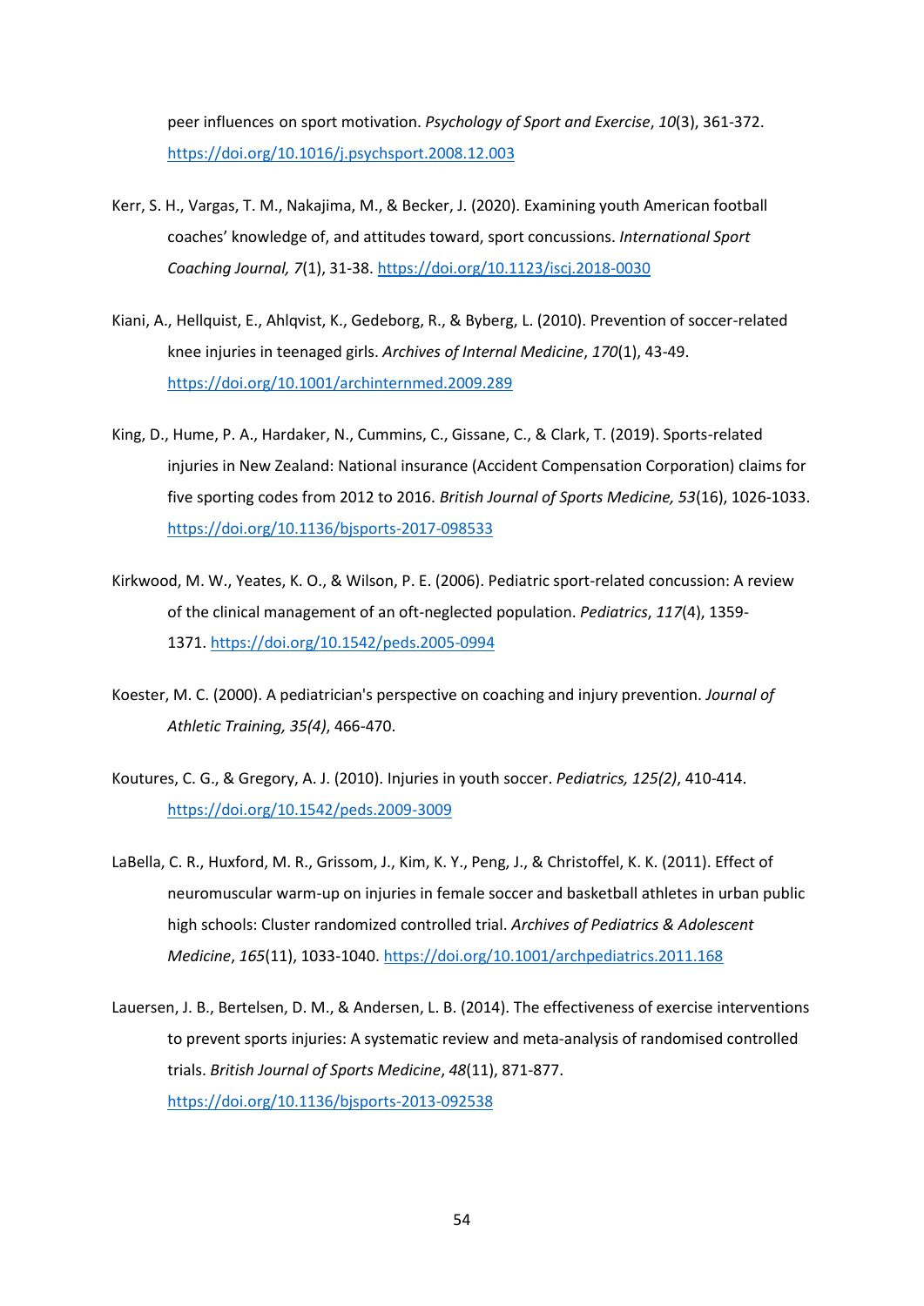peer influences on sport motivation. *Psychology of Sport and Exercise*, *10*(3), 361-372. https://doi.org/10.1016/j.psychsport.2008.12.003

Kerr, S. H., Vargas, T. M., Nakajima, M., & Becker, J. (2020). Examining youth American football coaches' knowledge of, and attitudes toward, sport concussions. *International Sport Coaching Journal, 7*(1), 31-38. https://doi.org/10.1123/iscj.2018-0030

Kiani, A., Hellquist, E., Ahlqvist, K., Gedeborg, R., & Byberg, L. (2010). Prevention of soccer-related knee injuries in teenaged girls. *Archives of Internal Medicine*, *170*(1), 43-49. https://doi.org/10.1001/archinternmed.2009.289

King, D., Hume, P. A., Hardaker, N., Cummins, C., Gissane, C., & Clark, T. (2019). Sports-related injuries in New Zealand: National insurance (Accident Compensation Corporation) claims for five sporting codes from 2012 to 2016. *British Journal of Sports Medicine, 53*(16), 1026-1033. https://doi.org/10.1136/bjsports-2017-098533

Kirkwood, M. W., Yeates, K. O., & Wilson, P. E. (2006). Pediatric sport-related concussion: A review of the clinical management of an oft-neglected population. *Pediatrics*, *117*(4), 1359-1371. https://doi.org/10.1542/peds.2005-0994

Koester, M. C. (2000). A pediatrician's perspective on coaching and injury prevention. *Journal of Athletic Training, 35(4)*, 466-470.

Koutures, C. G., & Gregory, A. J. (2010). Injuries in youth soccer. *Pediatrics, 125(2)*, 410-414. https://doi.org/10.1542/peds.2009-3009

LaBella, C. R., Huxford, M. R., Grissom, J., Kim, K. Y., Peng, J., & Christoffel, K. K. (2011). Effect of neuromuscular warm-up on injuries in female soccer and basketball athletes in urban public high schools: Cluster randomized controlled trial. *Archives of Pediatrics & Adolescent Medicine*, *165*(11), 1033-1040. https://doi.org/10.1001/archpediatrics.2011.168

Lauersen, J. B., Bertelsen, D. M., & Andersen, L. B. (2014). The effectiveness of exercise interventions to prevent sports injuries: A systematic review and meta-analysis of randomised controlled trials. *British Journal of Sports Medicine*, *48*(11), 871-877. https://doi.org/10.1136/bjsports-2013-092538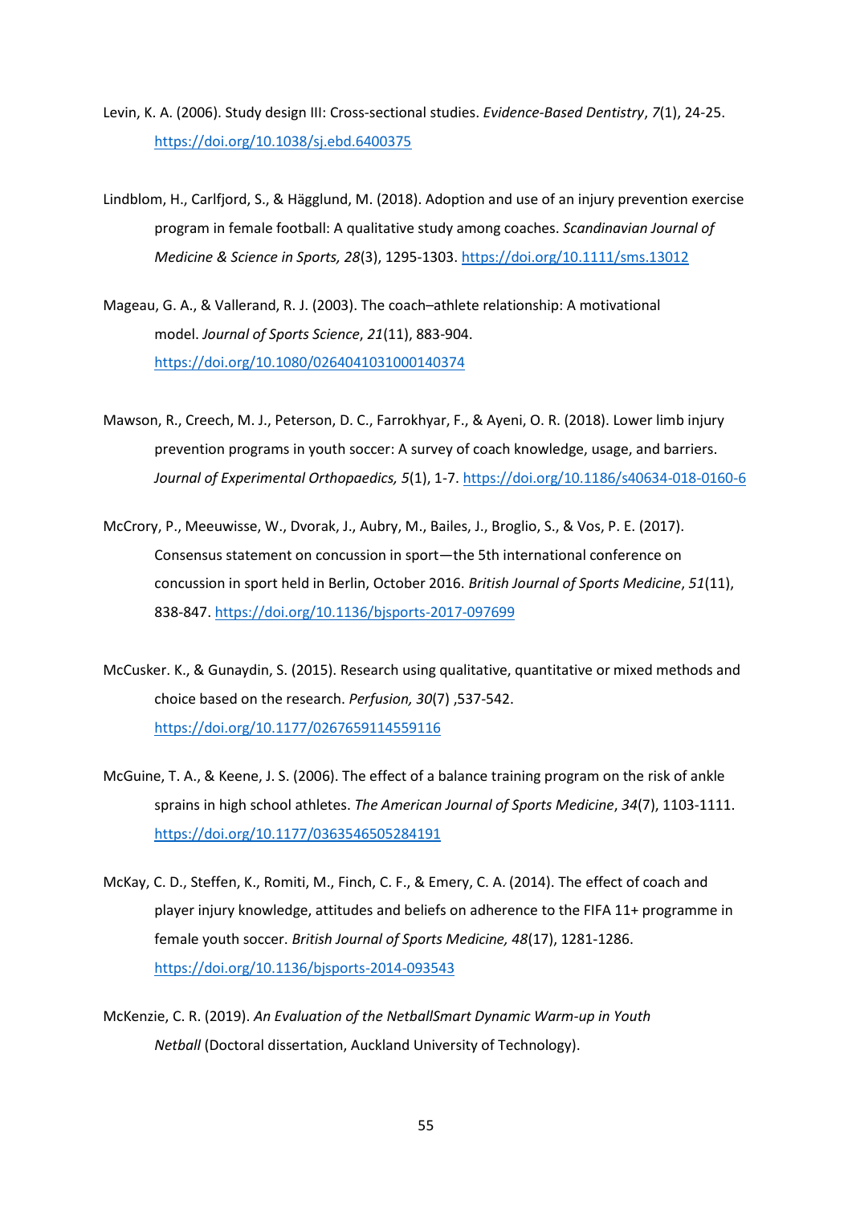Levin, K. A. (2006). Study design III: Cross-sectional studies. *Evidence-Based Dentistry*, *7*(1), 24-25. https://doi.org/10.1038/sj.ebd.6400375

Lindblom, H., Carlfjord, S., & Hägglund, M. (2018). Adoption and use of an injury prevention exercise program in female football: A qualitative study among coaches. *Scandinavian Journal of Medicine & Science in Sports, 28*(3), 1295-1303. https://doi.org/10.1111/sms.13012

Mageau, G. A., & Vallerand, R. J. (2003). The coach–athlete relationship: A motivational model. *Journal of Sports Science*, *21*(11), 883-904. https://doi.org/10.1080/0264041031000140374

Mawson, R., Creech, M. J., Peterson, D. C., Farrokhyar, F., & Ayeni, O. R. (2018). Lower limb injury prevention programs in youth soccer: A survey of coach knowledge, usage, and barriers. *Journal of Experimental Orthopaedics, 5*(1), 1-7. https://doi.org/10.1186/s40634-018-0160-6

McCrory, P., Meeuwisse, W., Dvorak, J., Aubry, M., Bailes, J., Broglio, S., & Vos, P. E. (2017). Consensus statement on concussion in sport—the 5th international conference on concussion in sport held in Berlin, October 2016. *British Journal of Sports Medicine*, *51*(11), 838-847. https://doi.org/10.1136/bjsports-2017-097699

McCusker. K., & Gunaydin, S. (2015). Research using qualitative, quantitative or mixed methods and choice based on the research. *Perfusion, 30*(7) ,537-542. https://doi.org/10.1177/0267659114559116

McGuine, T. A., & Keene, J. S. (2006). The effect of a balance training program on the risk of ankle sprains in high school athletes. *The American Journal of Sports Medicine*, *34*(7), 1103-1111. https://doi.org/10.1177/0363546505284191

McKay, C. D., Steffen, K., Romiti, M., Finch, C. F., & Emery, C. A. (2014). The effect of coach and player injury knowledge, attitudes and beliefs on adherence to the FIFA 11+ programme in female youth soccer. *British Journal of Sports Medicine, 48*(17), 1281-1286. https://doi.org/10.1136/bjsports-2014-093543

McKenzie, C. R. (2019). *An Evaluation of the NetballSmart Dynamic Warm-up in Youth Netball* (Doctoral dissertation, Auckland University of Technology).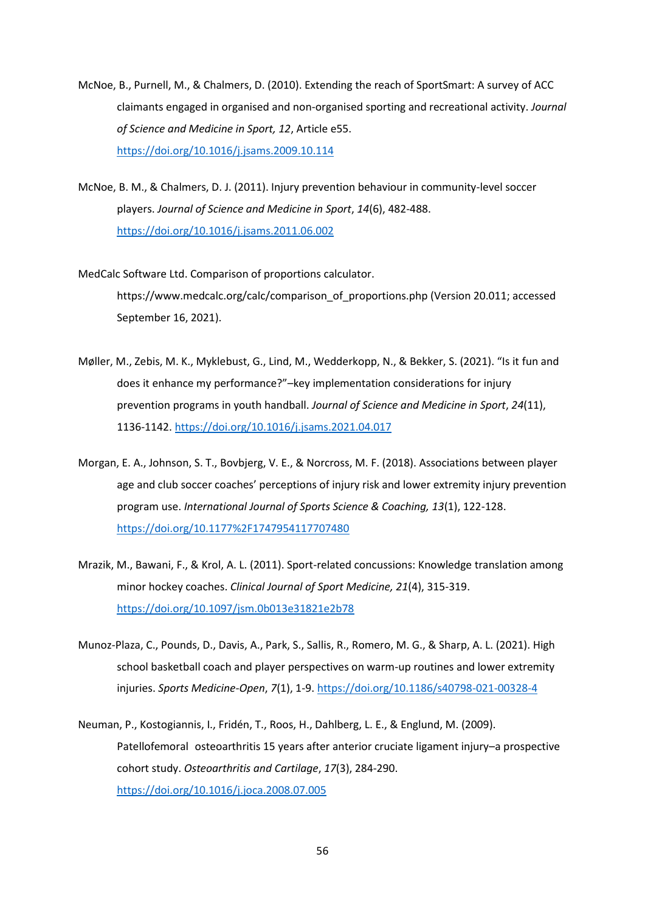McNoe, B., Purnell, M., & Chalmers, D. (2010). Extending the reach of SportSmart: A survey of ACC claimants engaged in organised and non-organised sporting and recreational activity. *Journal of Science and Medicine in Sport, 12*, Article e55. https://doi.org/10.1016/j.jsams.2009.10.114

McNoe, B. M., & Chalmers, D. J. (2011). Injury prevention behaviour in community-level soccer players. *Journal of Science and Medicine in Sport*, *14*(6), 482-488. https://doi.org/10.1016/j.jsams.2011.06.002

MedCalc Software Ltd. Comparison of proportions calculator. https://www.medcalc.org/calc/comparison_of_proportions.php (Version 20.011; accessed September 16, 2021).

Møller, M., Zebis, M. K., Myklebust, G., Lind, M., Wedderkopp, N., & Bekker, S. (2021). "Is it fun and does it enhance my performance?"–key implementation considerations for injury prevention programs in youth handball. *Journal of Science and Medicine in Sport*, *24*(11), 1136-1142. https://doi.org/10.1016/j.jsams.2021.04.017

Morgan, E. A., Johnson, S. T., Bovbjerg, V. E., & Norcross, M. F. (2018). Associations between player age and club soccer coaches' perceptions of injury risk and lower extremity injury prevention program use. *International Journal of Sports Science & Coaching, 13*(1), 122-128. https://doi.org/10.1177%2F1747954117707480

Mrazik, M., Bawani, F., & Krol, A. L. (2011). Sport-related concussions: Knowledge translation among minor hockey coaches. *Clinical Journal of Sport Medicine, 21*(4), 315-319. https://doi.org/10.1097/jsm.0b013e31821e2b78

Munoz-Plaza, C., Pounds, D., Davis, A., Park, S., Sallis, R., Romero, M. G., & Sharp, A. L. (2021). High school basketball coach and player perspectives on warm-up routines and lower extremity injuries. *Sports Medicine-Open*, *7*(1), 1-9. https://doi.org/10.1186/s40798-021-00328-4

Neuman, P., Kostogiannis, I., Fridén, T., Roos, H., Dahlberg, L. E., & Englund, M. (2009). Patellofemoral osteoarthritis 15 years after anterior cruciate ligament injury–a prospective cohort study. *Osteoarthritis and Cartilage*, *17*(3), 284-290. https://doi.org/10.1016/j.joca.2008.07.005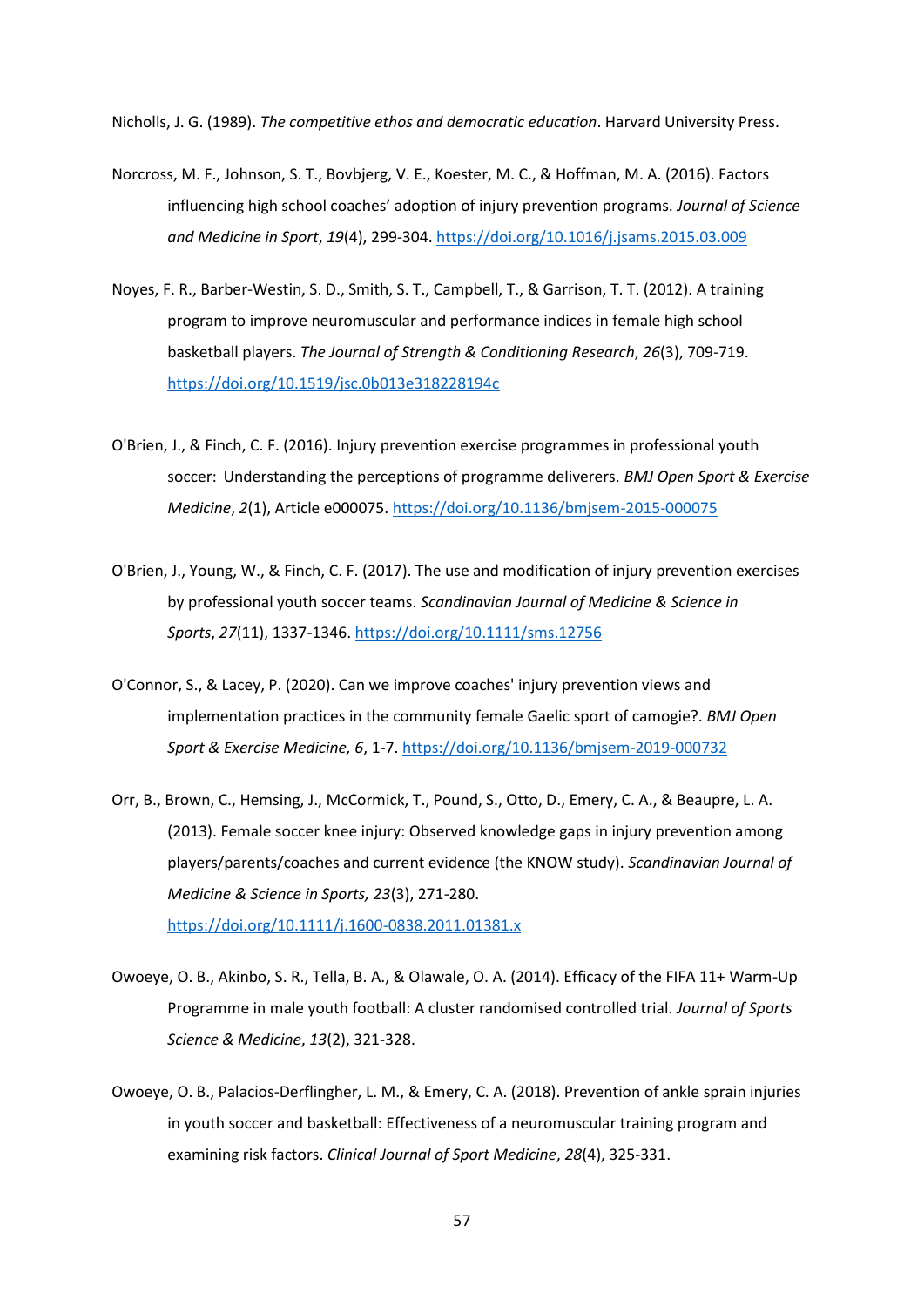Nicholls, J. G. (1989). *The competitive ethos and democratic education*. Harvard University Press.

Norcross, M. F., Johnson, S. T., Bovbjerg, V. E., Koester, M. C., & Hoffman, M. A. (2016). Factors influencing high school coaches' adoption of injury prevention programs. *Journal of Science and Medicine in Sport*, *19*(4), 299-304. https://doi.org/10.1016/j.jsams.2015.03.009

Noyes, F. R., Barber-Westin, S. D., Smith, S. T., Campbell, T., & Garrison, T. T. (2012). A training program to improve neuromuscular and performance indices in female high school basketball players. *The Journal of Strength & Conditioning Research*, *26*(3), 709-719. https://doi.org/10.1519/jsc.0b013e318228194c

O'Brien, J., & Finch, C. F. (2016). Injury prevention exercise programmes in professional youth soccer: Understanding the perceptions of programme deliverers. *BMJ Open Sport & Exercise Medicine*, *2*(1), Article e000075. https://doi.org/10.1136/bmjsem-2015-000075

O'Brien, J., Young, W., & Finch, C. F. (2017). The use and modification of injury prevention exercises by professional youth soccer teams. *Scandinavian Journal of Medicine & Science in Sports*, *27*(11), 1337-1346. https://doi.org/10.1111/sms.12756

O'Connor, S., & Lacey, P. (2020). Can we improve coaches' injury prevention views and implementation practices in the community female Gaelic sport of camogie?. *BMJ Open Sport & Exercise Medicine, 6*, 1-7. https://doi.org/10.1136/bmjsem-2019-000732

Orr, B., Brown, C., Hemsing, J., McCormick, T., Pound, S., Otto, D., Emery, C. A., & Beaupre, L. A. (2013). Female soccer knee injury: Observed knowledge gaps in injury prevention among players/parents/coaches and current evidence (the KNOW study). *Scandinavian Journal of Medicine & Science in Sports, 23*(3), 271-280. https://doi.org/10.1111/j.1600-0838.2011.01381.x

Owoeye, O. B., Akinbo, S. R., Tella, B. A., & Olawale, O. A. (2014). Efficacy of the FIFA 11+ Warm-Up Programme in male youth football: A cluster randomised controlled trial. *Journal of Sports Science & Medicine*, *13*(2), 321-328.

Owoeye, O. B., Palacios-Derflingher, L. M., & Emery, C. A. (2018). Prevention of ankle sprain injuries in youth soccer and basketball: Effectiveness of a neuromuscular training program and examining risk factors. *Clinical Journal of Sport Medicine*, *28*(4), 325-331.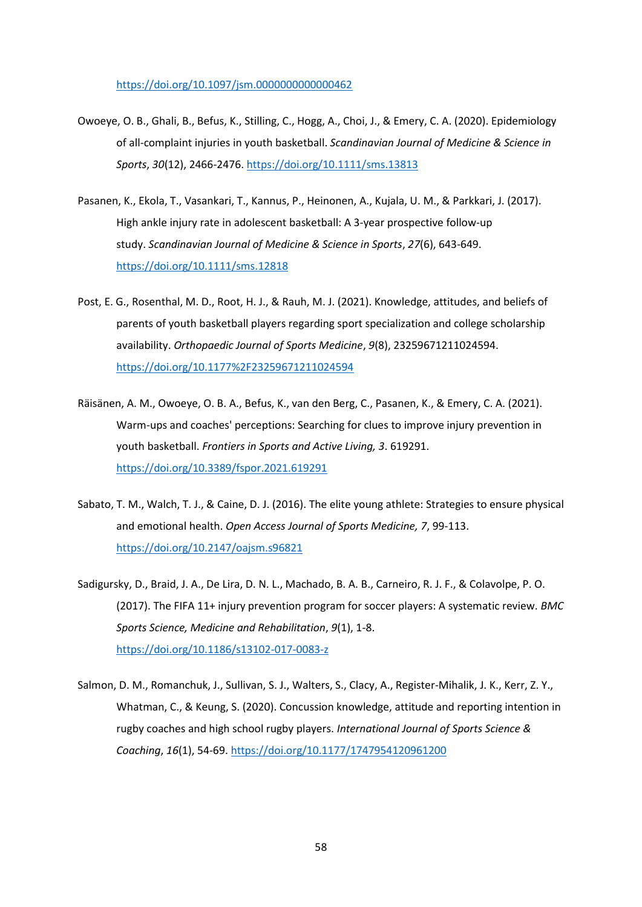https://doi.org/10.1097/jsm.0000000000000462

Owoeye, O. B., Ghali, B., Befus, K., Stilling, C., Hogg, A., Choi, J., & Emery, C. A. (2020). Epidemiology of all-complaint injuries in youth basketball. *Scandinavian Journal of Medicine & Science in Sports*, *30*(12), 2466-2476. https://doi.org/10.1111/sms.13813

Pasanen, K., Ekola, T., Vasankari, T., Kannus, P., Heinonen, A., Kujala, U. M., & Parkkari, J. (2017). High ankle injury rate in adolescent basketball: A 3-year prospective follow-up study. *Scandinavian Journal of Medicine & Science in Sports*, *27*(6), 643-649. https://doi.org/10.1111/sms.12818

Post, E. G., Rosenthal, M. D., Root, H. J., & Rauh, M. J. (2021). Knowledge, attitudes, and beliefs of parents of youth basketball players regarding sport specialization and college scholarship availability. *Orthopaedic Journal of Sports Medicine*, *9*(8), 23259671211024594. https://doi.org/10.1177%2F23259671211024594

Räisänen, A. M., Owoeye, O. B. A., Befus, K., van den Berg, C., Pasanen, K., & Emery, C. A. (2021). Warm-ups and coaches' perceptions: Searching for clues to improve injury prevention in youth basketball. *Frontiers in Sports and Active Living, 3*. 619291. https://doi.org/10.3389/fspor.2021.619291

Sabato, T. M., Walch, T. J., & Caine, D. J. (2016). The elite young athlete: Strategies to ensure physical and emotional health. *Open Access Journal of Sports Medicine, 7*, 99-113. https://doi.org/10.2147/oajsm.s96821

Sadigursky, D., Braid, J. A., De Lira, D. N. L., Machado, B. A. B., Carneiro, R. J. F., & Colavolpe, P. O. (2017). The FIFA 11+ injury prevention program for soccer players: A systematic review. *BMC Sports Science, Medicine and Rehabilitation*, *9*(1), 1-8. https://doi.org/10.1186/s13102-017-0083-z

Salmon, D. M., Romanchuk, J., Sullivan, S. J., Walters, S., Clacy, A., Register-Mihalik, J. K., Kerr, Z. Y., Whatman, C., & Keung, S. (2020). Concussion knowledge, attitude and reporting intention in rugby coaches and high school rugby players. *International Journal of Sports Science & Coaching*, *16*(1), 54-69. https://doi.org/10.1177/1747954120961200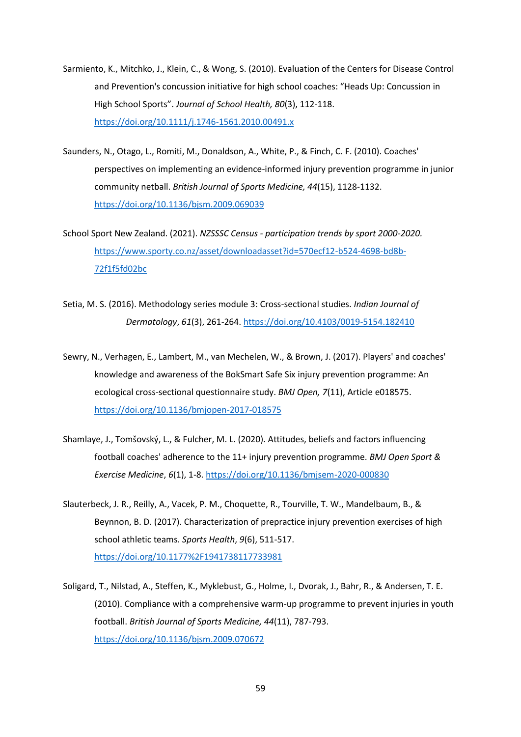Sarmiento, K., Mitchko, J., Klein, C., & Wong, S. (2010). Evaluation of the Centers for Disease Control and Prevention's concussion initiative for high school coaches: "Heads Up: Concussion in High School Sports". *Journal of School Health, 80*(3), 112-118. https://doi.org/10.1111/j.1746-1561.2010.00491.x

Saunders, N., Otago, L., Romiti, M., Donaldson, A., White, P., & Finch, C. F. (2010). Coaches' perspectives on implementing an evidence-informed injury prevention programme in junior community netball. *British Journal of Sports Medicine, 44*(15), 1128-1132. https://doi.org/10.1136/bjsm.2009.069039

School Sport New Zealand. (2021). *NZSSSC Census - participation trends by sport 2000-2020.* https://www.sporty.co.nz/asset/downloadasset?id=570ecf12-b524-4698-bd8b-72f1f5fd02bc

Setia, M. S. (2016). Methodology series module 3: Cross-sectional studies. *Indian Journal of Dermatology*, *61*(3), 261-264. https://doi.org/10.4103/0019-5154.182410

Sewry, N., Verhagen, E., Lambert, M., van Mechelen, W., & Brown, J. (2017). Players' and coaches' knowledge and awareness of the BokSmart Safe Six injury prevention programme: An ecological cross-sectional questionnaire study. *BMJ Open, 7*(11), Article e018575. https://doi.org/10.1136/bmjopen-2017-018575

Shamlaye, J., Tomšovský, L., & Fulcher, M. L. (2020). Attitudes, beliefs and factors influencing football coaches' adherence to the 11+ injury prevention programme. *BMJ Open Sport & Exercise Medicine*, *6*(1), 1-8. https://doi.org/10.1136/bmjsem-2020-000830

Slauterbeck, J. R., Reilly, A., Vacek, P. M., Choquette, R., Tourville, T. W., Mandelbaum, B., & Beynnon, B. D. (2017). Characterization of prepractice injury prevention exercises of high school athletic teams. *Sports Health*, *9*(6), 511-517. https://doi.org/10.1177%2F1941738117733981

Soligard, T., Nilstad, A., Steffen, K., Myklebust, G., Holme, I., Dvorak, J., Bahr, R., & Andersen, T. E. (2010). Compliance with a comprehensive warm-up programme to prevent injuries in youth football. *British Journal of Sports Medicine, 44*(11), 787-793. https://doi.org/10.1136/bjsm.2009.070672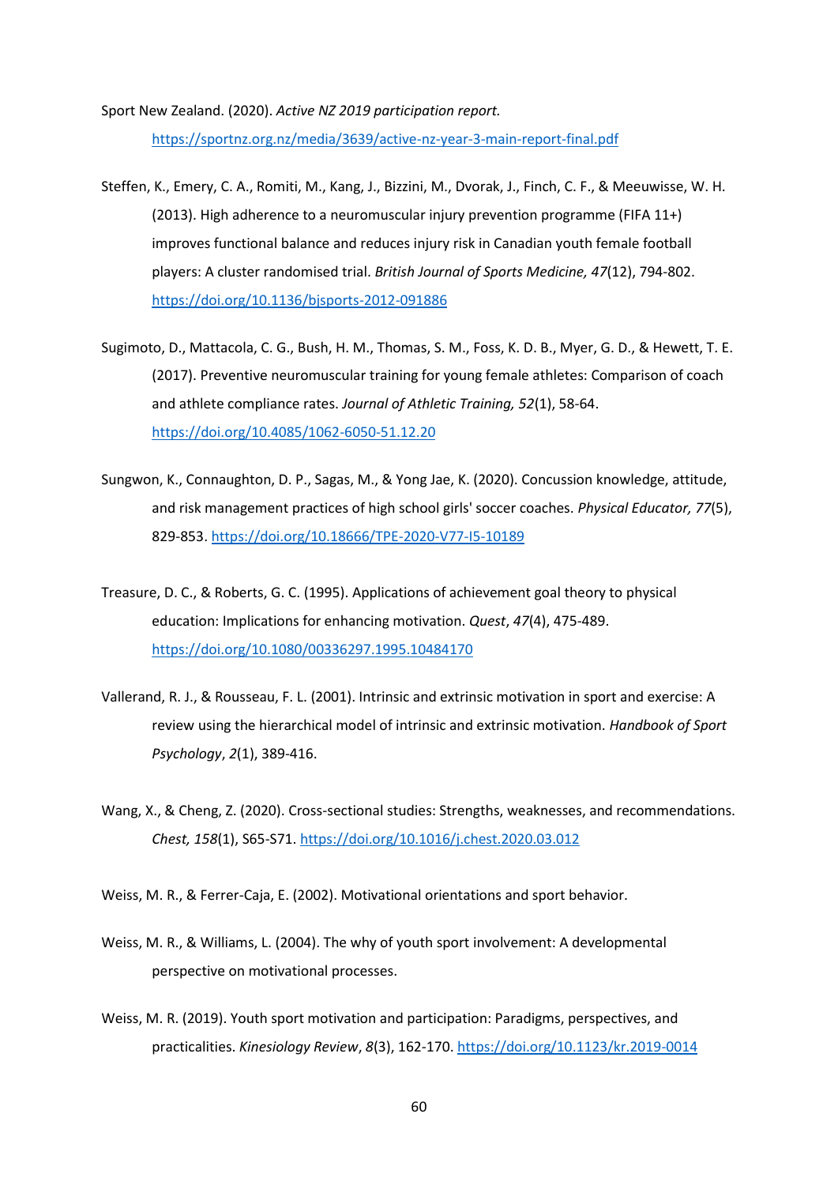Sport New Zealand. (2020). *Active NZ 2019 participation report.* https://sportnz.org.nz/media/3639/active-nz-year-3-main-report-final.pdf

Steffen, K., Emery, C. A., Romiti, M., Kang, J., Bizzini, M., Dvorak, J., Finch, C. F., & Meeuwisse, W. H. (2013). High adherence to a neuromuscular injury prevention programme (FIFA 11+) improves functional balance and reduces injury risk in Canadian youth female football players: A cluster randomised trial. *British Journal of Sports Medicine, 47*(12), 794-802. https://doi.org/10.1136/bjsports-2012-091886

Sugimoto, D., Mattacola, C. G., Bush, H. M., Thomas, S. M., Foss, K. D. B., Myer, G. D., & Hewett, T. E. (2017). Preventive neuromuscular training for young female athletes: Comparison of coach and athlete compliance rates. *Journal of Athletic Training, 52*(1), 58-64. https://doi.org/10.4085/1062-6050-51.12.20

Sungwon, K., Connaughton, D. P., Sagas, M., & Yong Jae, K. (2020). Concussion knowledge, attitude, and risk management practices of high school girls' soccer coaches. *Physical Educator, 77*(5), 829-853. https://doi.org/10.18666/TPE-2020-V77-I5-10189

Treasure, D. C., & Roberts, G. C. (1995). Applications of achievement goal theory to physical education: Implications for enhancing motivation. *Quest*, *47*(4), 475-489. https://doi.org/10.1080/00336297.1995.10484170

Vallerand, R. J., & Rousseau, F. L. (2001). Intrinsic and extrinsic motivation in sport and exercise: A review using the hierarchical model of intrinsic and extrinsic motivation. *Handbook of Sport Psychology*, *2*(1), 389-416.

Wang, X., & Cheng, Z. (2020). Cross-sectional studies: Strengths, weaknesses, and recommendations. *Chest, 158*(1), S65-S71. https://doi.org/10.1016/j.chest.2020.03.012

Weiss, M. R., & Ferrer-Caja, E. (2002). Motivational orientations and sport behavior.

Weiss, M. R., & Williams, L. (2004). The why of youth sport involvement: A developmental perspective on motivational processes.

Weiss, M. R. (2019). Youth sport motivation and participation: Paradigms, perspectives, and practicalities. *Kinesiology Review*, *8*(3), 162-170. https://doi.org/10.1123/kr.2019-0014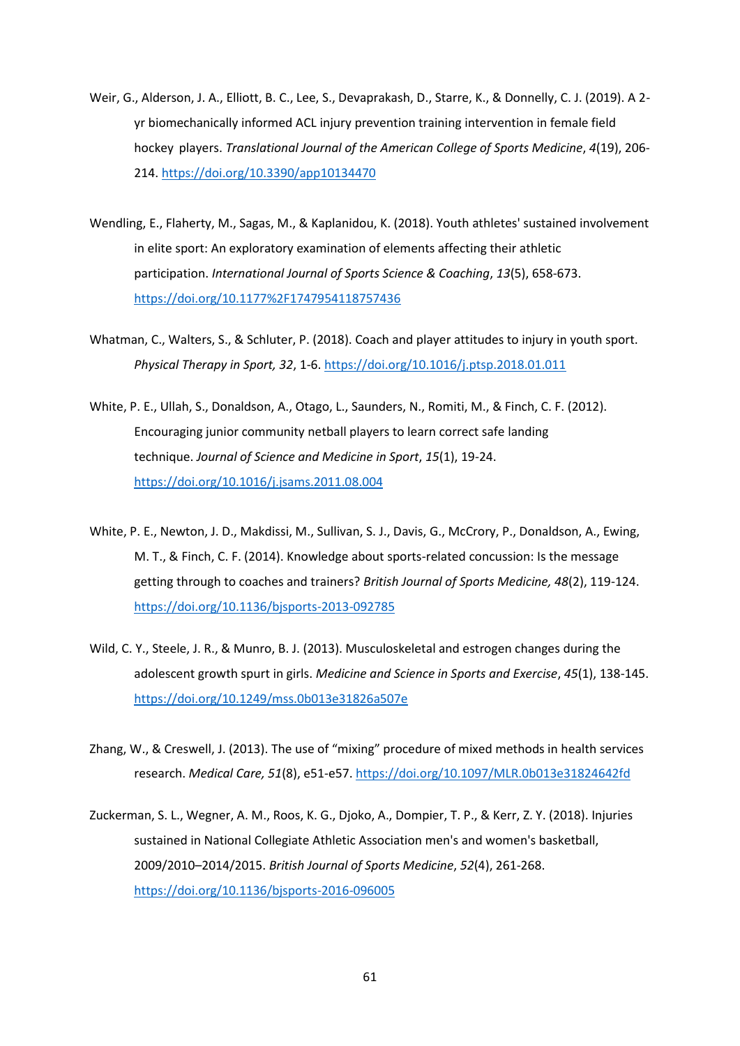Weir, G., Alderson, J. A., Elliott, B. C., Lee, S., Devaprakash, D., Starre, K., & Donnelly, C. J. (2019). A 2-yr biomechanically informed ACL injury prevention training intervention in female field hockey players. *Translational Journal of the American College of Sports Medicine*, *4*(19), 206-214. https://doi.org/10.3390/app10134470

Wendling, E., Flaherty, M., Sagas, M., & Kaplanidou, K. (2018). Youth athletes' sustained involvement in elite sport: An exploratory examination of elements affecting their athletic participation. *International Journal of Sports Science & Coaching*, *13*(5), 658-673. https://doi.org/10.1177%2F1747954118757436

Whatman, C., Walters, S., & Schluter, P. (2018). Coach and player attitudes to injury in youth sport. *Physical Therapy in Sport, 32*, 1-6. https://doi.org/10.1016/j.ptsp.2018.01.011

White, P. E., Ullah, S., Donaldson, A., Otago, L., Saunders, N., Romiti, M., & Finch, C. F. (2012). Encouraging junior community netball players to learn correct safe landing technique. *Journal of Science and Medicine in Sport*, *15*(1), 19-24. https://doi.org/10.1016/j.jsams.2011.08.004

White, P. E., Newton, J. D., Makdissi, M., Sullivan, S. J., Davis, G., McCrory, P., Donaldson, A., Ewing, M. T., & Finch, C. F. (2014). Knowledge about sports-related concussion: Is the message getting through to coaches and trainers? *British Journal of Sports Medicine, 48*(2), 119-124. https://doi.org/10.1136/bjsports-2013-092785

Wild, C. Y., Steele, J. R., & Munro, B. J. (2013). Musculoskeletal and estrogen changes during the adolescent growth spurt in girls. *Medicine and Science in Sports and Exercise*, *45*(1), 138-145. https://doi.org/10.1249/mss.0b013e31826a507e

Zhang, W., & Creswell, J. (2013). The use of "mixing" procedure of mixed methods in health services research. *Medical Care, 51*(8), e51-e57. https://doi.org/10.1097/MLR.0b013e31824642fd

Zuckerman, S. L., Wegner, A. M., Roos, K. G., Djoko, A., Dompier, T. P., & Kerr, Z. Y. (2018). Injuries sustained in National Collegiate Athletic Association men's and women's basketball, 2009/2010–2014/2015. *British Journal of Sports Medicine*, *52*(4), 261-268. https://doi.org/10.1136/bjsports-2016-096005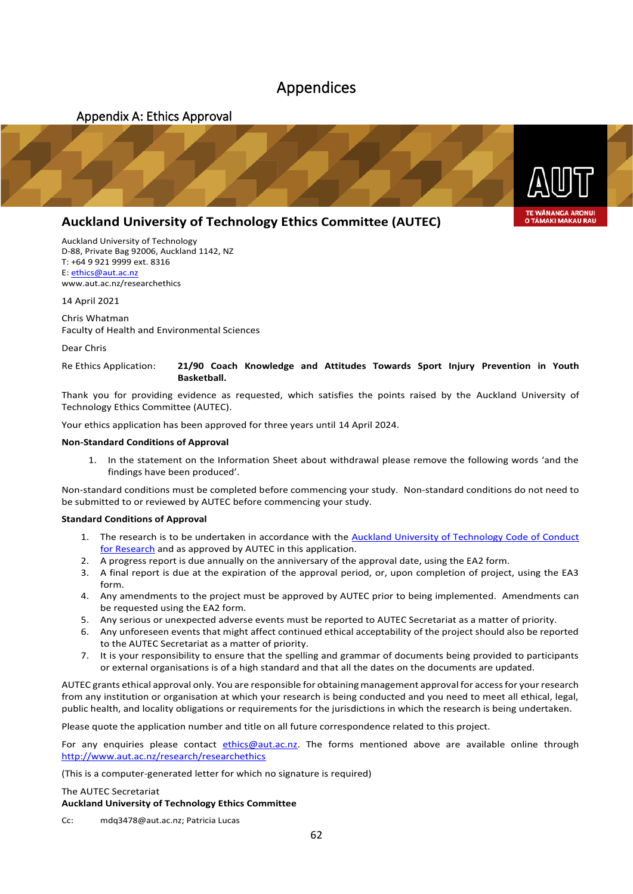# Appendices

## Appendix A: Ethics Approval

AUT
TE WĀNANGA ARONUI O TĀMAKI MAKAU RAU

### Auckland University of Technology Ethics Committee (AUTEC)

Auckland University of Technology
D-88, Private Bag 92006, Auckland 1142, NZ
T: +64 9 921 9999 ext. 8316
E: ethics@aut.ac.nz
www.aut.ac.nz/researchethics

14 April 2021

Chris Whatman
Faculty of Health and Environmental Sciences

Dear Chris

Re Ethics Application: **21/90 Coach Knowledge and Attitudes Towards Sport Injury Prevention in Youth Basketball.**

Thank you for providing evidence as requested, which satisfies the points raised by the Auckland University of Technology Ethics Committee (AUTEC).

Your ethics application has been approved for three years until 14 April 2024.

**Non-Standard Conditions of Approval**

1. In the statement on the Information Sheet about withdrawal please remove the following words 'and the findings have been produced'.

Non-standard conditions must be completed before commencing your study. Non-standard conditions do not need to be submitted to or reviewed by AUTEC before commencing your study.

**Standard Conditions of Approval**

1. The research is to be undertaken in accordance with the Auckland University of Technology Code of Conduct for Research and as approved by AUTEC in this application.
2. A progress report is due annually on the anniversary of the approval date, using the EA2 form.
3. A final report is due at the expiration of the approval period, or, upon completion of project, using the EA3 form.
4. Any amendments to the project must be approved by AUTEC prior to being implemented. Amendments can be requested using the EA2 form.
5. Any serious or unexpected adverse events must be reported to AUTEC Secretariat as a matter of priority.
6. Any unforeseen events that might affect continued ethical acceptability of the project should also be reported to the AUTEC Secretariat as a matter of priority.
7. It is your responsibility to ensure that the spelling and grammar of documents being provided to participants or external organisations is of a high standard and that all the dates on the documents are updated.

AUTEC grants ethical approval only. You are responsible for obtaining management approval for access for your research from any institution or organisation at which your research is being conducted and you need to meet all ethical, legal, public health, and locality obligations or requirements for the jurisdictions in which the research is being undertaken.

Please quote the application number and title on all future correspondence related to this project.

For any enquiries please contact ethics@aut.ac.nz. The forms mentioned above are available online through http://www.aut.ac.nz/research/researchethics

(This is a computer-generated letter for which no signature is required)

The AUTEC Secretariat
**Auckland University of Technology Ethics Committee**

Cc: mdq3478@aut.ac.nz; Patricia Lucas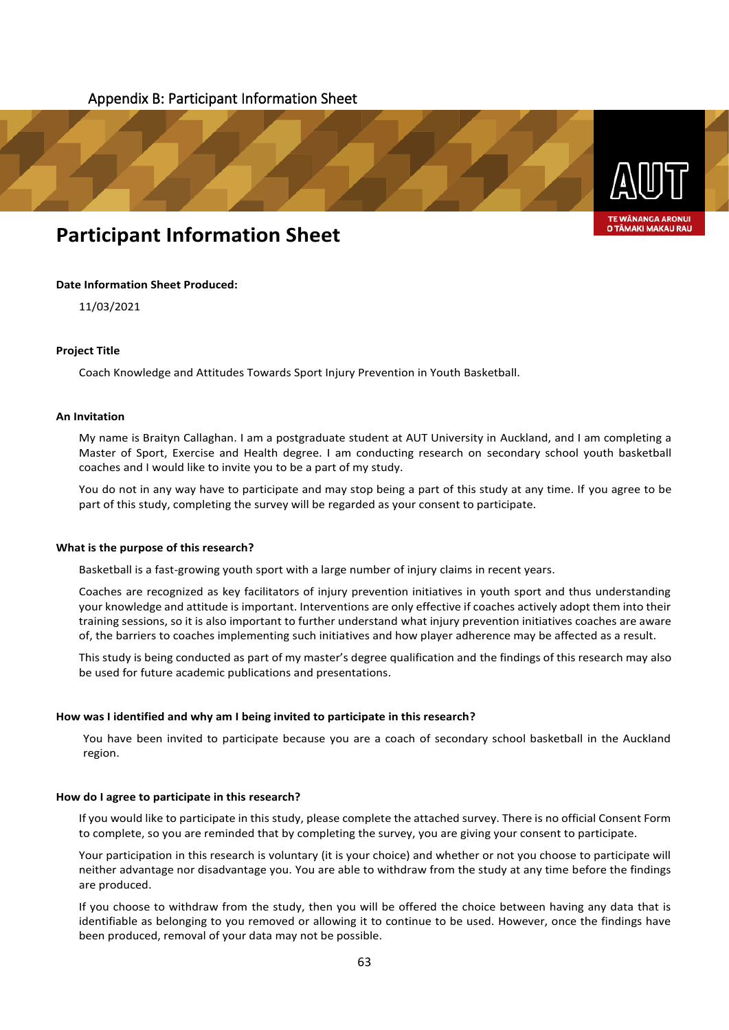Appendix B: Participant Information Sheet

AUT

TE WĀNANGA ARONUI O TĀMAKI MAKAU RAU

# Participant Information Sheet

**Date Information Sheet Produced:**

11/03/2021

**Project Title**

Coach Knowledge and Attitudes Towards Sport Injury Prevention in Youth Basketball.

**An Invitation**

My name is Braityn Callaghan. I am a postgraduate student at AUT University in Auckland, and I am completing a Master of Sport, Exercise and Health degree. I am conducting research on secondary school youth basketball coaches and I would like to invite you to be a part of my study.

You do not in any way have to participate and may stop being a part of this study at any time. If you agree to be part of this study, completing the survey will be regarded as your consent to participate.

**What is the purpose of this research?**

Basketball is a fast-growing youth sport with a large number of injury claims in recent years.

Coaches are recognized as key facilitators of injury prevention initiatives in youth sport and thus understanding your knowledge and attitude is important. Interventions are only effective if coaches actively adopt them into their training sessions, so it is also important to further understand what injury prevention initiatives coaches are aware of, the barriers to coaches implementing such initiatives and how player adherence may be affected as a result.

This study is being conducted as part of my master's degree qualification and the findings of this research may also be used for future academic publications and presentations.

**How was I identified and why am I being invited to participate in this research?**

You have been invited to participate because you are a coach of secondary school basketball in the Auckland region.

**How do I agree to participate in this research?**

If you would like to participate in this study, please complete the attached survey. There is no official Consent Form to complete, so you are reminded that by completing the survey, you are giving your consent to participate.

Your participation in this research is voluntary (it is your choice) and whether or not you choose to participate will neither advantage nor disadvantage you. You are able to withdraw from the study at any time before the findings are produced.

If you choose to withdraw from the study, then you will be offered the choice between having any data that is identifiable as belonging to you removed or allowing it to continue to be used. However, once the findings have been produced, removal of your data may not be possible.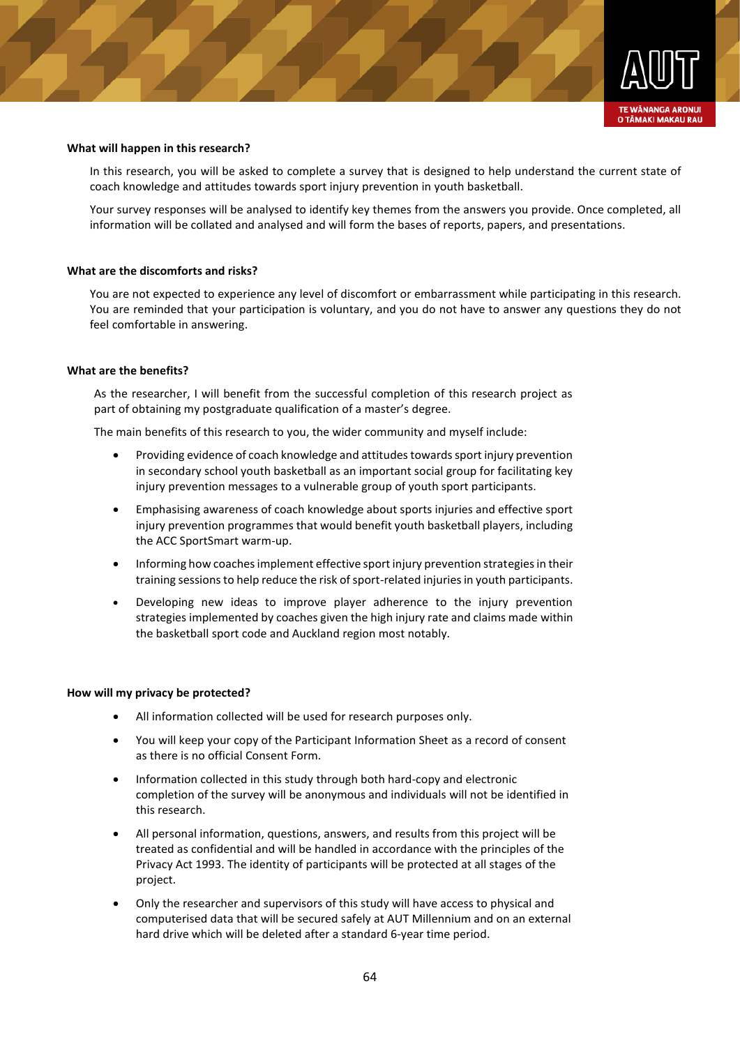**What will happen in this research?**

In this research, you will be asked to complete a survey that is designed to help understand the current state of coach knowledge and attitudes towards sport injury prevention in youth basketball.

Your survey responses will be analysed to identify key themes from the answers you provide. Once completed, all information will be collated and analysed and will form the bases of reports, papers, and presentations.

**What are the discomforts and risks?**

You are not expected to experience any level of discomfort or embarrassment while participating in this research. You are reminded that your participation is voluntary, and you do not have to answer any questions they do not feel comfortable in answering.

**What are the benefits?**

As the researcher, I will benefit from the successful completion of this research project as part of obtaining my postgraduate qualification of a master's degree.

The main benefits of this research to you, the wider community and myself include:

- Providing evidence of coach knowledge and attitudes towards sport injury prevention in secondary school youth basketball as an important social group for facilitating key injury prevention messages to a vulnerable group of youth sport participants.
- Emphasising awareness of coach knowledge about sports injuries and effective sport injury prevention programmes that would benefit youth basketball players, including the ACC SportSmart warm-up.
- Informing how coaches implement effective sport injury prevention strategies in their training sessions to help reduce the risk of sport-related injuries in youth participants.
- Developing new ideas to improve player adherence to the injury prevention strategies implemented by coaches given the high injury rate and claims made within the basketball sport code and Auckland region most notably.

**How will my privacy be protected?**

- All information collected will be used for research purposes only.
- You will keep your copy of the Participant Information Sheet as a record of consent as there is no official Consent Form.
- Information collected in this study through both hard-copy and electronic completion of the survey will be anonymous and individuals will not be identified in this research.
- All personal information, questions, answers, and results from this project will be treated as confidential and will be handled in accordance with the principles of the Privacy Act 1993. The identity of participants will be protected at all stages of the project.
- Only the researcher and supervisors of this study will have access to physical and computerised data that will be secured safely at AUT Millennium and on an external hard drive which will be deleted after a standard 6-year time period.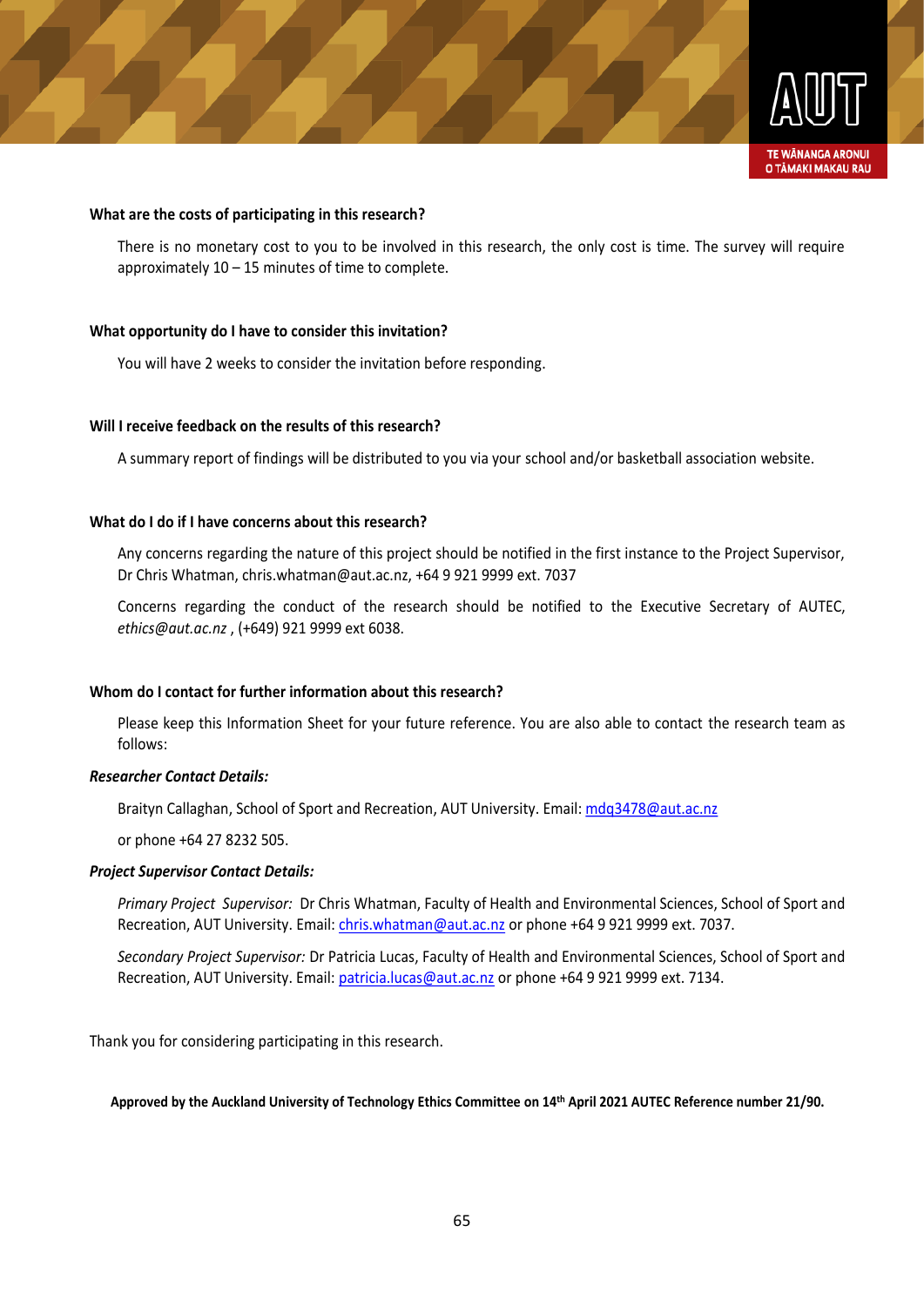**What are the costs of participating in this research?**

There is no monetary cost to you to be involved in this research, the only cost is time. The survey will require approximately 10 – 15 minutes of time to complete.

**What opportunity do I have to consider this invitation?**

You will have 2 weeks to consider the invitation before responding.

**Will I receive feedback on the results of this research?**

A summary report of findings will be distributed to you via your school and/or basketball association website.

**What do I do if I have concerns about this research?**

Any concerns regarding the nature of this project should be notified in the first instance to the Project Supervisor, Dr Chris Whatman, chris.whatman@aut.ac.nz, +64 9 921 9999 ext. 7037

Concerns regarding the conduct of the research should be notified to the Executive Secretary of AUTEC, *ethics@aut.ac.nz* , (+649) 921 9999 ext 6038.

**Whom do I contact for further information about this research?**

Please keep this Information Sheet for your future reference. You are also able to contact the research team as follows:

***Researcher Contact Details:***

Braityn Callaghan, School of Sport and Recreation, AUT University. Email: mdq3478@aut.ac.nz

or phone +64 27 8232 505.

***Project Supervisor Contact Details:***

*Primary Project Supervisor:* Dr Chris Whatman, Faculty of Health and Environmental Sciences, School of Sport and Recreation, AUT University. Email: chris.whatman@aut.ac.nz or phone +64 9 921 9999 ext. 7037.

*Secondary Project Supervisor:* Dr Patricia Lucas, Faculty of Health and Environmental Sciences, School of Sport and Recreation, AUT University. Email: patricia.lucas@aut.ac.nz or phone +64 9 921 9999 ext. 7134.

Thank you for considering participating in this research.

**Approved by the Auckland University of Technology Ethics Committee on 14th April 2021 AUTEC Reference number 21/90.**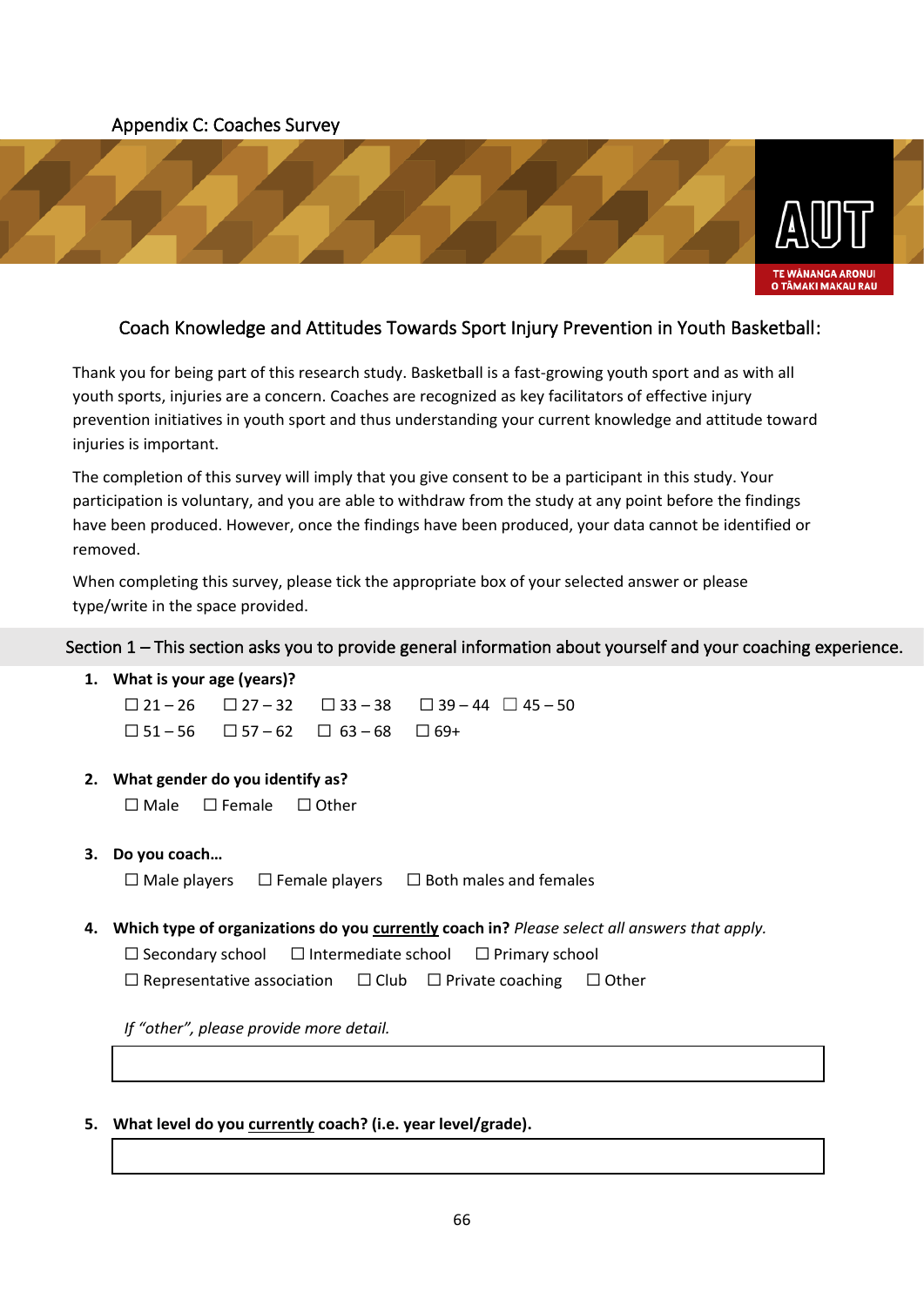Appendix C: Coaches Survey

AUT

TE WĀNANGA ARONUI O TĀMAKI MAKAU RAU

## Coach Knowledge and Attitudes Towards Sport Injury Prevention in Youth Basketball:

Thank you for being part of this research study. Basketball is a fast-growing youth sport and as with all youth sports, injuries are a concern. Coaches are recognized as key facilitators of effective injury prevention initiatives in youth sport and thus understanding your current knowledge and attitude toward injuries is important.

The completion of this survey will imply that you give consent to be a participant in this study. Your participation is voluntary, and you are able to withdraw from the study at any point before the findings have been produced. However, once the findings have been produced, your data cannot be identified or removed.

When completing this survey, please tick the appropriate box of your selected answer or please type/write in the space provided.

### Section 1 – This section asks you to provide general information about yourself and your coaching experience.

1. **What is your age (years)?**

   ☐ 21 – 26 ☐ 27 – 32 ☐ 33 – 38 ☐ 39 – 44 ☐ 45 – 50

   ☐ 51 – 56 ☐ 57 – 62 ☐ 63 – 68 ☐ 69+

2. **What gender do you identify as?**

   ☐ Male ☐ Female ☐ Other

3. **Do you coach…**

   ☐ Male players ☐ Female players ☐ Both males and females

4. **Which type of organizations do you <u>currently</u> coach in?** *Please select all answers that apply.*

   ☐ Secondary school ☐ Intermediate school ☐ Primary school

   ☐ Representative association ☐ Club ☐ Private coaching ☐ Other

   *If "other", please provide more detail.*

   ______________________________

5. **What level do you <u>currently</u> coach? (i.e. year level/grade).**

   ______________________________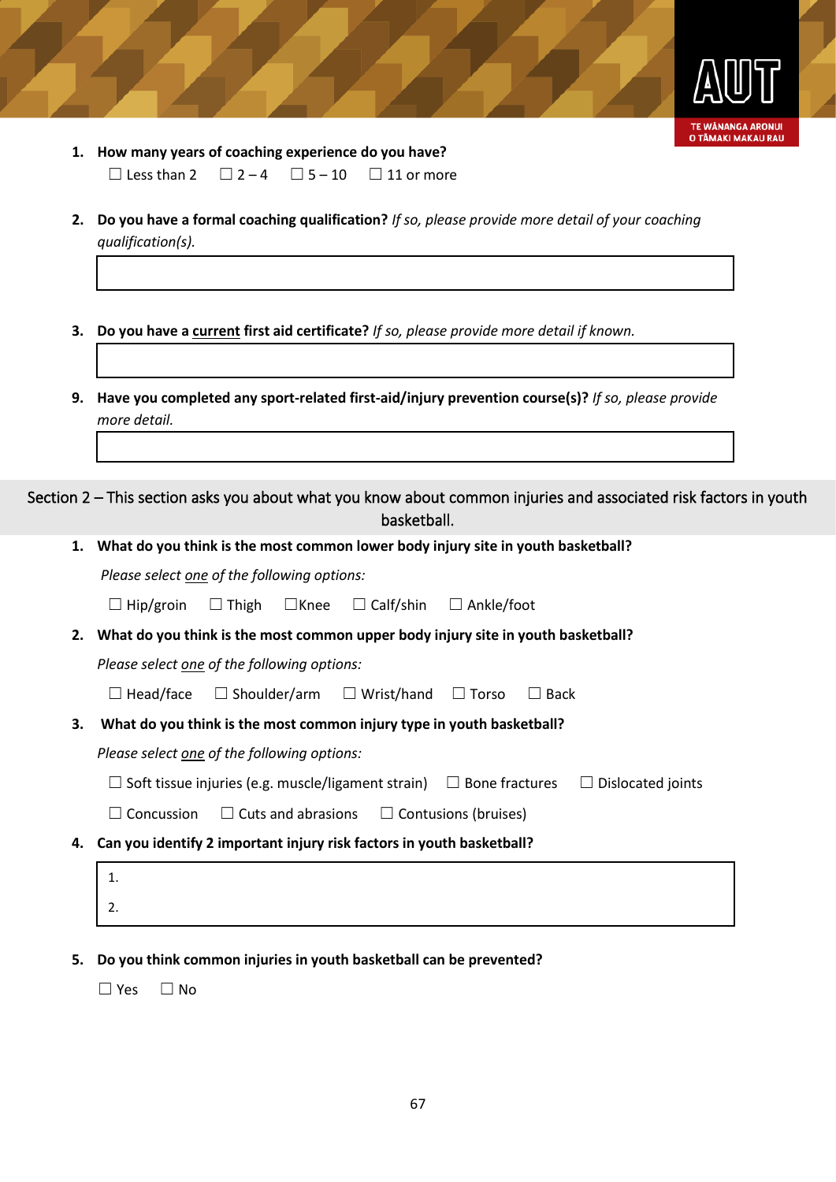1. **How many years of coaching experience do you have?**

   ☐ Less than 2 ☐ 2 – 4 ☐ 5 – 10 ☐ 11 or more

2. **Do you have a formal coaching qualification?** *If so, please provide more detail of your coaching qualification(s).*

3. **Do you have a <u>current</u> first aid certificate?** *If so, please provide more detail if known.*

9. **Have you completed any sport-related first-aid/injury prevention course(s)?** *If so, please provide more detail.*

## Section 2 – This section asks you about what you know about common injuries and associated risk factors in youth basketball.

1. **What do you think is the most common lower body injury site in youth basketball?**

   *Please select <u>one</u> of the following options:*

   ☐ Hip/groin ☐ Thigh ☐ Knee ☐ Calf/shin ☐ Ankle/foot

2. **What do you think is the most common upper body injury site in youth basketball?**

   *Please select <u>one</u> of the following options:*

   ☐ Head/face ☐ Shoulder/arm ☐ Wrist/hand ☐ Torso ☐ Back

3. **What do you think is the most common injury type in youth basketball?**

   *Please select <u>one</u> of the following options:*

   ☐ Soft tissue injuries (e.g. muscle/ligament strain) ☐ Bone fractures ☐ Dislocated joints

   ☐ Concussion ☐ Cuts and abrasions ☐ Contusions (bruises)

4. **Can you identify 2 important injury risk factors in youth basketball?**

   1.

   2.

5. **Do you think common injuries in youth basketball can be prevented?**

   ☐ Yes ☐ No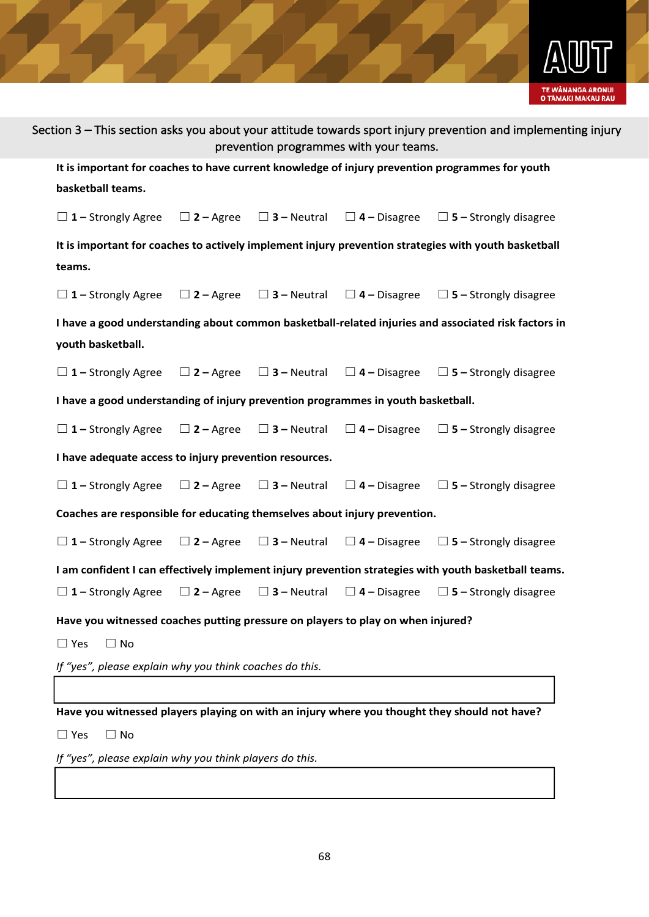Section 3 – This section asks you about your attitude towards sport injury prevention and implementing injury prevention programmes with your teams.

**It is important for coaches to have current knowledge of injury prevention programmes for youth basketball teams.**

☐ **1 –** Strongly Agree ☐ **2 –** Agree ☐ **3 –** Neutral ☐ **4 –** Disagree ☐ **5 –** Strongly disagree

**It is important for coaches to actively implement injury prevention strategies with youth basketball teams.**

☐ **1 –** Strongly Agree ☐ **2 –** Agree ☐ **3 –** Neutral ☐ **4 –** Disagree ☐ **5 –** Strongly disagree

**I have a good understanding about common basketball-related injuries and associated risk factors in youth basketball.**

☐ **1 –** Strongly Agree ☐ **2 –** Agree ☐ **3 –** Neutral ☐ **4 –** Disagree ☐ **5 –** Strongly disagree

**I have a good understanding of injury prevention programmes in youth basketball.**

☐ **1 –** Strongly Agree ☐ **2 –** Agree ☐ **3 –** Neutral ☐ **4 –** Disagree ☐ **5 –** Strongly disagree

**I have adequate access to injury prevention resources.**

☐ **1 –** Strongly Agree ☐ **2 –** Agree ☐ **3 –** Neutral ☐ **4 –** Disagree ☐ **5 –** Strongly disagree

**Coaches are responsible for educating themselves about injury prevention.**

☐ **1 –** Strongly Agree ☐ **2 –** Agree ☐ **3 –** Neutral ☐ **4 –** Disagree ☐ **5 –** Strongly disagree

**I am confident I can effectively implement injury prevention strategies with youth basketball teams.**

☐ **1 –** Strongly Agree ☐ **2 –** Agree ☐ **3 –** Neutral ☐ **4 –** Disagree ☐ **5 –** Strongly disagree

**Have you witnessed coaches putting pressure on players to play on when injured?**

☐ Yes ☐ No

*If "yes", please explain why you think coaches do this.*

| |
|---|
| |

**Have you witnessed players playing on with an injury where you thought they should not have?**

☐ Yes ☐ No

*If "yes", please explain why you think players do this.*

| |
|---|
| |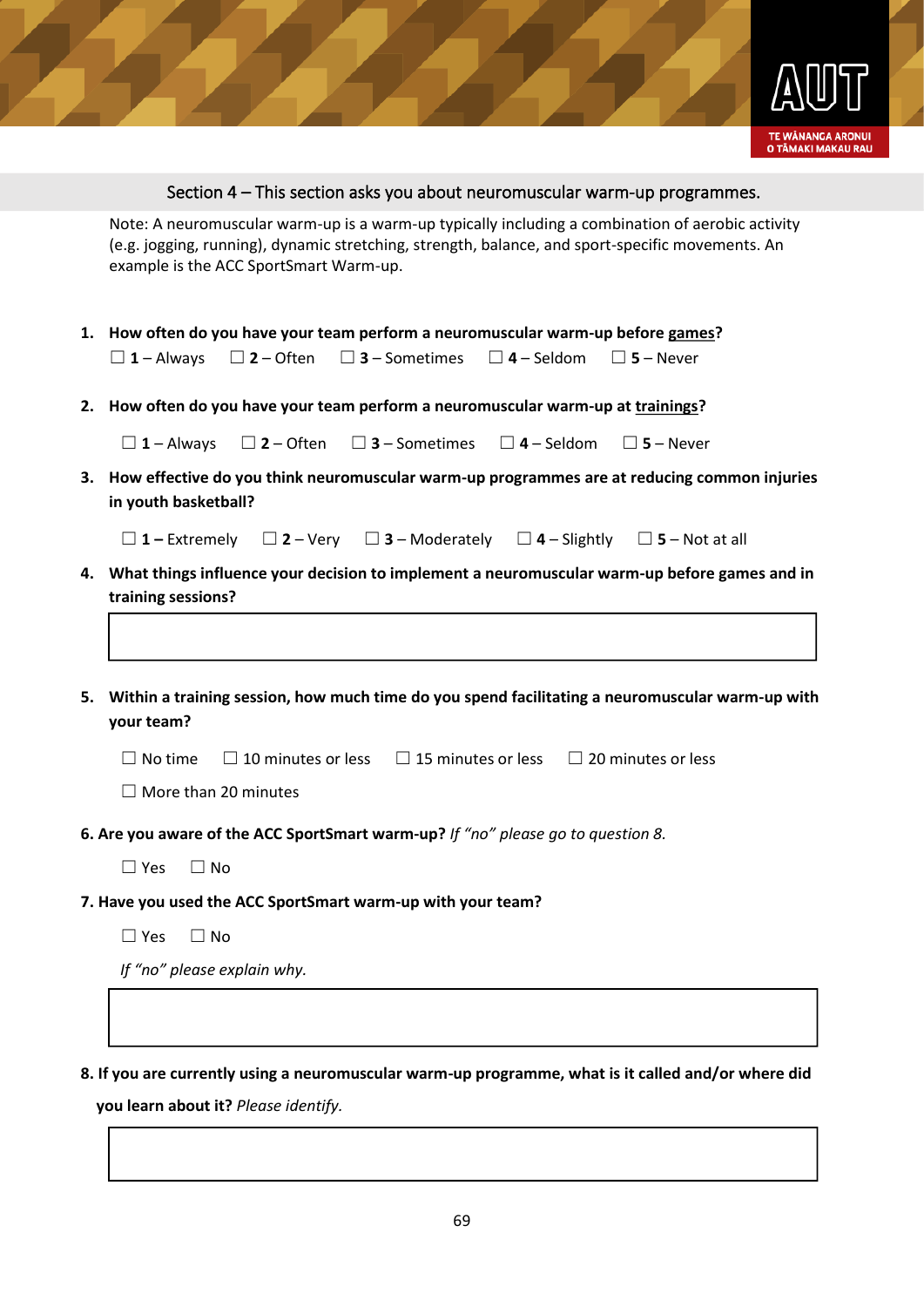## Section 4 – This section asks you about neuromuscular warm-up programmes.

Note: A neuromuscular warm-up is a warm-up typically including a combination of aerobic activity (e.g. jogging, running), dynamic stretching, strength, balance, and sport-specific movements. An example is the ACC SportSmart Warm-up.

1. **How often do you have your team perform a neuromuscular warm-up before games?**

   ☐ **1** – Always ☐ **2** – Often ☐ **3** – Sometimes ☐ **4** – Seldom ☐ **5** – Never

2. **How often do you have your team perform a neuromuscular warm-up at trainings?**

   ☐ **1** – Always ☐ **2** – Often ☐ **3** – Sometimes ☐ **4** – Seldom ☐ **5** – Never

3. **How effective do you think neuromuscular warm-up programmes are at reducing common injuries in youth basketball?**

   ☐ **1 –** Extremely ☐ **2** – Very ☐ **3** – Moderately ☐ **4** – Slightly ☐ **5** – Not at all

4. **What things influence your decision to implement a neuromuscular warm-up before games and in training sessions?**

5. **Within a training session, how much time do you spend facilitating a neuromuscular warm-up with your team?**

   ☐ No time ☐ 10 minutes or less ☐ 15 minutes or less ☐ 20 minutes or less

   ☐ More than 20 minutes

6. **Are you aware of the ACC SportSmart warm-up?** *If "no" please go to question 8.*

   ☐ Yes ☐ No

7. **Have you used the ACC SportSmart warm-up with your team?**

   ☐ Yes ☐ No

   *If "no" please explain why.*

8. **If you are currently using a neuromuscular warm-up programme, what is it called and/or where did you learn about it?** *Please identify.*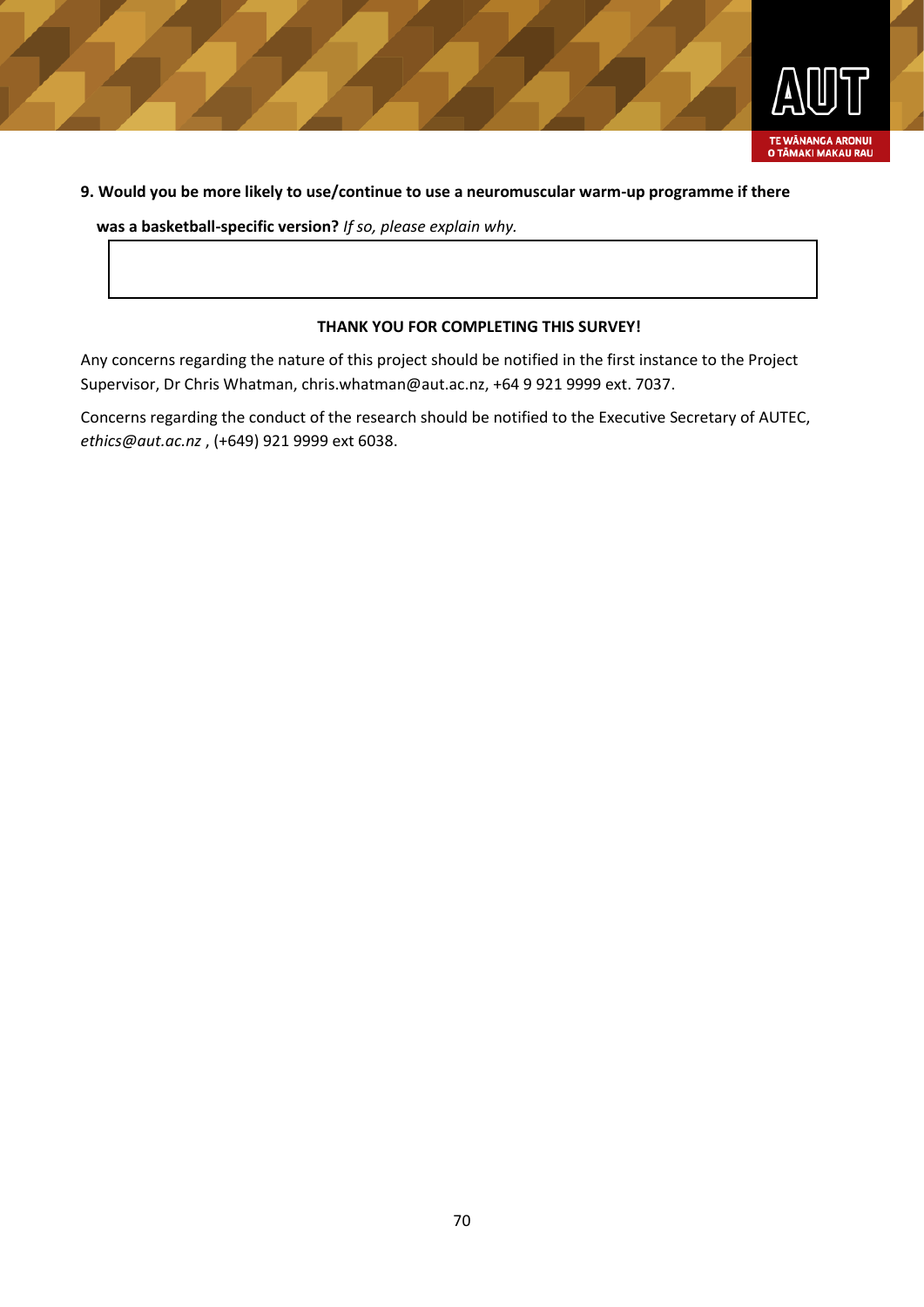**9. Would you be more likely to use/continue to use a neuromuscular warm-up programme if there was a basketball-specific version?** *If so, please explain why.*

| |
|---|
| |

**THANK YOU FOR COMPLETING THIS SURVEY!**

Any concerns regarding the nature of this project should be notified in the first instance to the Project Supervisor, Dr Chris Whatman, chris.whatman@aut.ac.nz, +64 9 921 9999 ext. 7037.

Concerns regarding the conduct of the research should be notified to the Executive Secretary of AUTEC, *ethics@aut.ac.nz* , (+649) 921 9999 ext 6038.